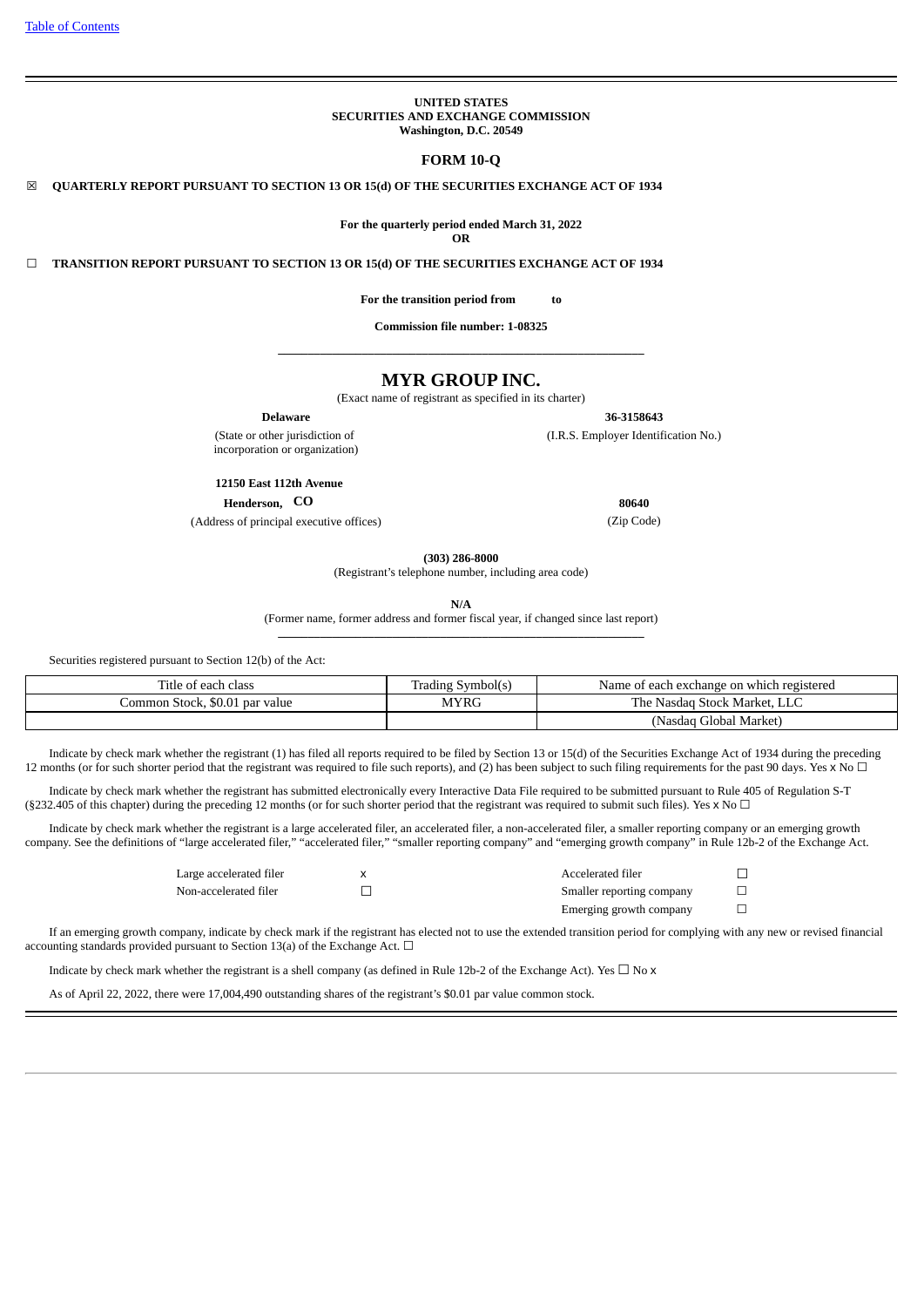[Table of Contents](#)

**UNITED STATES**
**SECURITIES AND EXCHANGE COMMISSION**
**Washington, D.C. 20549**

# FORM 10-Q

☒ **QUARTERLY REPORT PURSUANT TO SECTION 13 OR 15(d) OF THE SECURITIES EXCHANGE ACT OF 1934**

**For the quarterly period ended March 31, 2022**
**OR**

☐ **TRANSITION REPORT PURSUANT TO SECTION 13 OR 15(d) OF THE SECURITIES EXCHANGE ACT OF 1934**

**For the transition period from to**

**Commission file number: 1-08325**

---

# MYR GROUP INC.

(Exact name of registrant as specified in its charter)

| **Delaware** | **36-3158643** |
|---|---|
| (State or other jurisdiction of incorporation or organization) | (I.R.S. Employer Identification No.) |

| **12150 East 112th Avenue** | |
|---|---|
| **Henderson, CO** | **80640** |
| (Address of principal executive offices) | (Zip Code) |

**(303) 286-8000**
(Registrant's telephone number, including area code)

**N/A**
(Former name, former address and former fiscal year, if changed since last report)

---

Securities registered pursuant to Section 12(b) of the Act:

| Title of each class | Trading Symbol(s) | Name of each exchange on which registered |
|---|---|---|
| Common Stock, $0.01 par value | MYRG | The Nasdaq Stock Market, LLC |
| | | (Nasdaq Global Market) |

Indicate by check mark whether the registrant (1) has filed all reports required to be filed by Section 13 or 15(d) of the Securities Exchange Act of 1934 during the preceding 12 months (or for such shorter period that the registrant was required to file such reports), and (2) has been subject to such filing requirements for the past 90 days. Yes x No ☐

Indicate by check mark whether the registrant has submitted electronically every Interactive Data File required to be submitted pursuant to Rule 405 of Regulation S-T (§232.405 of this chapter) during the preceding 12 months (or for such shorter period that the registrant was required to submit such files). Yes x No ☐

Indicate by check mark whether the registrant is a large accelerated filer, an accelerated filer, a non-accelerated filer, a smaller reporting company or an emerging growth company. See the definitions of "large accelerated filer," "accelerated filer," "smaller reporting company" and "emerging growth company" in Rule 12b-2 of the Exchange Act.

| | | | |
|---|---|---|---|
| Large accelerated filer | x | Accelerated filer | ☐ |
| Non-accelerated filer | ☐ | Smaller reporting company | ☐ |
| | | Emerging growth company | ☐ |

If an emerging growth company, indicate by check mark if the registrant has elected not to use the extended transition period for complying with any new or revised financial accounting standards provided pursuant to Section 13(a) of the Exchange Act. ☐

Indicate by check mark whether the registrant is a shell company (as defined in Rule 12b-2 of the Exchange Act). Yes ☐ No x

As of April 22, 2022, there were 17,004,490 outstanding shares of the registrant's $0.01 par value common stock.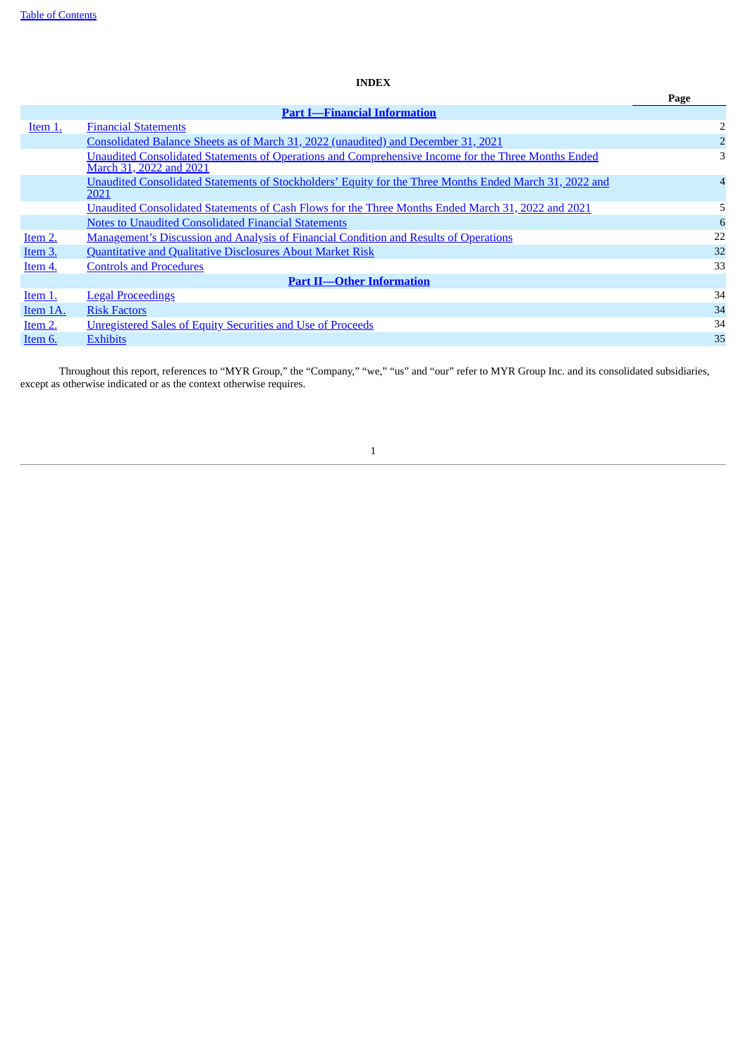**INDEX**

| | | Page |
|---|---|---|
| | **Part I—Financial Information** | |
| Item 1. | Financial Statements | 2 |
| | Consolidated Balance Sheets as of March 31, 2022 (unaudited) and December 31, 2021 | 2 |
| | Unaudited Consolidated Statements of Operations and Comprehensive Income for the Three Months Ended March 31, 2022 and 2021 | 3 |
| | Unaudited Consolidated Statements of Stockholders' Equity for the Three Months Ended March 31, 2022 and 2021 | 4 |
| | Unaudited Consolidated Statements of Cash Flows for the Three Months Ended March 31, 2022 and 2021 | 5 |
| | Notes to Unaudited Consolidated Financial Statements | 6 |
| Item 2. | Management's Discussion and Analysis of Financial Condition and Results of Operations | 22 |
| Item 3. | Quantitative and Qualitative Disclosures About Market Risk | 32 |
| Item 4. | Controls and Procedures | 33 |
| | **Part II—Other Information** | |
| Item 1. | Legal Proceedings | 34 |
| Item 1A. | Risk Factors | 34 |
| Item 2. | Unregistered Sales of Equity Securities and Use of Proceeds | 34 |
| Item 6. | Exhibits | 35 |

Throughout this report, references to "MYR Group," the "Company," "we," "us" and "our" refer to MYR Group Inc. and its consolidated subsidiaries, except as otherwise indicated or as the context otherwise requires.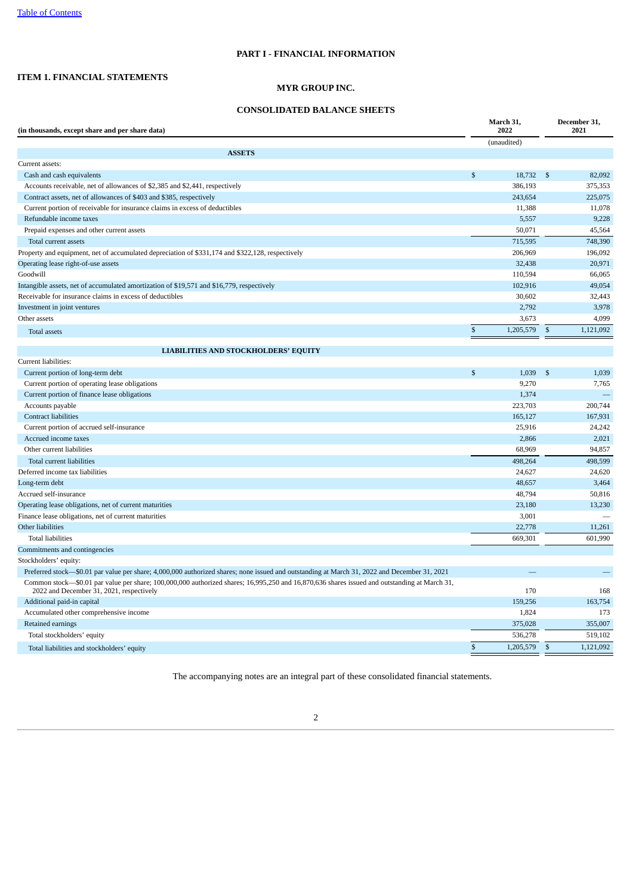# PART I - FINANCIAL INFORMATION

## ITEM 1. FINANCIAL STATEMENTS

## MYR GROUP INC.

## CONSOLIDATED BALANCE SHEETS

| (in thousands, except share and per share data) | March 31, 2022 | December 31, 2021 |
|---|---|---|
| | (unaudited) | |
| **ASSETS** | | |
| Current assets: | | |
| Cash and cash equivalents | $ 18,732 | $ 82,092 |
| Accounts receivable, net of allowances of $2,385 and $2,441, respectively | 386,193 | 375,353 |
| Contract assets, net of allowances of $403 and $385, respectively | 243,654 | 225,075 |
| Current portion of receivable for insurance claims in excess of deductibles | 11,388 | 11,078 |
| Refundable income taxes | 5,557 | 9,228 |
| Prepaid expenses and other current assets | 50,071 | 45,564 |
| Total current assets | 715,595 | 748,390 |
| Property and equipment, net of accumulated depreciation of $331,174 and $322,128, respectively | 206,969 | 196,092 |
| Operating lease right-of-use assets | 32,438 | 20,971 |
| Goodwill | 110,594 | 66,065 |
| Intangible assets, net of accumulated amortization of $19,571 and $16,779, respectively | 102,916 | 49,054 |
| Receivable for insurance claims in excess of deductibles | 30,602 | 32,443 |
| Investment in joint ventures | 2,792 | 3,978 |
| Other assets | 3,673 | 4,099 |
| Total assets | $ 1,205,579 | $ 1,121,092 |
| **LIABILITIES AND STOCKHOLDERS' EQUITY** | | |
| Current liabilities: | | |
| Current portion of long-term debt | $ 1,039 | $ 1,039 |
| Current portion of operating lease obligations | 9,270 | 7,765 |
| Current portion of finance lease obligations | 1,374 | — |
| Accounts payable | 223,703 | 200,744 |
| Contract liabilities | 165,127 | 167,931 |
| Current portion of accrued self-insurance | 25,916 | 24,242 |
| Accrued income taxes | 2,866 | 2,021 |
| Other current liabilities | 68,969 | 94,857 |
| Total current liabilities | 498,264 | 498,599 |
| Deferred income tax liabilities | 24,627 | 24,620 |
| Long-term debt | 48,657 | 3,464 |
| Accrued self-insurance | 48,794 | 50,816 |
| Operating lease obligations, net of current maturities | 23,180 | 13,230 |
| Finance lease obligations, net of current maturities | 3,001 | — |
| Other liabilities | 22,778 | 11,261 |
| Total liabilities | 669,301 | 601,990 |
| Commitments and contingencies | | |
| Stockholders' equity: | | |
| Preferred stock—$0.01 par value per share; 4,000,000 authorized shares; none issued and outstanding at March 31, 2022 and December 31, 2021 | — | — |
| Common stock—$0.01 par value per share; 100,000,000 authorized shares; 16,995,250 and 16,870,636 shares issued and outstanding at March 31, 2022 and December 31, 2021, respectively | 170 | 168 |
| Additional paid-in capital | 159,256 | 163,754 |
| Accumulated other comprehensive income | 1,824 | 173 |
| Retained earnings | 375,028 | 355,007 |
| Total stockholders' equity | 536,278 | 519,102 |
| Total liabilities and stockholders' equity | $ 1,205,579 | $ 1,121,092 |

The accompanying notes are an integral part of these consolidated financial statements.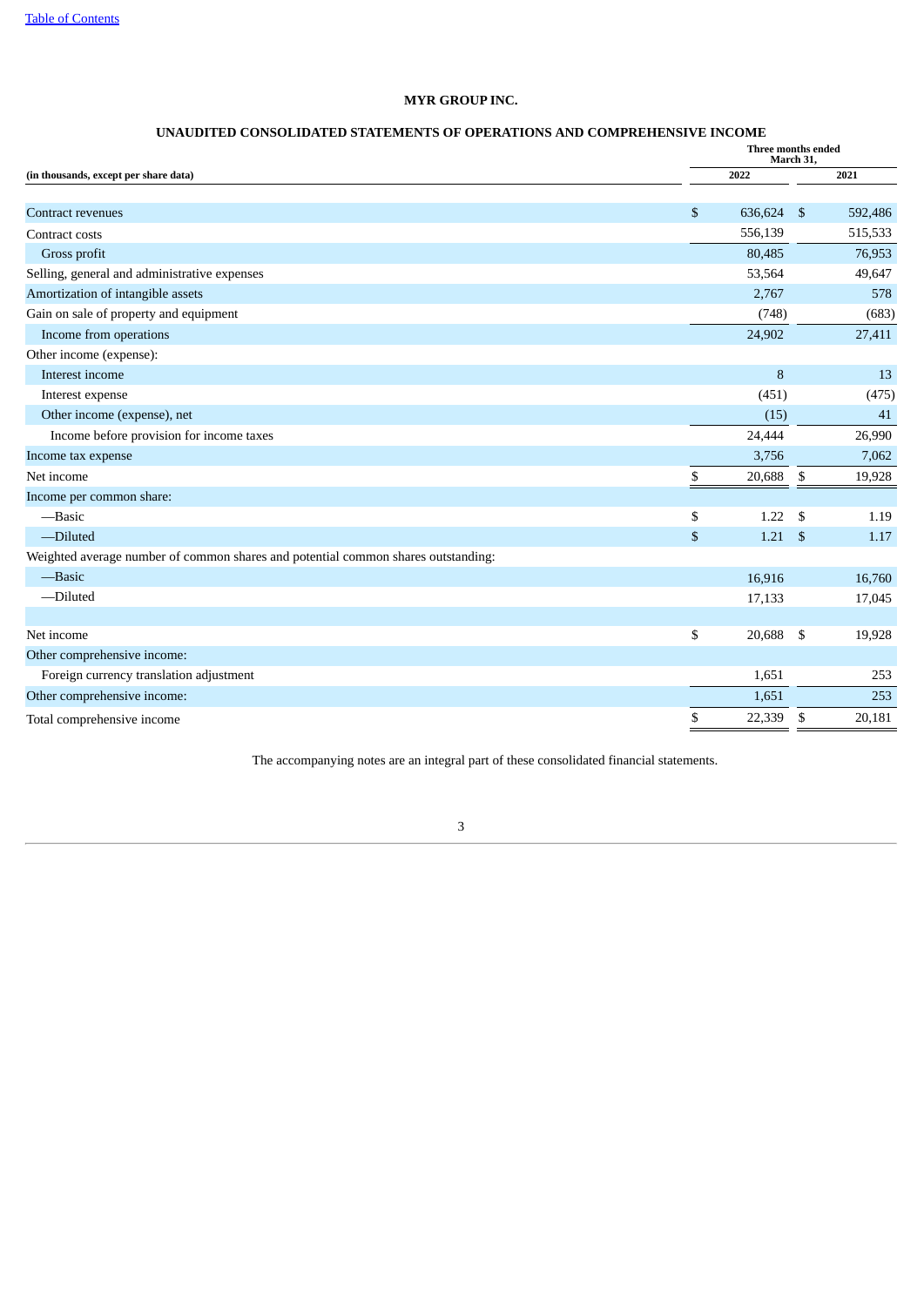**MYR GROUP INC.**

**UNAUDITED CONSOLIDATED STATEMENTS OF OPERATIONS AND COMPREHENSIVE INCOME**

| (in thousands, except per share data) | Three months ended March 31, 2022 | Three months ended March 31, 2021 |
|---|---|---|
| Contract revenues | $ 636,624 | $ 592,486 |
| Contract costs | 556,139 | 515,533 |
| Gross profit | 80,485 | 76,953 |
| Selling, general and administrative expenses | 53,564 | 49,647 |
| Amortization of intangible assets | 2,767 | 578 |
| Gain on sale of property and equipment | (748) | (683) |
| Income from operations | 24,902 | 27,411 |
| Other income (expense): | | |
| Interest income | 8 | 13 |
| Interest expense | (451) | (475) |
| Other income (expense), net | (15) | 41 |
| Income before provision for income taxes | 24,444 | 26,990 |
| Income tax expense | 3,756 | 7,062 |
| Net income | $ 20,688 | $ 19,928 |
| Income per common share: | | |
| —Basic | $ 1.22 | $ 1.19 |
| —Diluted | $ 1.21 | $ 1.17 |
| Weighted average number of common shares and potential common shares outstanding: | | |
| —Basic | 16,916 | 16,760 |
| —Diluted | 17,133 | 17,045 |
| | | |
| Net income | $ 20,688 | $ 19,928 |
| Other comprehensive income: | | |
| Foreign currency translation adjustment | 1,651 | 253 |
| Other comprehensive income: | 1,651 | 253 |
| Total comprehensive income | $ 22,339 | $ 20,181 |

The accompanying notes are an integral part of these consolidated financial statements.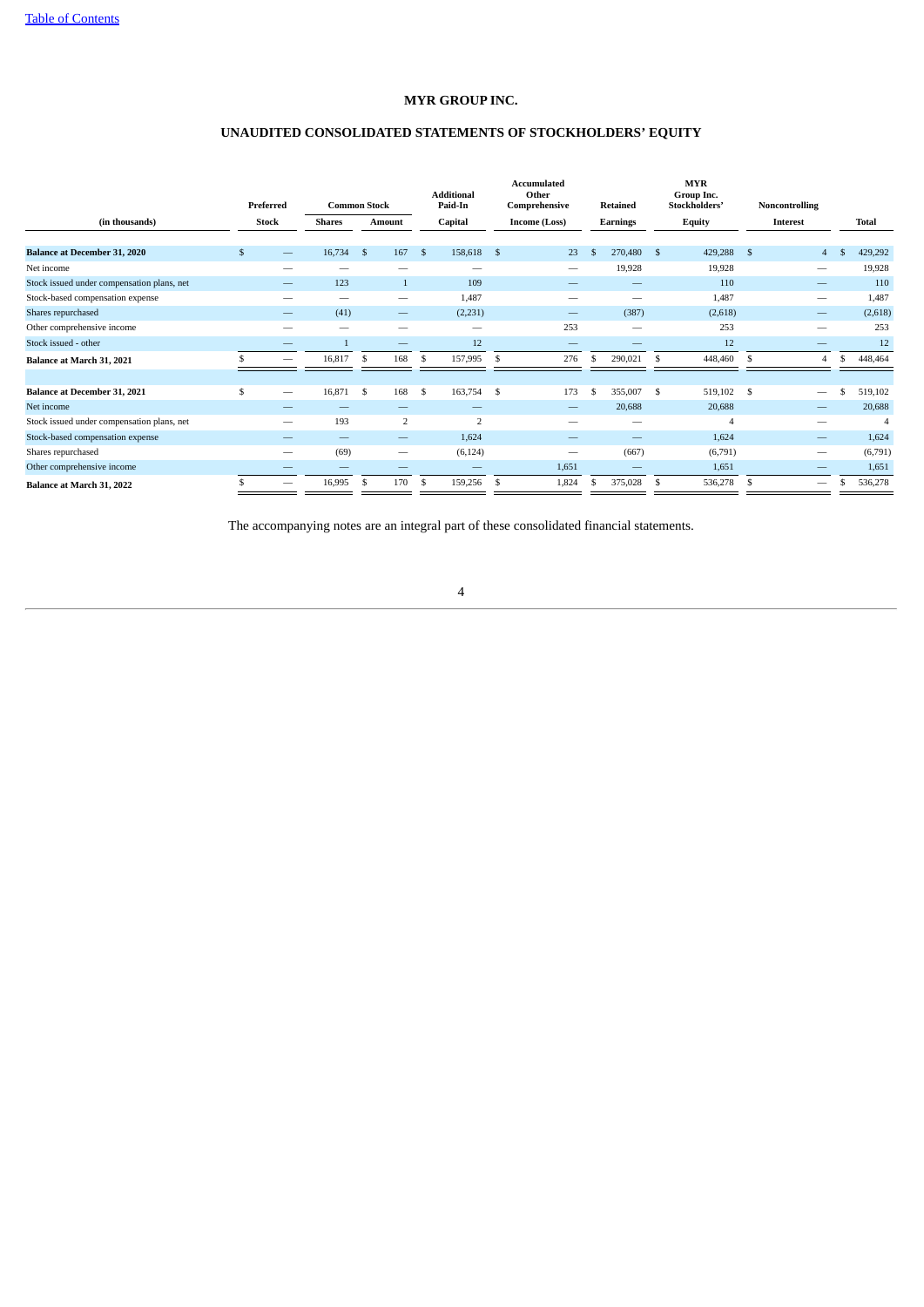[Table of Contents](#)

# MYR GROUP INC.

## UNAUDITED CONSOLIDATED STATEMENTS OF STOCKHOLDERS' EQUITY

| (in thousands) | Preferred Stock | Common Stock Shares | Common Stock Amount | Additional Paid-In Capital | Accumulated Other Comprehensive Income (Loss) | Retained Earnings | MYR Group Inc. Stockholders' Equity | Noncontrolling Interest | Total |
|---|---|---|---|---|---|---|---|---|---|
| **Balance at December 31, 2020** | $ — | 16,734 | $ 167 | $ 158,618 | $ 23 | $ 270,480 | $ 429,288 | $ 4 | $ 429,292 |
| Net income | — | — | — | — | — | 19,928 | 19,928 | — | 19,928 |
| Stock issued under compensation plans, net | — | 123 | 1 | 109 | — | — | 110 | — | 110 |
| Stock-based compensation expense | — | — | — | 1,487 | — | — | 1,487 | — | 1,487 |
| Shares repurchased | — | (41) | — | (2,231) | — | (387) | (2,618) | — | (2,618) |
| Other comprehensive income | — | — | — | — | 253 | — | 253 | — | 253 |
| Stock issued - other | — | 1 | — | 12 | — | — | 12 | — | 12 |
| **Balance at March 31, 2021** | $ — | 16,817 | $ 168 | $ 157,995 | $ 276 | $ 290,021 | $ 448,460 | $ 4 | $ 448,464 |
| | | | | | | | | | |
| **Balance at December 31, 2021** | $ — | 16,871 | $ 168 | $ 163,754 | $ 173 | $ 355,007 | $ 519,102 | $ — | $ 519,102 |
| Net income | — | — | — | — | — | 20,688 | 20,688 | — | 20,688 |
| Stock issued under compensation plans, net | — | 193 | 2 | 2 | — | — | 4 | — | 4 |
| Stock-based compensation expense | — | — | — | 1,624 | — | — | 1,624 | — | 1,624 |
| Shares repurchased | — | (69) | — | (6,124) | — | (667) | (6,791) | — | (6,791) |
| Other comprehensive income | — | — | — | — | 1,651 | — | 1,651 | — | 1,651 |
| **Balance at March 31, 2022** | $ — | 16,995 | $ 170 | $ 159,256 | $ 1,824 | $ 375,028 | $ 536,278 | $ — | $ 536,278 |

The accompanying notes are an integral part of these consolidated financial statements.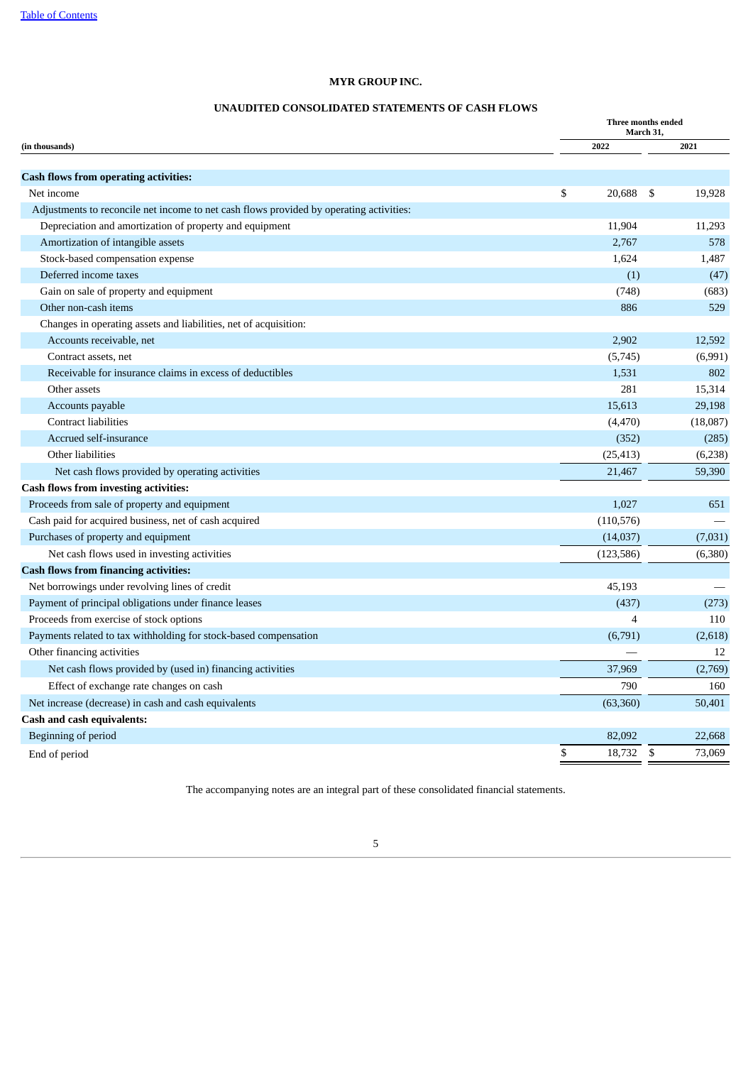**MYR GROUP INC.**

**UNAUDITED CONSOLIDATED STATEMENTS OF CASH FLOWS**

| (in thousands) | Three months ended March 31, 2022 | Three months ended March 31, 2021 |
|---|---|---|
| **Cash flows from operating activities:** | | |
| Net income | $ 20,688 | $ 19,928 |
| Adjustments to reconcile net income to net cash flows provided by operating activities: | | |
| Depreciation and amortization of property and equipment | 11,904 | 11,293 |
| Amortization of intangible assets | 2,767 | 578 |
| Stock-based compensation expense | 1,624 | 1,487 |
| Deferred income taxes | (1) | (47) |
| Gain on sale of property and equipment | (748) | (683) |
| Other non-cash items | 886 | 529 |
| Changes in operating assets and liabilities, net of acquisition: | | |
| Accounts receivable, net | 2,902 | 12,592 |
| Contract assets, net | (5,745) | (6,991) |
| Receivable for insurance claims in excess of deductibles | 1,531 | 802 |
| Other assets | 281 | 15,314 |
| Accounts payable | 15,613 | 29,198 |
| Contract liabilities | (4,470) | (18,087) |
| Accrued self-insurance | (352) | (285) |
| Other liabilities | (25,413) | (6,238) |
| Net cash flows provided by operating activities | 21,467 | 59,390 |
| **Cash flows from investing activities:** | | |
| Proceeds from sale of property and equipment | 1,027 | 651 |
| Cash paid for acquired business, net of cash acquired | (110,576) | — |
| Purchases of property and equipment | (14,037) | (7,031) |
| Net cash flows used in investing activities | (123,586) | (6,380) |
| **Cash flows from financing activities:** | | |
| Net borrowings under revolving lines of credit | 45,193 | — |
| Payment of principal obligations under finance leases | (437) | (273) |
| Proceeds from exercise of stock options | 4 | 110 |
| Payments related to tax withholding for stock-based compensation | (6,791) | (2,618) |
| Other financing activities | — | 12 |
| Net cash flows provided by (used in) financing activities | 37,969 | (2,769) |
| Effect of exchange rate changes on cash | 790 | 160 |
| Net increase (decrease) in cash and cash equivalents | (63,360) | 50,401 |
| **Cash and cash equivalents:** | | |
| Beginning of period | 82,092 | 22,668 |
| End of period | $ 18,732 | $ 73,069 |

The accompanying notes are an integral part of these consolidated financial statements.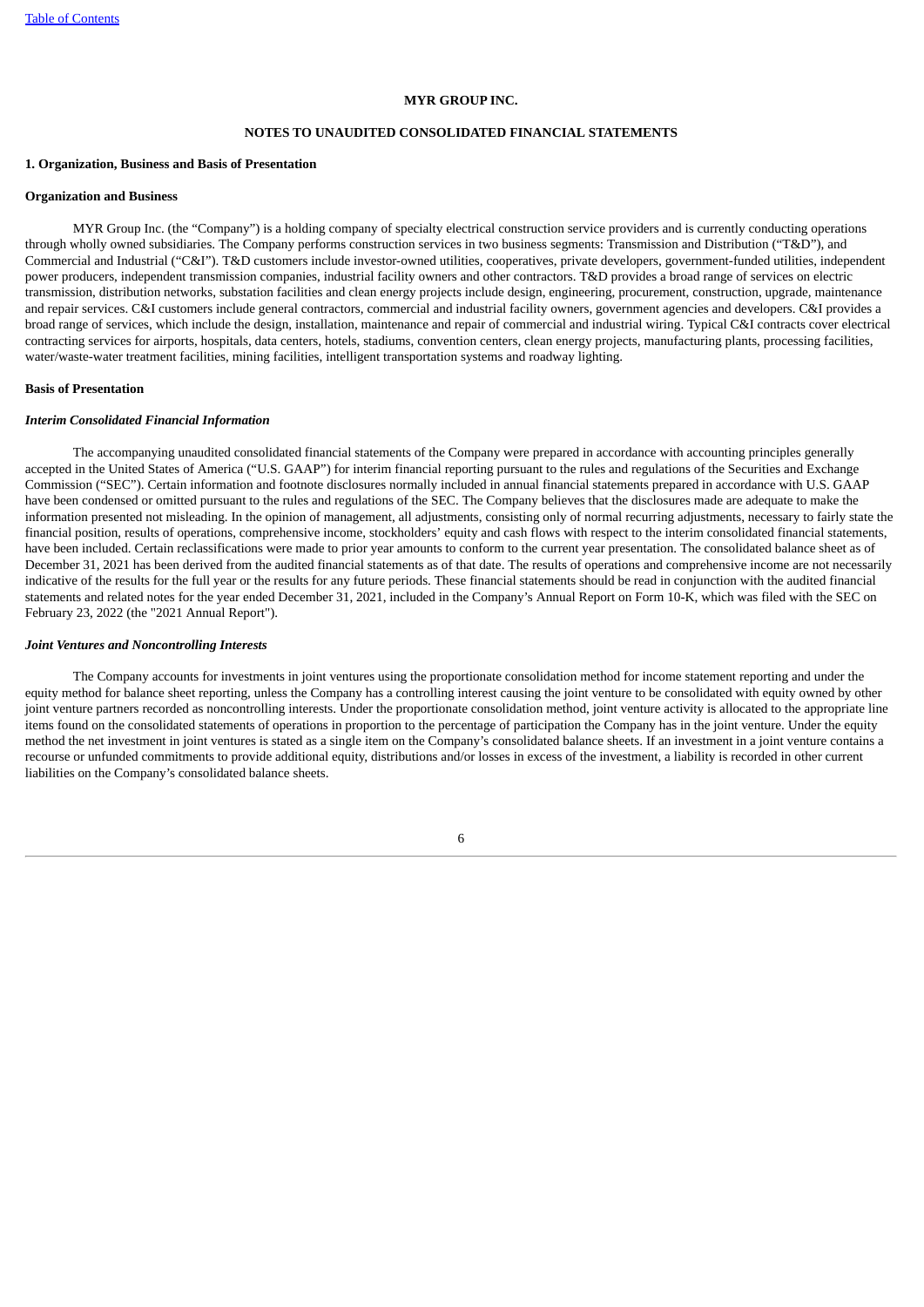**MYR GROUP INC.**

**NOTES TO UNAUDITED CONSOLIDATED FINANCIAL STATEMENTS**

## 1. Organization, Business and Basis of Presentation

### Organization and Business

MYR Group Inc. (the "Company") is a holding company of specialty electrical construction service providers and is currently conducting operations through wholly owned subsidiaries. The Company performs construction services in two business segments: Transmission and Distribution ("T&D"), and Commercial and Industrial ("C&I"). T&D customers include investor-owned utilities, cooperatives, private developers, government-funded utilities, independent power producers, independent transmission companies, industrial facility owners and other contractors. T&D provides a broad range of services on electric transmission, distribution networks, substation facilities and clean energy projects include design, engineering, procurement, construction, upgrade, maintenance and repair services. C&I customers include general contractors, commercial and industrial facility owners, government agencies and developers. C&I provides a broad range of services, which include the design, installation, maintenance and repair of commercial and industrial wiring. Typical C&I contracts cover electrical contracting services for airports, hospitals, data centers, hotels, stadiums, convention centers, clean energy projects, manufacturing plants, processing facilities, water/waste-water treatment facilities, mining facilities, intelligent transportation systems and roadway lighting.

### Basis of Presentation

#### *Interim Consolidated Financial Information*

The accompanying unaudited consolidated financial statements of the Company were prepared in accordance with accounting principles generally accepted in the United States of America ("U.S. GAAP") for interim financial reporting pursuant to the rules and regulations of the Securities and Exchange Commission ("SEC"). Certain information and footnote disclosures normally included in annual financial statements prepared in accordance with U.S. GAAP have been condensed or omitted pursuant to the rules and regulations of the SEC. The Company believes that the disclosures made are adequate to make the information presented not misleading. In the opinion of management, all adjustments, consisting only of normal recurring adjustments, necessary to fairly state the financial position, results of operations, comprehensive income, stockholders' equity and cash flows with respect to the interim consolidated financial statements, have been included. Certain reclassifications were made to prior year amounts to conform to the current year presentation. The consolidated balance sheet as of December 31, 2021 has been derived from the audited financial statements as of that date. The results of operations and comprehensive income are not necessarily indicative of the results for the full year or the results for any future periods. These financial statements should be read in conjunction with the audited financial statements and related notes for the year ended December 31, 2021, included in the Company's Annual Report on Form 10-K, which was filed with the SEC on February 23, 2022 (the "2021 Annual Report").

#### *Joint Ventures and Noncontrolling Interests*

The Company accounts for investments in joint ventures using the proportionate consolidation method for income statement reporting and under the equity method for balance sheet reporting, unless the Company has a controlling interest causing the joint venture to be consolidated with equity owned by other joint venture partners recorded as noncontrolling interests. Under the proportionate consolidation method, joint venture activity is allocated to the appropriate line items found on the consolidated statements of operations in proportion to the percentage of participation the Company has in the joint venture. Under the equity method the net investment in joint ventures is stated as a single item on the Company's consolidated balance sheets. If an investment in a joint venture contains a recourse or unfunded commitments to provide additional equity, distributions and/or losses in excess of the investment, a liability is recorded in other current liabilities on the Company's consolidated balance sheets.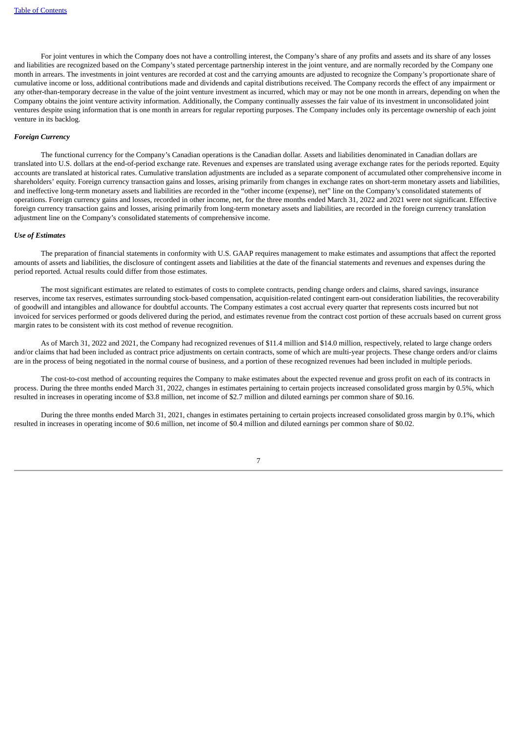For joint ventures in which the Company does not have a controlling interest, the Company's share of any profits and assets and its share of any losses and liabilities are recognized based on the Company's stated percentage partnership interest in the joint venture, and are normally recorded by the Company one month in arrears. The investments in joint ventures are recorded at cost and the carrying amounts are adjusted to recognize the Company's proportionate share of cumulative income or loss, additional contributions made and dividends and capital distributions received. The Company records the effect of any impairment or any other-than-temporary decrease in the value of the joint venture investment as incurred, which may or may not be one month in arrears, depending on when the Company obtains the joint venture activity information. Additionally, the Company continually assesses the fair value of its investment in unconsolidated joint ventures despite using information that is one month in arrears for regular reporting purposes. The Company includes only its percentage ownership of each joint venture in its backlog.

***Foreign Currency***

The functional currency for the Company's Canadian operations is the Canadian dollar. Assets and liabilities denominated in Canadian dollars are translated into U.S. dollars at the end-of-period exchange rate. Revenues and expenses are translated using average exchange rates for the periods reported. Equity accounts are translated at historical rates. Cumulative translation adjustments are included as a separate component of accumulated other comprehensive income in shareholders' equity. Foreign currency transaction gains and losses, arising primarily from changes in exchange rates on short-term monetary assets and liabilities, and ineffective long-term monetary assets and liabilities are recorded in the "other income (expense), net" line on the Company's consolidated statements of operations. Foreign currency gains and losses, recorded in other income, net, for the three months ended March 31, 2022 and 2021 were not significant. Effective foreign currency transaction gains and losses, arising primarily from long-term monetary assets and liabilities, are recorded in the foreign currency translation adjustment line on the Company's consolidated statements of comprehensive income.

***Use of Estimates***

The preparation of financial statements in conformity with U.S. GAAP requires management to make estimates and assumptions that affect the reported amounts of assets and liabilities, the disclosure of contingent assets and liabilities at the date of the financial statements and revenues and expenses during the period reported. Actual results could differ from those estimates.

The most significant estimates are related to estimates of costs to complete contracts, pending change orders and claims, shared savings, insurance reserves, income tax reserves, estimates surrounding stock-based compensation, acquisition-related contingent earn-out consideration liabilities, the recoverability of goodwill and intangibles and allowance for doubtful accounts. The Company estimates a cost accrual every quarter that represents costs incurred but not invoiced for services performed or goods delivered during the period, and estimates revenue from the contract cost portion of these accruals based on current gross margin rates to be consistent with its cost method of revenue recognition.

As of March 31, 2022 and 2021, the Company had recognized revenues of $11.4 million and $14.0 million, respectively, related to large change orders and/or claims that had been included as contract price adjustments on certain contracts, some of which are multi-year projects. These change orders and/or claims are in the process of being negotiated in the normal course of business, and a portion of these recognized revenues had been included in multiple periods.

The cost-to-cost method of accounting requires the Company to make estimates about the expected revenue and gross profit on each of its contracts in process. During the three months ended March 31, 2022, changes in estimates pertaining to certain projects increased consolidated gross margin by 0.5%, which resulted in increases in operating income of $3.8 million, net income of $2.7 million and diluted earnings per common share of $0.16.

During the three months ended March 31, 2021, changes in estimates pertaining to certain projects increased consolidated gross margin by 0.1%, which resulted in increases in operating income of $0.6 million, net income of $0.4 million and diluted earnings per common share of $0.02.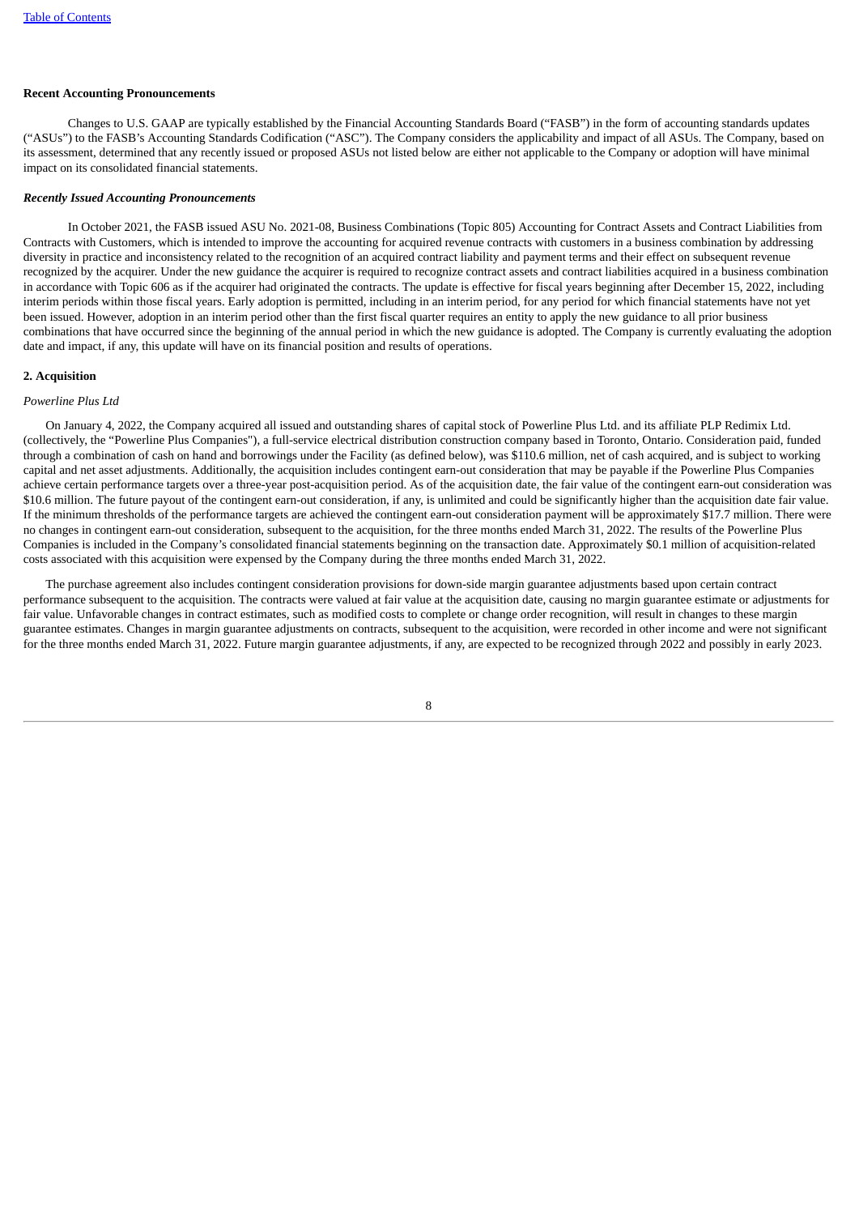**Recent Accounting Pronouncements**

Changes to U.S. GAAP are typically established by the Financial Accounting Standards Board ("FASB") in the form of accounting standards updates ("ASUs") to the FASB's Accounting Standards Codification ("ASC"). The Company considers the applicability and impact of all ASUs. The Company, based on its assessment, determined that any recently issued or proposed ASUs not listed below are either not applicable to the Company or adoption will have minimal impact on its consolidated financial statements.

***Recently Issued Accounting Pronouncements***

In October 2021, the FASB issued ASU No. 2021-08, Business Combinations (Topic 805) Accounting for Contract Assets and Contract Liabilities from Contracts with Customers, which is intended to improve the accounting for acquired revenue contracts with customers in a business combination by addressing diversity in practice and inconsistency related to the recognition of an acquired contract liability and payment terms and their effect on subsequent revenue recognized by the acquirer. Under the new guidance the acquirer is required to recognize contract assets and contract liabilities acquired in a business combination in accordance with Topic 606 as if the acquirer had originated the contracts. The update is effective for fiscal years beginning after December 15, 2022, including interim periods within those fiscal years. Early adoption is permitted, including in an interim period, for any period for which financial statements have not yet been issued. However, adoption in an interim period other than the first fiscal quarter requires an entity to apply the new guidance to all prior business combinations that have occurred since the beginning of the annual period in which the new guidance is adopted. The Company is currently evaluating the adoption date and impact, if any, this update will have on its financial position and results of operations.

**2. Acquisition**

*Powerline Plus Ltd*

On January 4, 2022, the Company acquired all issued and outstanding shares of capital stock of Powerline Plus Ltd. and its affiliate PLP Redimix Ltd. (collectively, the "Powerline Plus Companies"), a full-service electrical distribution construction company based in Toronto, Ontario. Consideration paid, funded through a combination of cash on hand and borrowings under the Facility (as defined below), was $110.6 million, net of cash acquired, and is subject to working capital and net asset adjustments. Additionally, the acquisition includes contingent earn-out consideration that may be payable if the Powerline Plus Companies achieve certain performance targets over a three-year post-acquisition period. As of the acquisition date, the fair value of the contingent earn-out consideration was $10.6 million. The future payout of the contingent earn-out consideration, if any, is unlimited and could be significantly higher than the acquisition date fair value. If the minimum thresholds of the performance targets are achieved the contingent earn-out consideration payment will be approximately $17.7 million. There were no changes in contingent earn-out consideration, subsequent to the acquisition, for the three months ended March 31, 2022. The results of the Powerline Plus Companies is included in the Company's consolidated financial statements beginning on the transaction date. Approximately $0.1 million of acquisition-related costs associated with this acquisition were expensed by the Company during the three months ended March 31, 2022.

The purchase agreement also includes contingent consideration provisions for down-side margin guarantee adjustments based upon certain contract performance subsequent to the acquisition. The contracts were valued at fair value at the acquisition date, causing no margin guarantee estimate or adjustments for fair value. Unfavorable changes in contract estimates, such as modified costs to complete or change order recognition, will result in changes to these margin guarantee estimates. Changes in margin guarantee adjustments on contracts, subsequent to the acquisition, were recorded in other income and were not significant for the three months ended March 31, 2022. Future margin guarantee adjustments, if any, are expected to be recognized through 2022 and possibly in early 2023.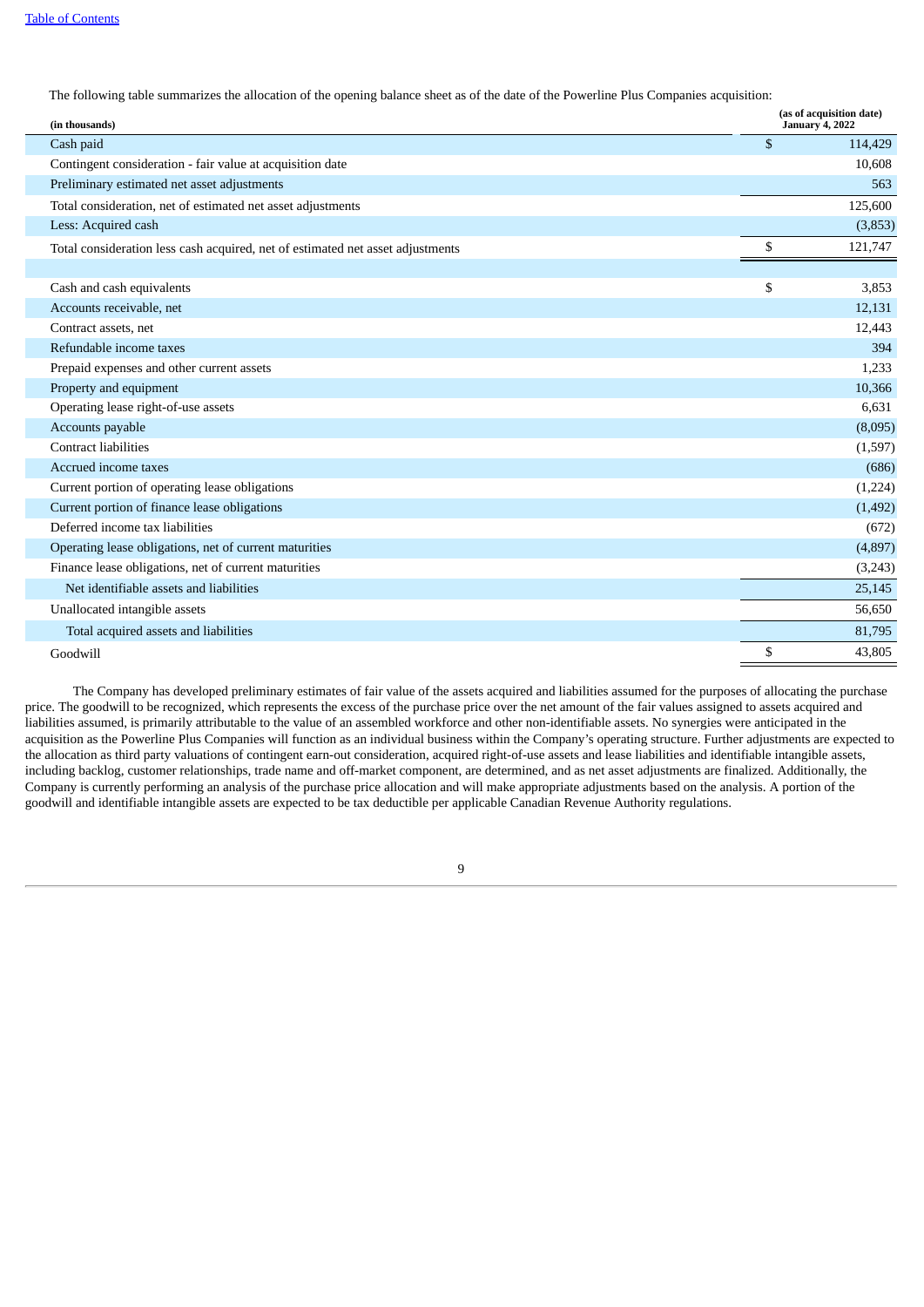The following table summarizes the allocation of the opening balance sheet as of the date of the Powerline Plus Companies acquisition:

| (in thousands) | (as of acquisition date) January 4, 2022 |
|---|---|
| Cash paid | $ 114,429 |
| Contingent consideration - fair value at acquisition date | 10,608 |
| Preliminary estimated net asset adjustments | 563 |
| Total consideration, net of estimated net asset adjustments | 125,600 |
| Less: Acquired cash | (3,853) |
| Total consideration less cash acquired, net of estimated net asset adjustments | $ 121,747 |
| | |
| Cash and cash equivalents | $ 3,853 |
| Accounts receivable, net | 12,131 |
| Contract assets, net | 12,443 |
| Refundable income taxes | 394 |
| Prepaid expenses and other current assets | 1,233 |
| Property and equipment | 10,366 |
| Operating lease right-of-use assets | 6,631 |
| Accounts payable | (8,095) |
| Contract liabilities | (1,597) |
| Accrued income taxes | (686) |
| Current portion of operating lease obligations | (1,224) |
| Current portion of finance lease obligations | (1,492) |
| Deferred income tax liabilities | (672) |
| Operating lease obligations, net of current maturities | (4,897) |
| Finance lease obligations, net of current maturities | (3,243) |
| Net identifiable assets and liabilities | 25,145 |
| Unallocated intangible assets | 56,650 |
| Total acquired assets and liabilities | 81,795 |
| Goodwill | $ 43,805 |

The Company has developed preliminary estimates of fair value of the assets acquired and liabilities assumed for the purposes of allocating the purchase price. The goodwill to be recognized, which represents the excess of the purchase price over the net amount of the fair values assigned to assets acquired and liabilities assumed, is primarily attributable to the value of an assembled workforce and other non-identifiable assets. No synergies were anticipated in the acquisition as the Powerline Plus Companies will function as an individual business within the Company's operating structure. Further adjustments are expected to the allocation as third party valuations of contingent earn-out consideration, acquired right-of-use assets and lease liabilities and identifiable intangible assets, including backlog, customer relationships, trade name and off-market component, are determined, and as net asset adjustments are finalized. Additionally, the Company is currently performing an analysis of the purchase price allocation and will make appropriate adjustments based on the analysis. A portion of the goodwill and identifiable intangible assets are expected to be tax deductible per applicable Canadian Revenue Authority regulations.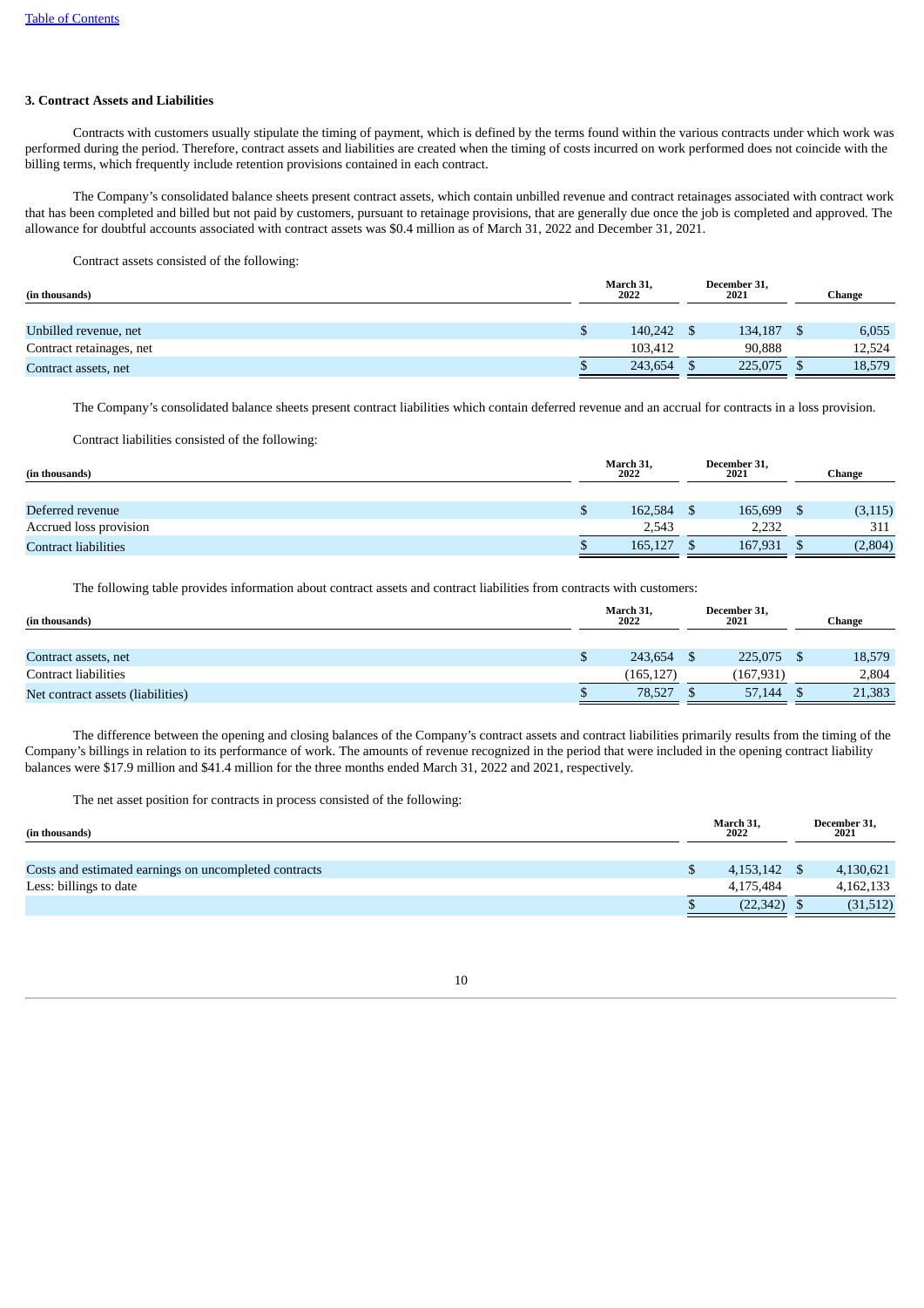### 3. Contract Assets and Liabilities

Contracts with customers usually stipulate the timing of payment, which is defined by the terms found within the various contracts under which work was performed during the period. Therefore, contract assets and liabilities are created when the timing of costs incurred on work performed does not coincide with the billing terms, which frequently include retention provisions contained in each contract.

The Company's consolidated balance sheets present contract assets, which contain unbilled revenue and contract retainages associated with contract work that has been completed and billed but not paid by customers, pursuant to retainage provisions, that are generally due once the job is completed and approved. The allowance for doubtful accounts associated with contract assets was $0.4 million as of March 31, 2022 and December 31, 2021.

Contract assets consisted of the following:

| (in thousands) | March 31, 2022 | December 31, 2021 | Change |
|---|---|---|---|
| Unbilled revenue, net | $ 140,242 | $ 134,187 | $ 6,055 |
| Contract retainages, net | 103,412 | 90,888 | 12,524 |
| Contract assets, net | $ 243,654 | $ 225,075 | $ 18,579 |

The Company's consolidated balance sheets present contract liabilities which contain deferred revenue and an accrual for contracts in a loss provision.

Contract liabilities consisted of the following:

| (in thousands) | March 31, 2022 | December 31, 2021 | Change |
|---|---|---|---|
| Deferred revenue | $ 162,584 | $ 165,699 | $ (3,115) |
| Accrued loss provision | 2,543 | 2,232 | 311 |
| Contract liabilities | $ 165,127 | $ 167,931 | $ (2,804) |

The following table provides information about contract assets and contract liabilities from contracts with customers:

| (in thousands) | March 31, 2022 | December 31, 2021 | Change |
|---|---|---|---|
| Contract assets, net | $ 243,654 | $ 225,075 | $ 18,579 |
| Contract liabilities | (165,127) | (167,931) | 2,804 |
| Net contract assets (liabilities) | $ 78,527 | $ 57,144 | $ 21,383 |

The difference between the opening and closing balances of the Company's contract assets and contract liabilities primarily results from the timing of the Company's billings in relation to its performance of work. The amounts of revenue recognized in the period that were included in the opening contract liability balances were $17.9 million and $41.4 million for the three months ended March 31, 2022 and 2021, respectively.

The net asset position for contracts in process consisted of the following:

| (in thousands) | March 31, 2022 | December 31, 2021 |
|---|---|---|
| Costs and estimated earnings on uncompleted contracts | $ 4,153,142 | $ 4,130,621 |
| Less: billings to date | 4,175,484 | 4,162,133 |
| | $ (22,342) | $ (31,512) |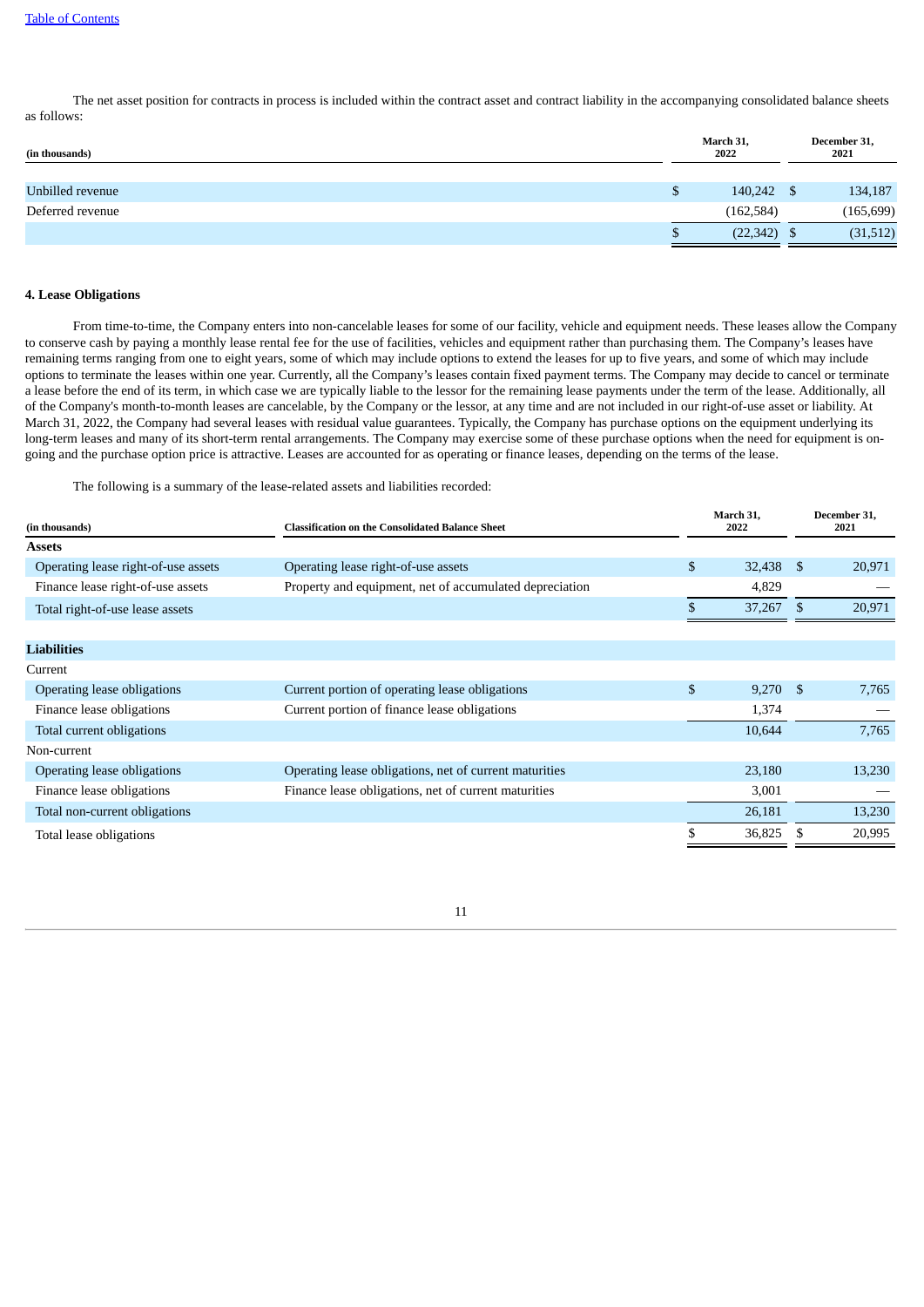The net asset position for contracts in process is included within the contract asset and contract liability in the accompanying consolidated balance sheets as follows:

| (in thousands) | March 31, 2022 | December 31, 2021 |
|---|---|---|
| Unbilled revenue | $ 140,242 | $ 134,187 |
| Deferred revenue | (162,584) | (165,699) |
| | $ (22,342) | $ (31,512) |

**4. Lease Obligations**

From time-to-time, the Company enters into non-cancelable leases for some of our facility, vehicle and equipment needs. These leases allow the Company to conserve cash by paying a monthly lease rental fee for the use of facilities, vehicles and equipment rather than purchasing them. The Company's leases have remaining terms ranging from one to eight years, some of which may include options to extend the leases for up to five years, and some of which may include options to terminate the leases within one year. Currently, all the Company's leases contain fixed payment terms. The Company may decide to cancel or terminate a lease before the end of its term, in which case we are typically liable to the lessor for the remaining lease payments under the term of the lease. Additionally, all of the Company's month-to-month leases are cancelable, by the Company or the lessor, at any time and are not included in our right-of-use asset or liability. At March 31, 2022, the Company had several leases with residual value guarantees. Typically, the Company has purchase options on the equipment underlying its long-term leases and many of its short-term rental arrangements. The Company may exercise some of these purchase options when the need for equipment is on-going and the purchase option price is attractive. Leases are accounted for as operating or finance leases, depending on the terms of the lease.

The following is a summary of the lease-related assets and liabilities recorded:

| (in thousands) | Classification on the Consolidated Balance Sheet | March 31, 2022 | December 31, 2021 |
|---|---|---|---|
| **Assets** | | | |
| Operating lease right-of-use assets | Operating lease right-of-use assets | $ 32,438 | $ 20,971 |
| Finance lease right-of-use assets | Property and equipment, net of accumulated depreciation | 4,829 | — |
| Total right-of-use lease assets | | $ 37,267 | $ 20,971 |
| | | | |
| **Liabilities** | | | |
| Current | | | |
| Operating lease obligations | Current portion of operating lease obligations | $ 9,270 | $ 7,765 |
| Finance lease obligations | Current portion of finance lease obligations | 1,374 | — |
| Total current obligations | | 10,644 | 7,765 |
| Non-current | | | |
| Operating lease obligations | Operating lease obligations, net of current maturities | 23,180 | 13,230 |
| Finance lease obligations | Finance lease obligations, net of current maturities | 3,001 | — |
| Total non-current obligations | | 26,181 | 13,230 |
| Total lease obligations | | $ 36,825 | $ 20,995 |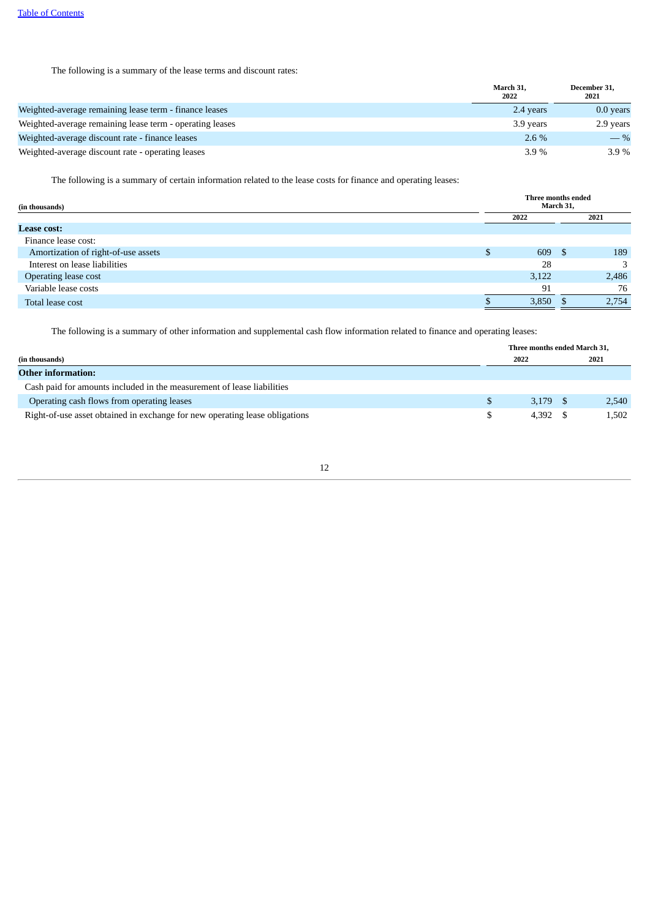The following is a summary of the lease terms and discount rates:

| | March 31, 2022 | December 31, 2021 |
|---|---|---|
| Weighted-average remaining lease term - finance leases | 2.4 years | 0.0 years |
| Weighted-average remaining lease term - operating leases | 3.9 years | 2.9 years |
| Weighted-average discount rate - finance leases | 2.6 % | — % |
| Weighted-average discount rate - operating leases | 3.9 % | 3.9 % |

The following is a summary of certain information related to the lease costs for finance and operating leases:

| (in thousands) | Three months ended March 31, | |
|---|---|---|
| | 2022 | 2021 |
| **Lease cost:** | | |
| Finance lease cost: | | |
| Amortization of right-of-use assets | $ 609 | $ 189 |
| Interest on lease liabilities | 28 | 3 |
| Operating lease cost | 3,122 | 2,486 |
| Variable lease costs | 91 | 76 |
| Total lease cost | $ 3,850 | $ 2,754 |

The following is a summary of other information and supplemental cash flow information related to finance and operating leases:

| (in thousands) | Three months ended March 31, | |
|---|---|---|
| | 2022 | 2021 |
| **Other information:** | | |
| Cash paid for amounts included in the measurement of lease liabilities | | |
| Operating cash flows from operating leases | $ 3,179 | $ 2,540 |
| Right-of-use asset obtained in exchange for new operating lease obligations | $ 4,392 | $ 1,502 |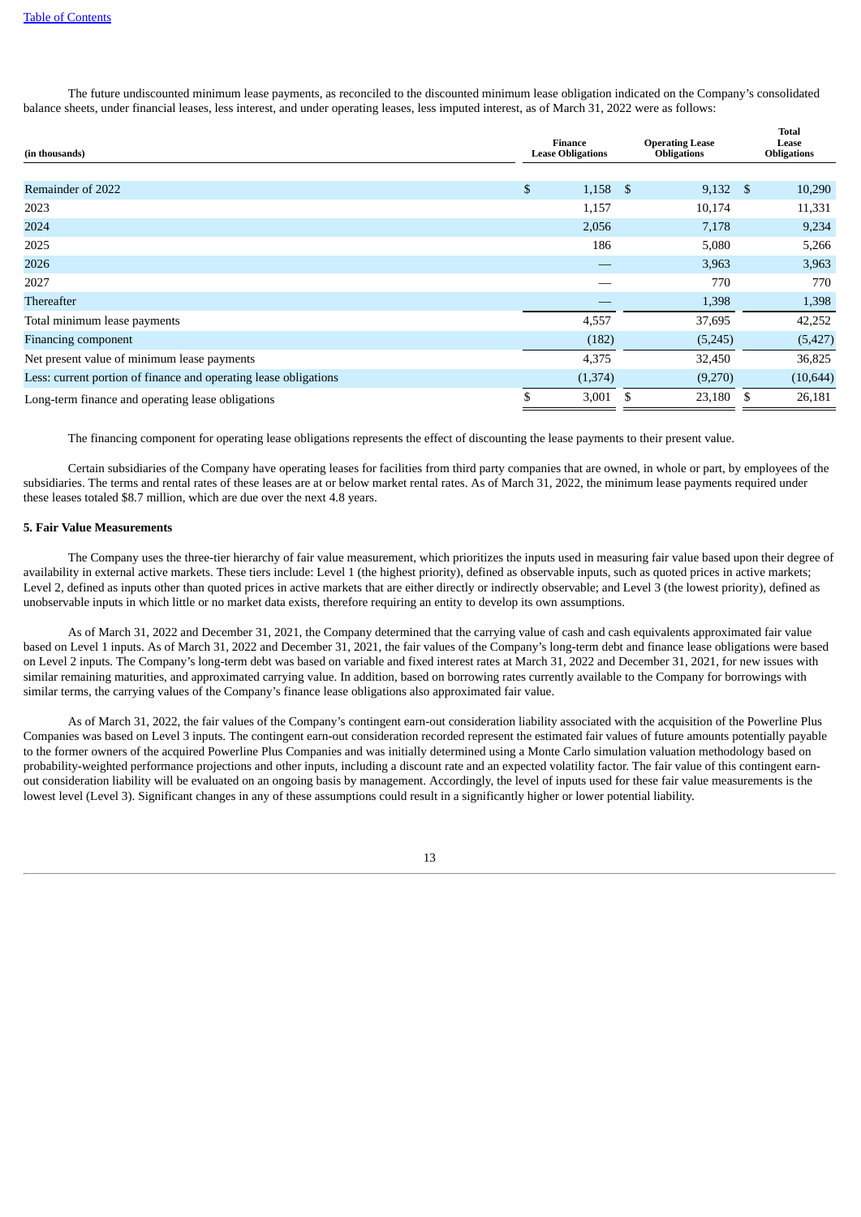The future undiscounted minimum lease payments, as reconciled to the discounted minimum lease obligation indicated on the Company's consolidated balance sheets, under financial leases, less interest, and under operating leases, less imputed interest, as of March 31, 2022 were as follows:

| (in thousands) | Finance Lease Obligations | Operating Lease Obligations | Total Lease Obligations |
|---|---|---|---|
| Remainder of 2022 | $ 1,158 | $ 9,132 | $ 10,290 |
| 2023 | 1,157 | 10,174 | 11,331 |
| 2024 | 2,056 | 7,178 | 9,234 |
| 2025 | 186 | 5,080 | 5,266 |
| 2026 | — | 3,963 | 3,963 |
| 2027 | — | 770 | 770 |
| Thereafter | — | 1,398 | 1,398 |
| Total minimum lease payments | 4,557 | 37,695 | 42,252 |
| Financing component | (182) | (5,245) | (5,427) |
| Net present value of minimum lease payments | 4,375 | 32,450 | 36,825 |
| Less: current portion of finance and operating lease obligations | (1,374) | (9,270) | (10,644) |
| Long-term finance and operating lease obligations | $ 3,001 | $ 23,180 | $ 26,181 |

The financing component for operating lease obligations represents the effect of discounting the lease payments to their present value.

Certain subsidiaries of the Company have operating leases for facilities from third party companies that are owned, in whole or part, by employees of the subsidiaries. The terms and rental rates of these leases are at or below market rental rates. As of March 31, 2022, the minimum lease payments required under these leases totaled $8.7 million, which are due over the next 4.8 years.

**5. Fair Value Measurements**

The Company uses the three-tier hierarchy of fair value measurement, which prioritizes the inputs used in measuring fair value based upon their degree of availability in external active markets. These tiers include: Level 1 (the highest priority), defined as observable inputs, such as quoted prices in active markets; Level 2, defined as inputs other than quoted prices in active markets that are either directly or indirectly observable; and Level 3 (the lowest priority), defined as unobservable inputs in which little or no market data exists, therefore requiring an entity to develop its own assumptions.

As of March 31, 2022 and December 31, 2021, the Company determined that the carrying value of cash and cash equivalents approximated fair value based on Level 1 inputs. As of March 31, 2022 and December 31, 2021, the fair values of the Company's long-term debt and finance lease obligations were based on Level 2 inputs. The Company's long-term debt was based on variable and fixed interest rates at March 31, 2022 and December 31, 2021, for new issues with similar remaining maturities, and approximated carrying value. In addition, based on borrowing rates currently available to the Company for borrowings with similar terms, the carrying values of the Company's finance lease obligations also approximated fair value.

As of March 31, 2022, the fair values of the Company's contingent earn-out consideration liability associated with the acquisition of the Powerline Plus Companies was based on Level 3 inputs. The contingent earn-out consideration recorded represent the estimated fair values of future amounts potentially payable to the former owners of the acquired Powerline Plus Companies and was initially determined using a Monte Carlo simulation valuation methodology based on probability-weighted performance projections and other inputs, including a discount rate and an expected volatility factor. The fair value of this contingent earn-out consideration liability will be evaluated on an ongoing basis by management. Accordingly, the level of inputs used for these fair value measurements is the lowest level (Level 3). Significant changes in any of these assumptions could result in a significantly higher or lower potential liability.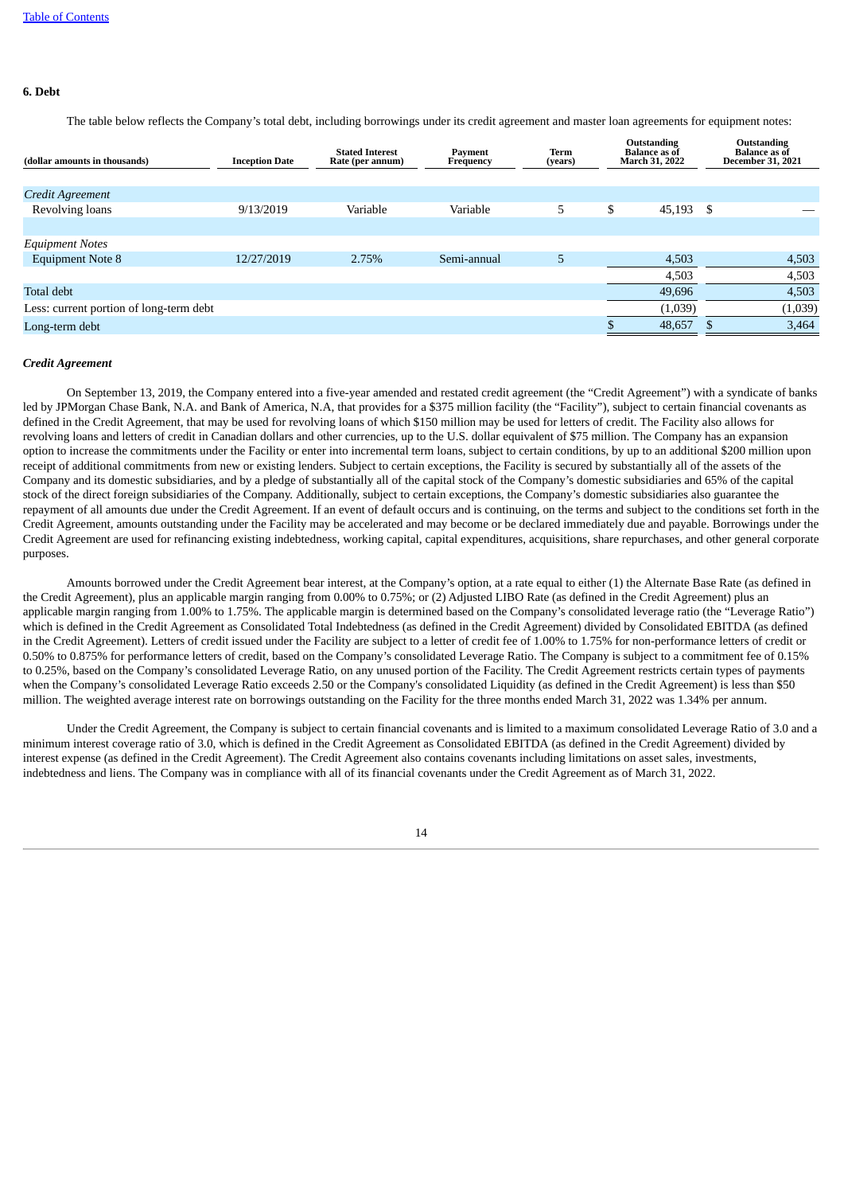## 6. Debt

The table below reflects the Company's total debt, including borrowings under its credit agreement and master loan agreements for equipment notes:

| (dollar amounts in thousands) | Inception Date | Stated Interest Rate (per annum) | Payment Frequency | Term (years) | Outstanding Balance as of March 31, 2022 | Outstanding Balance as of December 31, 2021 |
|---|---|---|---|---|---|---|
| *Credit Agreement* | | | | | | |
| Revolving loans | 9/13/2019 | Variable | Variable | 5 | $ 45,193 | $ — |
| | | | | | | |
| *Equipment Notes* | | | | | | |
| Equipment Note 8 | 12/27/2019 | 2.75% | Semi-annual | 5 | 4,503 | 4,503 |
| | | | | | 4,503 | 4,503 |
| Total debt | | | | | 49,696 | 4,503 |
| Less: current portion of long-term debt | | | | | (1,039) | (1,039) |
| Long-term debt | | | | | $ 48,657 | $ 3,464 |

### *Credit Agreement*

On September 13, 2019, the Company entered into a five-year amended and restated credit agreement (the "Credit Agreement") with a syndicate of banks led by JPMorgan Chase Bank, N.A. and Bank of America, N.A, that provides for a $375 million facility (the "Facility"), subject to certain financial covenants as defined in the Credit Agreement, that may be used for revolving loans of which $150 million may be used for letters of credit. The Facility also allows for revolving loans and letters of credit in Canadian dollars and other currencies, up to the U.S. dollar equivalent of $75 million. The Company has an expansion option to increase the commitments under the Facility or enter into incremental term loans, subject to certain conditions, by up to an additional $200 million upon receipt of additional commitments from new or existing lenders. Subject to certain exceptions, the Facility is secured by substantially all of the assets of the Company and its domestic subsidiaries, and by a pledge of substantially all of the capital stock of the Company's domestic subsidiaries and 65% of the capital stock of the direct foreign subsidiaries of the Company. Additionally, subject to certain exceptions, the Company's domestic subsidiaries also guarantee the repayment of all amounts due under the Credit Agreement. If an event of default occurs and is continuing, on the terms and subject to the conditions set forth in the Credit Agreement, amounts outstanding under the Facility may be accelerated and may become or be declared immediately due and payable. Borrowings under the Credit Agreement are used for refinancing existing indebtedness, working capital, capital expenditures, acquisitions, share repurchases, and other general corporate purposes.

Amounts borrowed under the Credit Agreement bear interest, at the Company's option, at a rate equal to either (1) the Alternate Base Rate (as defined in the Credit Agreement), plus an applicable margin ranging from 0.00% to 0.75%; or (2) Adjusted LIBO Rate (as defined in the Credit Agreement) plus an applicable margin ranging from 1.00% to 1.75%. The applicable margin is determined based on the Company's consolidated leverage ratio (the "Leverage Ratio") which is defined in the Credit Agreement as Consolidated Total Indebtedness (as defined in the Credit Agreement) divided by Consolidated EBITDA (as defined in the Credit Agreement). Letters of credit issued under the Facility are subject to a letter of credit fee of 1.00% to 1.75% for non-performance letters of credit or 0.50% to 0.875% for performance letters of credit, based on the Company's consolidated Leverage Ratio. The Company is subject to a commitment fee of 0.15% to 0.25%, based on the Company's consolidated Leverage Ratio, on any unused portion of the Facility. The Credit Agreement restricts certain types of payments when the Company's consolidated Leverage Ratio exceeds 2.50 or the Company's consolidated Liquidity (as defined in the Credit Agreement) is less than $50 million. The weighted average interest rate on borrowings outstanding on the Facility for the three months ended March 31, 2022 was 1.34% per annum.

Under the Credit Agreement, the Company is subject to certain financial covenants and is limited to a maximum consolidated Leverage Ratio of 3.0 and a minimum interest coverage ratio of 3.0, which is defined in the Credit Agreement as Consolidated EBITDA (as defined in the Credit Agreement) divided by interest expense (as defined in the Credit Agreement). The Credit Agreement also contains covenants including limitations on asset sales, investments, indebtedness and liens. The Company was in compliance with all of its financial covenants under the Credit Agreement as of March 31, 2022.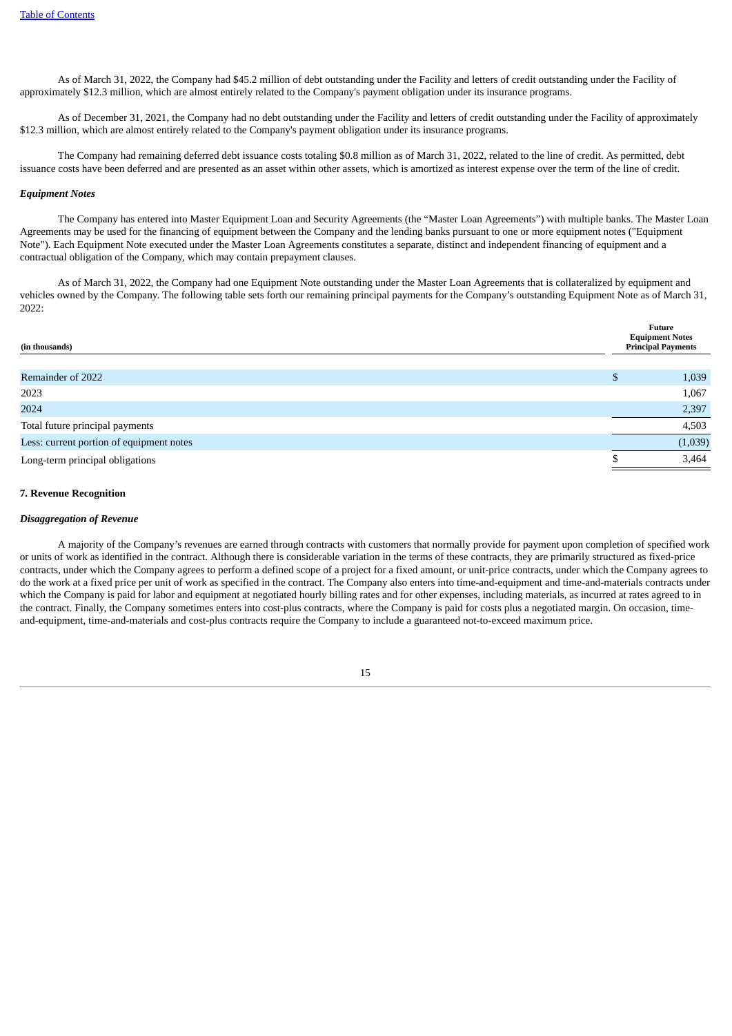As of March 31, 2022, the Company had $45.2 million of debt outstanding under the Facility and letters of credit outstanding under the Facility of approximately $12.3 million, which are almost entirely related to the Company's payment obligation under its insurance programs.

As of December 31, 2021, the Company had no debt outstanding under the Facility and letters of credit outstanding under the Facility of approximately $12.3 million, which are almost entirely related to the Company's payment obligation under its insurance programs.

The Company had remaining deferred debt issuance costs totaling $0.8 million as of March 31, 2022, related to the line of credit. As permitted, debt issuance costs have been deferred and are presented as an asset within other assets, which is amortized as interest expense over the term of the line of credit.

***Equipment Notes***

The Company has entered into Master Equipment Loan and Security Agreements (the "Master Loan Agreements") with multiple banks. The Master Loan Agreements may be used for the financing of equipment between the Company and the lending banks pursuant to one or more equipment notes ("Equipment Note"). Each Equipment Note executed under the Master Loan Agreements constitutes a separate, distinct and independent financing of equipment and a contractual obligation of the Company, which may contain prepayment clauses.

As of March 31, 2022, the Company had one Equipment Note outstanding under the Master Loan Agreements that is collateralized by equipment and vehicles owned by the Company. The following table sets forth our remaining principal payments for the Company's outstanding Equipment Note as of March 31, 2022:

| (in thousands) | Future Equipment Notes Principal Payments |
|---|---|
| Remainder of 2022 | $ 1,039 |
| 2023 | 1,067 |
| 2024 | 2,397 |
| Total future principal payments | 4,503 |
| Less: current portion of equipment notes | (1,039) |
| Long-term principal obligations | $ 3,464 |

**7. Revenue Recognition**

***Disaggregation of Revenue***

A majority of the Company's revenues are earned through contracts with customers that normally provide for payment upon completion of specified work or units of work as identified in the contract. Although there is considerable variation in the terms of these contracts, they are primarily structured as fixed-price contracts, under which the Company agrees to perform a defined scope of a project for a fixed amount, or unit-price contracts, under which the Company agrees to do the work at a fixed price per unit of work as specified in the contract. The Company also enters into time-and-equipment and time-and-materials contracts under which the Company is paid for labor and equipment at negotiated hourly billing rates and for other expenses, including materials, as incurred at rates agreed to in the contract. Finally, the Company sometimes enters into cost-plus contracts, where the Company is paid for costs plus a negotiated margin. On occasion, time-and-equipment, time-and-materials and cost-plus contracts require the Company to include a guaranteed not-to-exceed maximum price.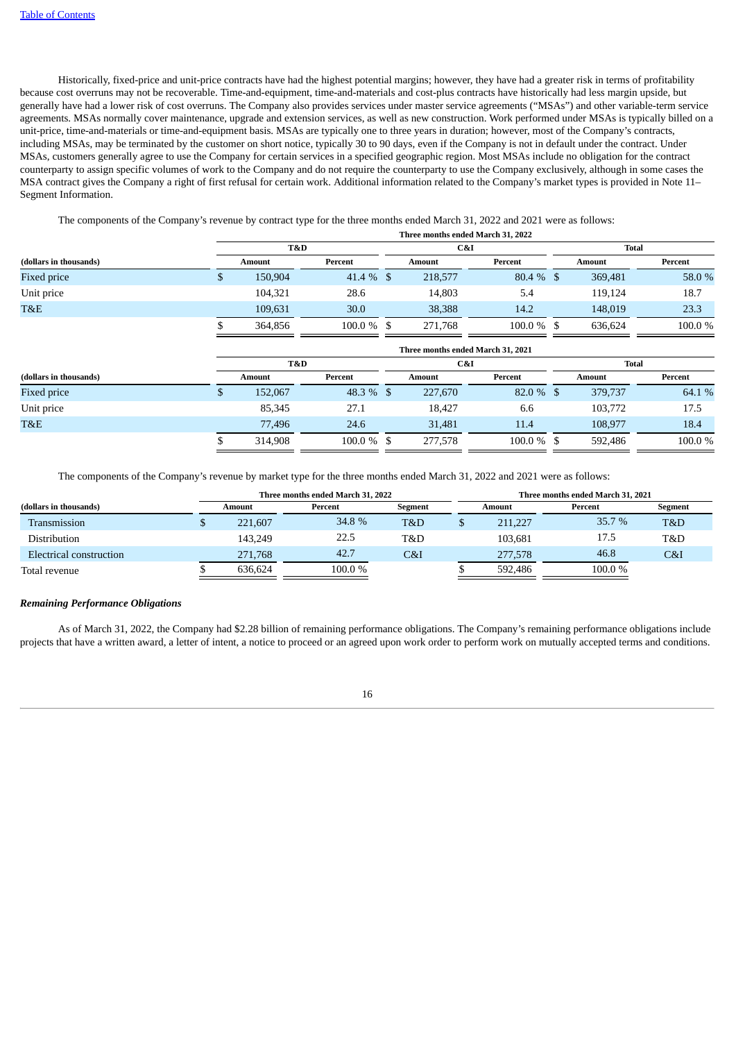[Table of Contents](#)

Historically, fixed-price and unit-price contracts have had the highest potential margins; however, they have had a greater risk in terms of profitability because cost overruns may not be recoverable. Time-and-equipment, time-and-materials and cost-plus contracts have historically had less margin upside, but generally have had a lower risk of cost overruns. The Company also provides services under master service agreements ("MSAs") and other variable-term service agreements. MSAs normally cover maintenance, upgrade and extension services, as well as new construction. Work performed under MSAs is typically billed on a unit-price, time-and-materials or time-and-equipment basis. MSAs are typically one to three years in duration; however, most of the Company's contracts, including MSAs, may be terminated by the customer on short notice, typically 30 to 90 days, even if the Company is not in default under the contract. Under MSAs, customers generally agree to use the Company for certain services in a specified geographic region. Most MSAs include no obligation for the contract counterparty to assign specific volumes of work to the Company and do not require the counterparty to use the Company exclusively, although in some cases the MSA contract gives the Company a right of first refusal for certain work. Additional information related to the Company's market types is provided in Note 11– Segment Information.

The components of the Company's revenue by contract type for the three months ended March 31, 2022 and 2021 were as follows:

| | Three months ended March 31, 2022 | | | | | |
|---|---|---|---|---|---|---|
| | T&D | | C&I | | Total | |
| (dollars in thousands) | Amount | Percent | Amount | Percent | Amount | Percent |
| Fixed price | $ 150,904 | 41.4 % | $ 218,577 | 80.4 % | $ 369,481 | 58.0 % |
| Unit price | 104,321 | 28.6 | 14,803 | 5.4 | 119,124 | 18.7 |
| T&E | 109,631 | 30.0 | 38,388 | 14.2 | 148,019 | 23.3 |
| | $ 364,856 | 100.0 % | $ 271,768 | 100.0 % | $ 636,624 | 100.0 % |

| | Three months ended March 31, 2021 | | | | | |
|---|---|---|---|---|---|---|
| | T&D | | C&I | | Total | |
| (dollars in thousands) | Amount | Percent | Amount | Percent | Amount | Percent |
| Fixed price | $ 152,067 | 48.3 % | $ 227,670 | 82.0 % | $ 379,737 | 64.1 % |
| Unit price | 85,345 | 27.1 | 18,427 | 6.6 | 103,772 | 17.5 |
| T&E | 77,496 | 24.6 | 31,481 | 11.4 | 108,977 | 18.4 |
| | $ 314,908 | 100.0 % | $ 277,578 | 100.0 % | $ 592,486 | 100.0 % |

The components of the Company's revenue by market type for the three months ended March 31, 2022 and 2021 were as follows:

| | Three months ended March 31, 2022 | | | Three months ended March 31, 2021 | | |
|---|---|---|---|---|---|---|
| (dollars in thousands) | Amount | Percent | Segment | Amount | Percent | Segment |
| Transmission | $ 221,607 | 34.8 % | T&D | $ 211,227 | 35.7 % | T&D |
| Distribution | 143,249 | 22.5 | T&D | 103,681 | 17.5 | T&D |
| Electrical construction | 271,768 | 42.7 | C&I | 277,578 | 46.8 | C&I |
| Total revenue | $ 636,624 | 100.0 % | | $ 592,486 | 100.0 % | |

***Remaining Performance Obligations***

As of March 31, 2022, the Company had $2.28 billion of remaining performance obligations. The Company's remaining performance obligations include projects that have a written award, a letter of intent, a notice to proceed or an agreed upon work order to perform work on mutually accepted terms and conditions.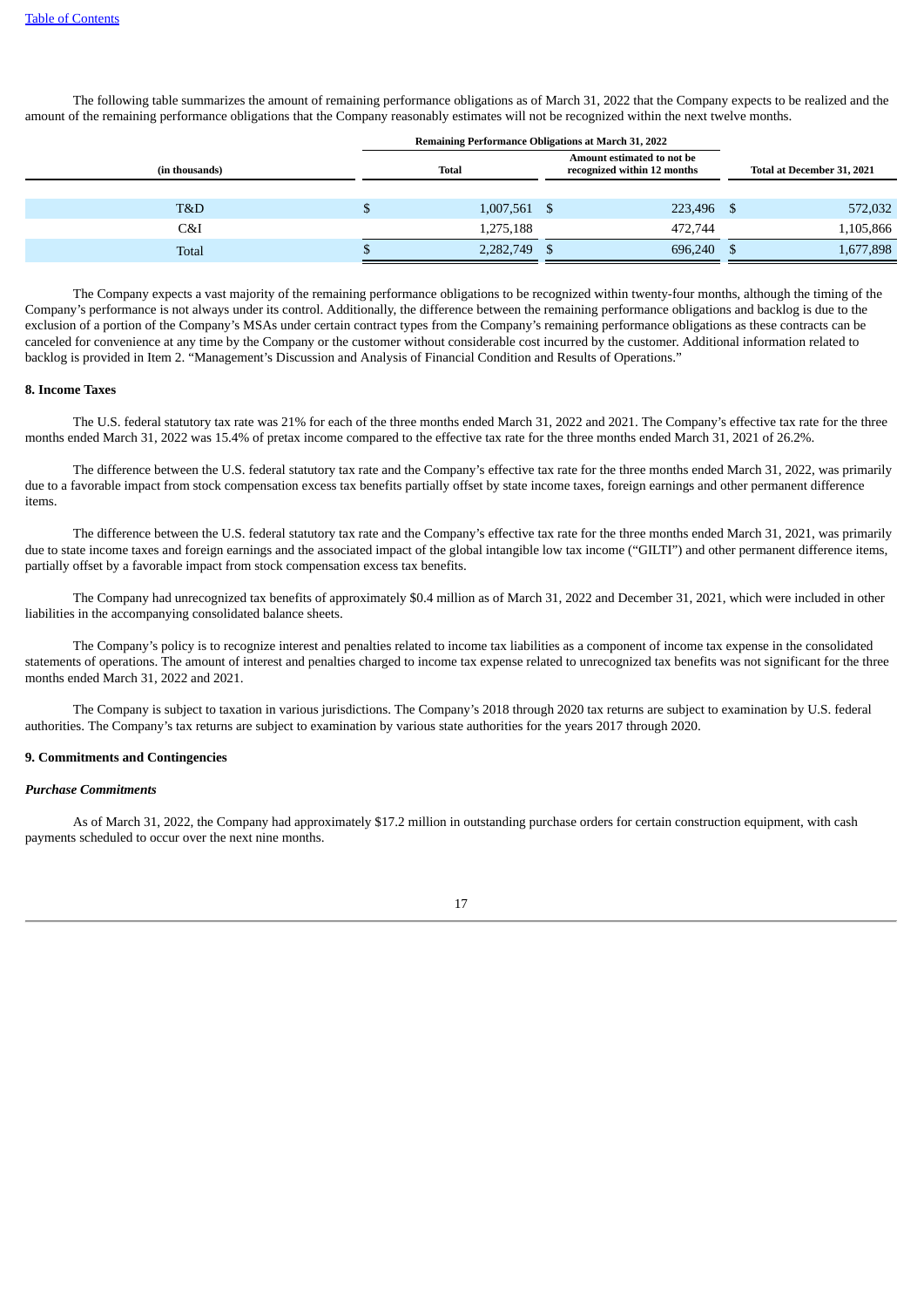The following table summarizes the amount of remaining performance obligations as of March 31, 2022 that the Company expects to be realized and the amount of the remaining performance obligations that the Company reasonably estimates will not be recognized within the next twelve months.

| (in thousands) | Remaining Performance Obligations at March 31, 2022 | | |
|---|---|---|---|
| | Total | Amount estimated to not be recognized within 12 months | Total at December 31, 2021 |
| T&D | $ 1,007,561 | $ 223,496 | $ 572,032 |
| C&I | 1,275,188 | 472,744 | 1,105,866 |
| Total | $ 2,282,749 | $ 696,240 | $ 1,677,898 |

The Company expects a vast majority of the remaining performance obligations to be recognized within twenty-four months, although the timing of the Company's performance is not always under its control. Additionally, the difference between the remaining performance obligations and backlog is due to the exclusion of a portion of the Company's MSAs under certain contract types from the Company's remaining performance obligations as these contracts can be canceled for convenience at any time by the Company or the customer without considerable cost incurred by the customer. Additional information related to backlog is provided in Item 2. "Management's Discussion and Analysis of Financial Condition and Results of Operations."

**8. Income Taxes**

The U.S. federal statutory tax rate was 21% for each of the three months ended March 31, 2022 and 2021. The Company's effective tax rate for the three months ended March 31, 2022 was 15.4% of pretax income compared to the effective tax rate for the three months ended March 31, 2021 of 26.2%.

The difference between the U.S. federal statutory tax rate and the Company's effective tax rate for the three months ended March 31, 2022, was primarily due to a favorable impact from stock compensation excess tax benefits partially offset by state income taxes, foreign earnings and other permanent difference items.

The difference between the U.S. federal statutory tax rate and the Company's effective tax rate for the three months ended March 31, 2021, was primarily due to state income taxes and foreign earnings and the associated impact of the global intangible low tax income ("GILTI") and other permanent difference items, partially offset by a favorable impact from stock compensation excess tax benefits.

The Company had unrecognized tax benefits of approximately $0.4 million as of March 31, 2022 and December 31, 2021, which were included in other liabilities in the accompanying consolidated balance sheets.

The Company's policy is to recognize interest and penalties related to income tax liabilities as a component of income tax expense in the consolidated statements of operations. The amount of interest and penalties charged to income tax expense related to unrecognized tax benefits was not significant for the three months ended March 31, 2022 and 2021.

The Company is subject to taxation in various jurisdictions. The Company's 2018 through 2020 tax returns are subject to examination by U.S. federal authorities. The Company's tax returns are subject to examination by various state authorities for the years 2017 through 2020.

**9. Commitments and Contingencies**

***Purchase Commitments***

As of March 31, 2022, the Company had approximately $17.2 million in outstanding purchase orders for certain construction equipment, with cash payments scheduled to occur over the next nine months.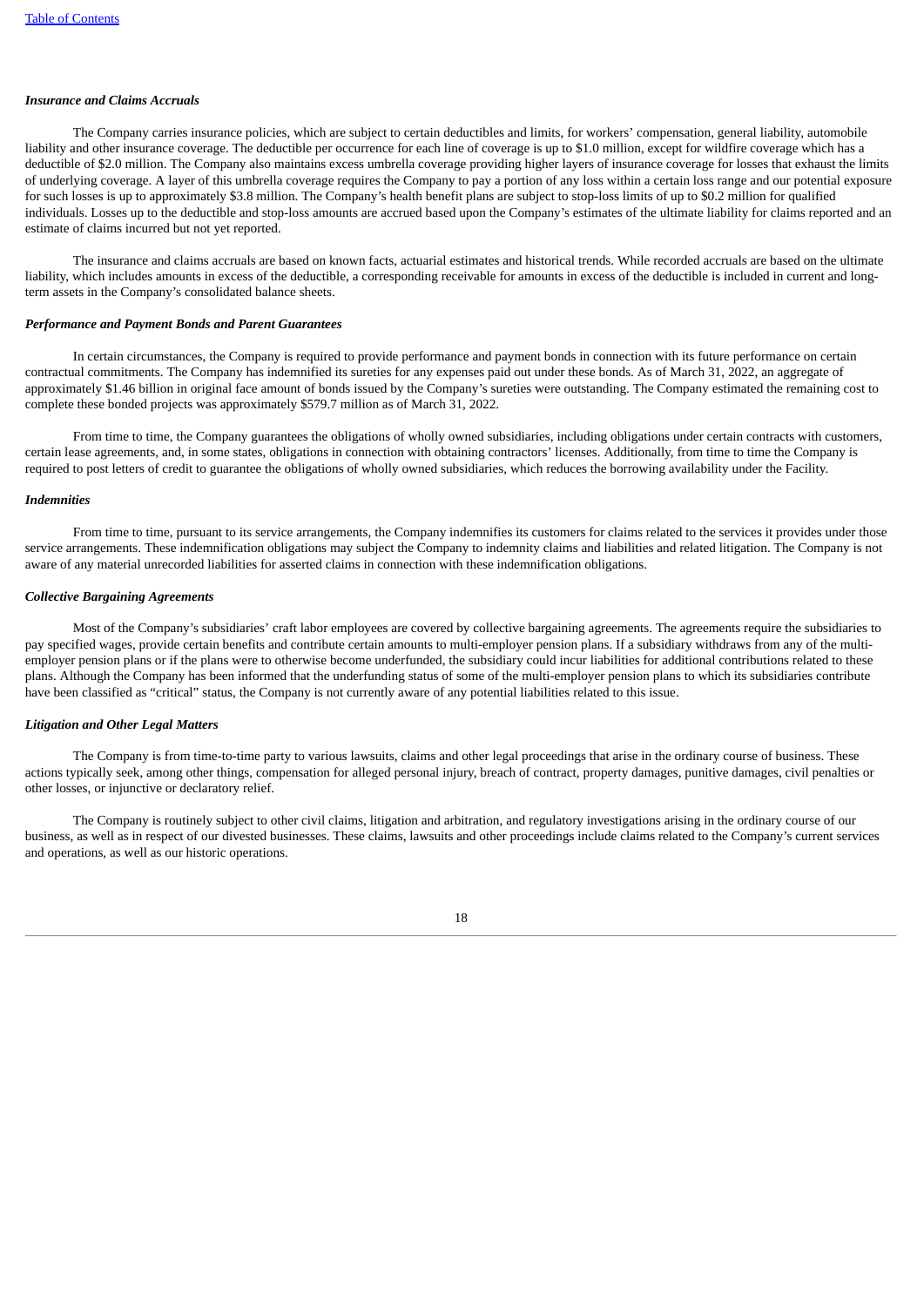***Insurance and Claims Accruals***

The Company carries insurance policies, which are subject to certain deductibles and limits, for workers' compensation, general liability, automobile liability and other insurance coverage. The deductible per occurrence for each line of coverage is up to $1.0 million, except for wildfire coverage which has a deductible of $2.0 million. The Company also maintains excess umbrella coverage providing higher layers of insurance coverage for losses that exhaust the limits of underlying coverage. A layer of this umbrella coverage requires the Company to pay a portion of any loss within a certain loss range and our potential exposure for such losses is up to approximately $3.8 million. The Company's health benefit plans are subject to stop-loss limits of up to $0.2 million for qualified individuals. Losses up to the deductible and stop-loss amounts are accrued based upon the Company's estimates of the ultimate liability for claims reported and an estimate of claims incurred but not yet reported.

The insurance and claims accruals are based on known facts, actuarial estimates and historical trends. While recorded accruals are based on the ultimate liability, which includes amounts in excess of the deductible, a corresponding receivable for amounts in excess of the deductible is included in current and long-term assets in the Company's consolidated balance sheets.

***Performance and Payment Bonds and Parent Guarantees***

In certain circumstances, the Company is required to provide performance and payment bonds in connection with its future performance on certain contractual commitments. The Company has indemnified its sureties for any expenses paid out under these bonds. As of March 31, 2022, an aggregate of approximately $1.46 billion in original face amount of bonds issued by the Company's sureties were outstanding. The Company estimated the remaining cost to complete these bonded projects was approximately $579.7 million as of March 31, 2022.

From time to time, the Company guarantees the obligations of wholly owned subsidiaries, including obligations under certain contracts with customers, certain lease agreements, and, in some states, obligations in connection with obtaining contractors' licenses. Additionally, from time to time the Company is required to post letters of credit to guarantee the obligations of wholly owned subsidiaries, which reduces the borrowing availability under the Facility.

***Indemnities***

From time to time, pursuant to its service arrangements, the Company indemnifies its customers for claims related to the services it provides under those service arrangements. These indemnification obligations may subject the Company to indemnity claims and liabilities and related litigation. The Company is not aware of any material unrecorded liabilities for asserted claims in connection with these indemnification obligations.

***Collective Bargaining Agreements***

Most of the Company's subsidiaries' craft labor employees are covered by collective bargaining agreements. The agreements require the subsidiaries to pay specified wages, provide certain benefits and contribute certain amounts to multi-employer pension plans. If a subsidiary withdraws from any of the multi-employer pension plans or if the plans were to otherwise become underfunded, the subsidiary could incur liabilities for additional contributions related to these plans. Although the Company has been informed that the underfunding status of some of the multi-employer pension plans to which its subsidiaries contribute have been classified as "critical" status, the Company is not currently aware of any potential liabilities related to this issue.

***Litigation and Other Legal Matters***

The Company is from time-to-time party to various lawsuits, claims and other legal proceedings that arise in the ordinary course of business. These actions typically seek, among other things, compensation for alleged personal injury, breach of contract, property damages, punitive damages, civil penalties or other losses, or injunctive or declaratory relief.

The Company is routinely subject to other civil claims, litigation and arbitration, and regulatory investigations arising in the ordinary course of our business, as well as in respect of our divested businesses. These claims, lawsuits and other proceedings include claims related to the Company's current services and operations, as well as our historic operations.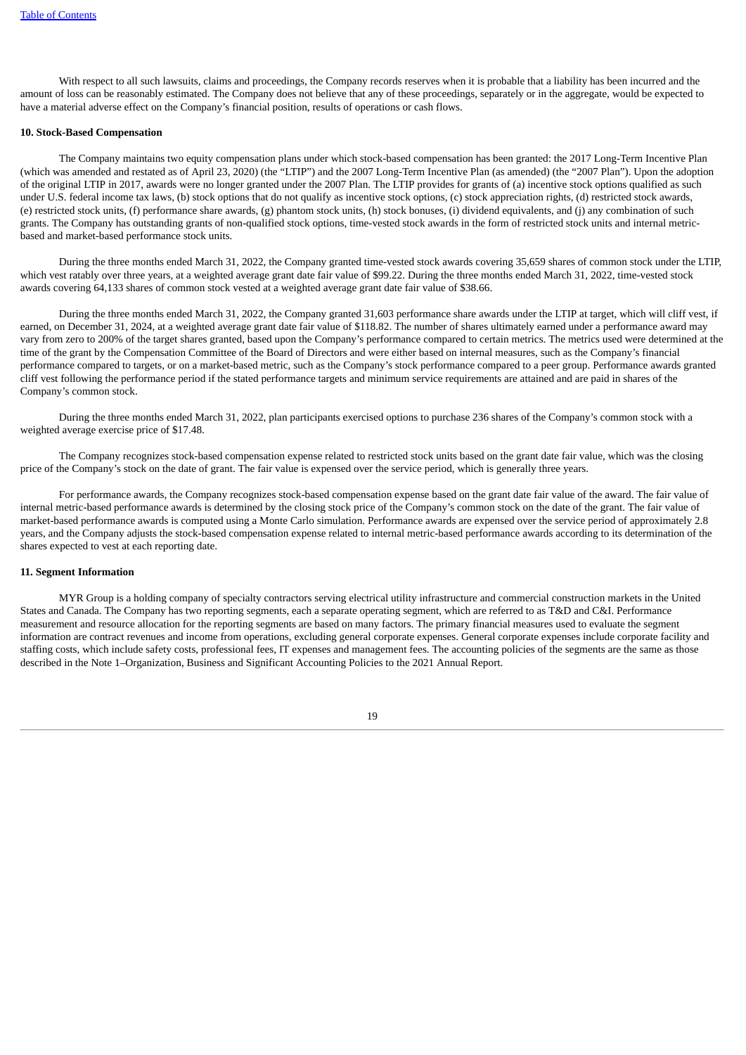With respect to all such lawsuits, claims and proceedings, the Company records reserves when it is probable that a liability has been incurred and the amount of loss can be reasonably estimated. The Company does not believe that any of these proceedings, separately or in the aggregate, would be expected to have a material adverse effect on the Company's financial position, results of operations or cash flows.

**10. Stock-Based Compensation**

The Company maintains two equity compensation plans under which stock-based compensation has been granted: the 2017 Long-Term Incentive Plan (which was amended and restated as of April 23, 2020) (the "LTIP") and the 2007 Long-Term Incentive Plan (as amended) (the "2007 Plan"). Upon the adoption of the original LTIP in 2017, awards were no longer granted under the 2007 Plan. The LTIP provides for grants of (a) incentive stock options qualified as such under U.S. federal income tax laws, (b) stock options that do not qualify as incentive stock options, (c) stock appreciation rights, (d) restricted stock awards, (e) restricted stock units, (f) performance share awards, (g) phantom stock units, (h) stock bonuses, (i) dividend equivalents, and (j) any combination of such grants. The Company has outstanding grants of non-qualified stock options, time-vested stock awards in the form of restricted stock units and internal metric-based and market-based performance stock units.

During the three months ended March 31, 2022, the Company granted time-vested stock awards covering 35,659 shares of common stock under the LTIP, which vest ratably over three years, at a weighted average grant date fair value of $99.22. During the three months ended March 31, 2022, time-vested stock awards covering 64,133 shares of common stock vested at a weighted average grant date fair value of $38.66.

During the three months ended March 31, 2022, the Company granted 31,603 performance share awards under the LTIP at target, which will cliff vest, if earned, on December 31, 2024, at a weighted average grant date fair value of $118.82. The number of shares ultimately earned under a performance award may vary from zero to 200% of the target shares granted, based upon the Company's performance compared to certain metrics. The metrics used were determined at the time of the grant by the Compensation Committee of the Board of Directors and were either based on internal measures, such as the Company's financial performance compared to targets, or on a market-based metric, such as the Company's stock performance compared to a peer group. Performance awards granted cliff vest following the performance period if the stated performance targets and minimum service requirements are attained and are paid in shares of the Company's common stock.

During the three months ended March 31, 2022, plan participants exercised options to purchase 236 shares of the Company's common stock with a weighted average exercise price of $17.48.

The Company recognizes stock-based compensation expense related to restricted stock units based on the grant date fair value, which was the closing price of the Company's stock on the date of grant. The fair value is expensed over the service period, which is generally three years.

For performance awards, the Company recognizes stock-based compensation expense based on the grant date fair value of the award. The fair value of internal metric-based performance awards is determined by the closing stock price of the Company's common stock on the date of the grant. The fair value of market-based performance awards is computed using a Monte Carlo simulation. Performance awards are expensed over the service period of approximately 2.8 years, and the Company adjusts the stock-based compensation expense related to internal metric-based performance awards according to its determination of the shares expected to vest at each reporting date.

**11. Segment Information**

MYR Group is a holding company of specialty contractors serving electrical utility infrastructure and commercial construction markets in the United States and Canada. The Company has two reporting segments, each a separate operating segment, which are referred to as T&D and C&I. Performance measurement and resource allocation for the reporting segments are based on many factors. The primary financial measures used to evaluate the segment information are contract revenues and income from operations, excluding general corporate expenses. General corporate expenses include corporate facility and staffing costs, which include safety costs, professional fees, IT expenses and management fees. The accounting policies of the segments are the same as those described in the Note 1–Organization, Business and Significant Accounting Policies to the 2021 Annual Report.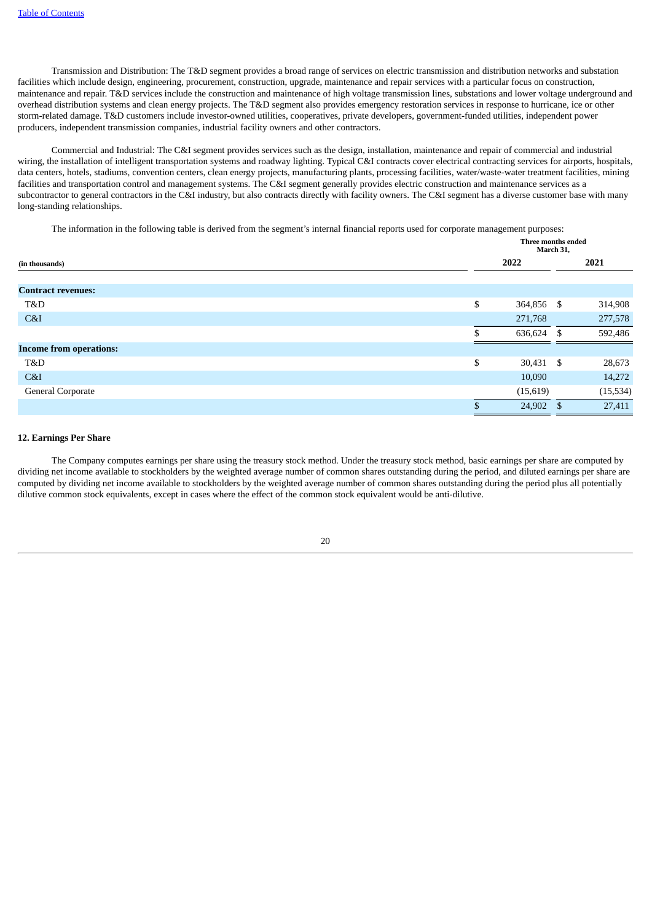Transmission and Distribution: The T&D segment provides a broad range of services on electric transmission and distribution networks and substation facilities which include design, engineering, procurement, construction, upgrade, maintenance and repair services with a particular focus on construction, maintenance and repair. T&D services include the construction and maintenance of high voltage transmission lines, substations and lower voltage underground and overhead distribution systems and clean energy projects. The T&D segment also provides emergency restoration services in response to hurricane, ice or other storm-related damage. T&D customers include investor-owned utilities, cooperatives, private developers, government-funded utilities, independent power producers, independent transmission companies, industrial facility owners and other contractors.

Commercial and Industrial: The C&I segment provides services such as the design, installation, maintenance and repair of commercial and industrial wiring, the installation of intelligent transportation systems and roadway lighting. Typical C&I contracts cover electrical contracting services for airports, hospitals, data centers, hotels, stadiums, convention centers, clean energy projects, manufacturing plants, processing facilities, water/waste-water treatment facilities, mining facilities and transportation control and management systems. The C&I segment generally provides electric construction and maintenance services as a subcontractor to general contractors in the C&I industry, but also contracts directly with facility owners. The C&I segment has a diverse customer base with many long-standing relationships.

The information in the following table is derived from the segment's internal financial reports used for corporate management purposes:

| | Three months ended March 31, | |
|---|---|---|
| (in thousands) | 2022 | 2021 |
| **Contract revenues:** | | |
| T&D | $ 364,856 | $ 314,908 |
| C&I | 271,768 | 277,578 |
| | $ 636,624 | $ 592,486 |
| **Income from operations:** | | |
| T&D | $ 30,431 | $ 28,673 |
| C&I | 10,090 | 14,272 |
| General Corporate | (15,619) | (15,534) |
| | $ 24,902 | $ 27,411 |

## 12. Earnings Per Share

The Company computes earnings per share using the treasury stock method. Under the treasury stock method, basic earnings per share are computed by dividing net income available to stockholders by the weighted average number of common shares outstanding during the period, and diluted earnings per share are computed by dividing net income available to stockholders by the weighted average number of common shares outstanding during the period plus all potentially dilutive common stock equivalents, except in cases where the effect of the common stock equivalent would be anti-dilutive.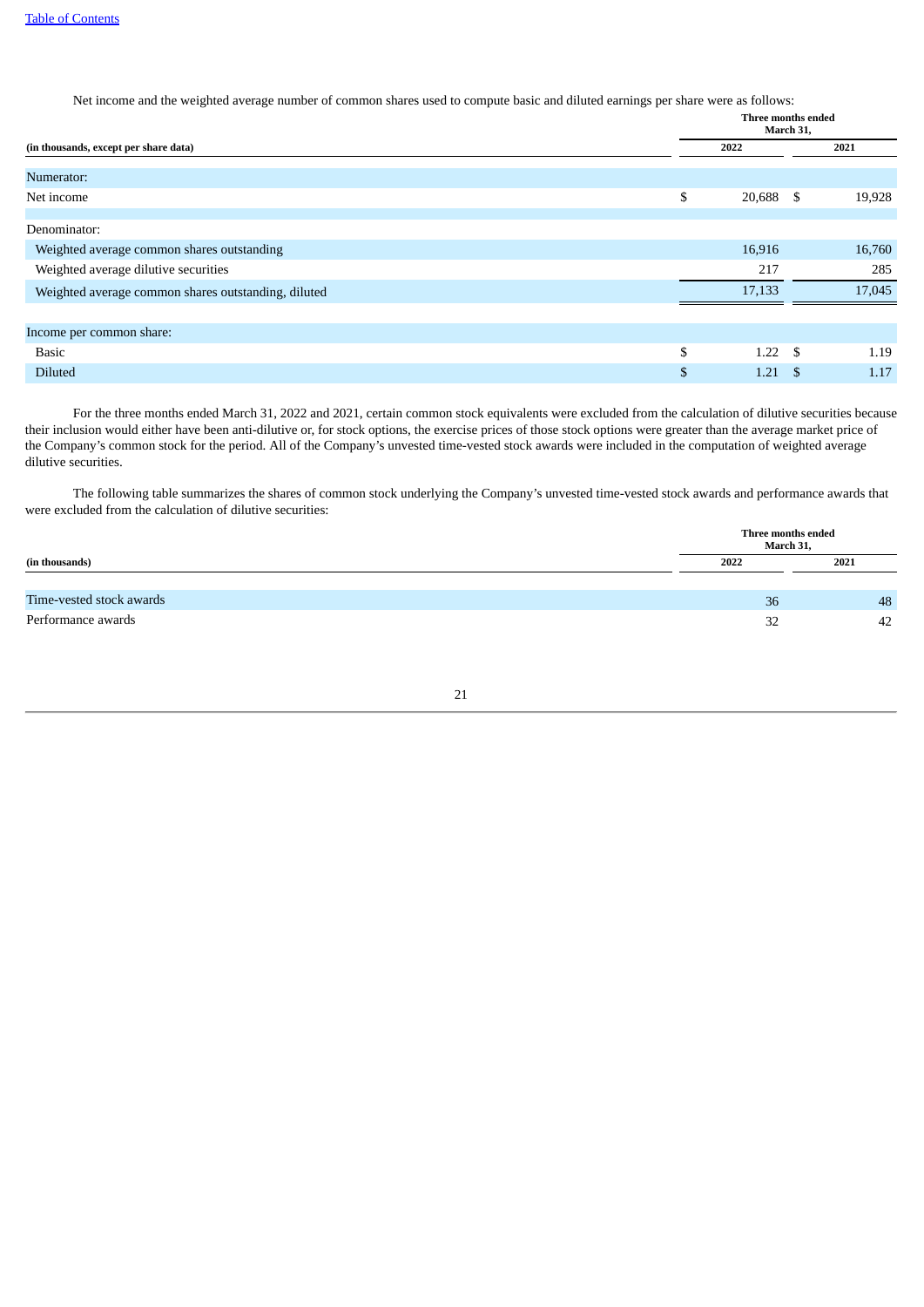Net income and the weighted average number of common shares used to compute basic and diluted earnings per share were as follows:

| (in thousands, except per share data) | Three months ended March 31, 2022 | Three months ended March 31, 2021 |
|---|---|---|
| Numerator: | | |
| Net income | $ 20,688 | $ 19,928 |
| Denominator: | | |
| Weighted average common shares outstanding | 16,916 | 16,760 |
| Weighted average dilutive securities | 217 | 285 |
| Weighted average common shares outstanding, diluted | 17,133 | 17,045 |
| Income per common share: | | |
| Basic | $ 1.22 | $ 1.19 |
| Diluted | $ 1.21 | $ 1.17 |

For the three months ended March 31, 2022 and 2021, certain common stock equivalents were excluded from the calculation of dilutive securities because their inclusion would either have been anti-dilutive or, for stock options, the exercise prices of those stock options were greater than the average market price of the Company's common stock for the period. All of the Company's unvested time-vested stock awards were included in the computation of weighted average dilutive securities.

The following table summarizes the shares of common stock underlying the Company's unvested time-vested stock awards and performance awards that were excluded from the calculation of dilutive securities:

| (in thousands) | Three months ended March 31, 2022 | Three months ended March 31, 2021 |
|---|---|---|
| Time-vested stock awards | 36 | 48 |
| Performance awards | 32 | 42 |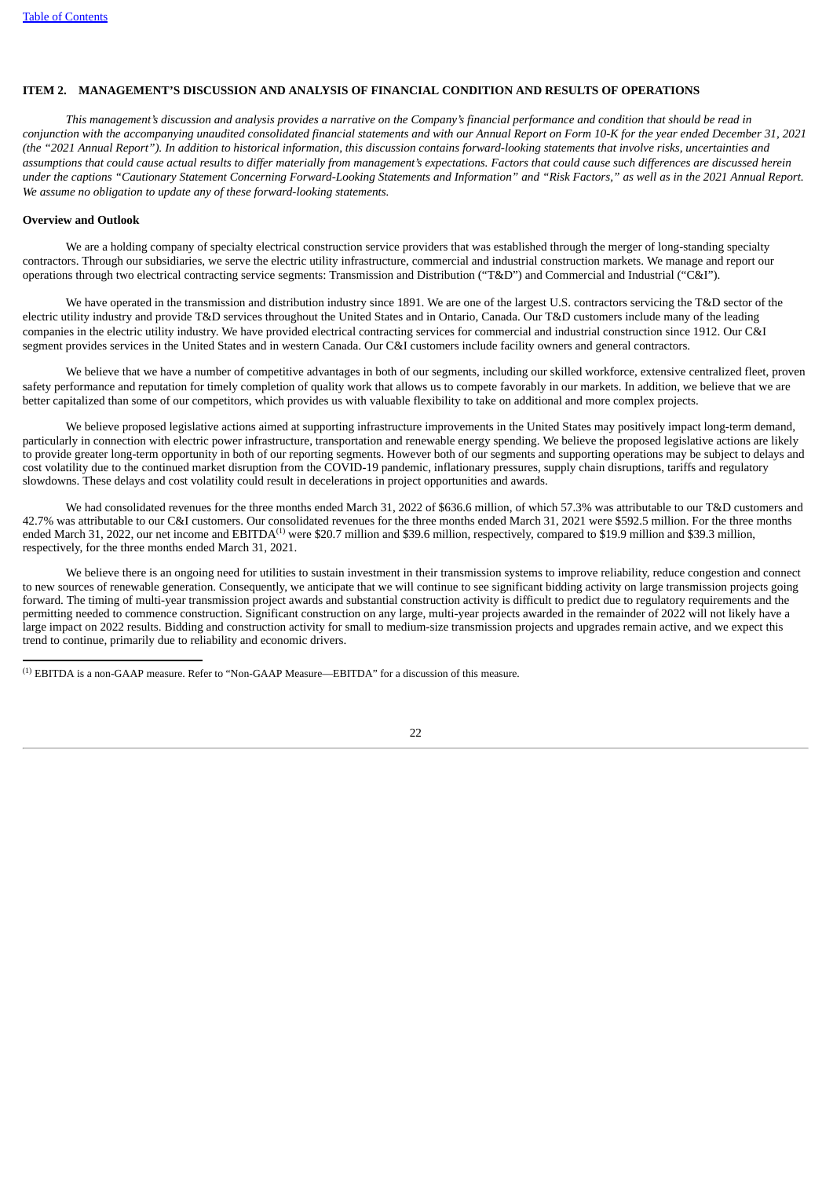# ITEM 2. MANAGEMENT'S DISCUSSION AND ANALYSIS OF FINANCIAL CONDITION AND RESULTS OF OPERATIONS

*This management's discussion and analysis provides a narrative on the Company's financial performance and condition that should be read in conjunction with the accompanying unaudited consolidated financial statements and with our Annual Report on Form 10-K for the year ended December 31, 2021 (the "2021 Annual Report"). In addition to historical information, this discussion contains forward-looking statements that involve risks, uncertainties and assumptions that could cause actual results to differ materially from management's expectations. Factors that could cause such differences are discussed herein under the captions "Cautionary Statement Concerning Forward-Looking Statements and Information" and "Risk Factors," as well as in the 2021 Annual Report. We assume no obligation to update any of these forward-looking statements.*

**Overview and Outlook**

We are a holding company of specialty electrical construction service providers that was established through the merger of long-standing specialty contractors. Through our subsidiaries, we serve the electric utility infrastructure, commercial and industrial construction markets. We manage and report our operations through two electrical contracting service segments: Transmission and Distribution ("T&D") and Commercial and Industrial ("C&I").

We have operated in the transmission and distribution industry since 1891. We are one of the largest U.S. contractors servicing the T&D sector of the electric utility industry and provide T&D services throughout the United States and in Ontario, Canada. Our T&D customers include many of the leading companies in the electric utility industry. We have provided electrical contracting services for commercial and industrial construction since 1912. Our C&I segment provides services in the United States and in western Canada. Our C&I customers include facility owners and general contractors.

We believe that we have a number of competitive advantages in both of our segments, including our skilled workforce, extensive centralized fleet, proven safety performance and reputation for timely completion of quality work that allows us to compete favorably in our markets. In addition, we believe that we are better capitalized than some of our competitors, which provides us with valuable flexibility to take on additional and more complex projects.

We believe proposed legislative actions aimed at supporting infrastructure improvements in the United States may positively impact long-term demand, particularly in connection with electric power infrastructure, transportation and renewable energy spending. We believe the proposed legislative actions are likely to provide greater long-term opportunity in both of our reporting segments. However both of our segments and supporting operations may be subject to delays and cost volatility due to the continued market disruption from the COVID-19 pandemic, inflationary pressures, supply chain disruptions, tariffs and regulatory slowdowns. These delays and cost volatility could result in decelerations in project opportunities and awards.

We had consolidated revenues for the three months ended March 31, 2022 of $636.6 million, of which 57.3% was attributable to our T&D customers and 42.7% was attributable to our C&I customers. Our consolidated revenues for the three months ended March 31, 2021 were $592.5 million. For the three months ended March 31, 2022, our net income and EBITDA[(1)] were $20.7 million and $39.6 million, respectively, compared to $19.9 million and $39.3 million, respectively, for the three months ended March 31, 2021.

We believe there is an ongoing need for utilities to sustain investment in their transmission systems to improve reliability, reduce congestion and connect to new sources of renewable generation. Consequently, we anticipate that we will continue to see significant bidding activity on large transmission projects going forward. The timing of multi-year transmission project awards and substantial construction activity is difficult to predict due to regulatory requirements and the permitting needed to commence construction. Significant construction on any large, multi-year projects awarded in the remainder of 2022 will not likely have a large impact on 2022 results. Bidding and construction activity for small to medium-size transmission projects and upgrades remain active, and we expect this trend to continue, primarily due to reliability and economic drivers.

---

(1) EBITDA is a non-GAAP measure. Refer to "Non-GAAP Measure—EBITDA" for a discussion of this measure.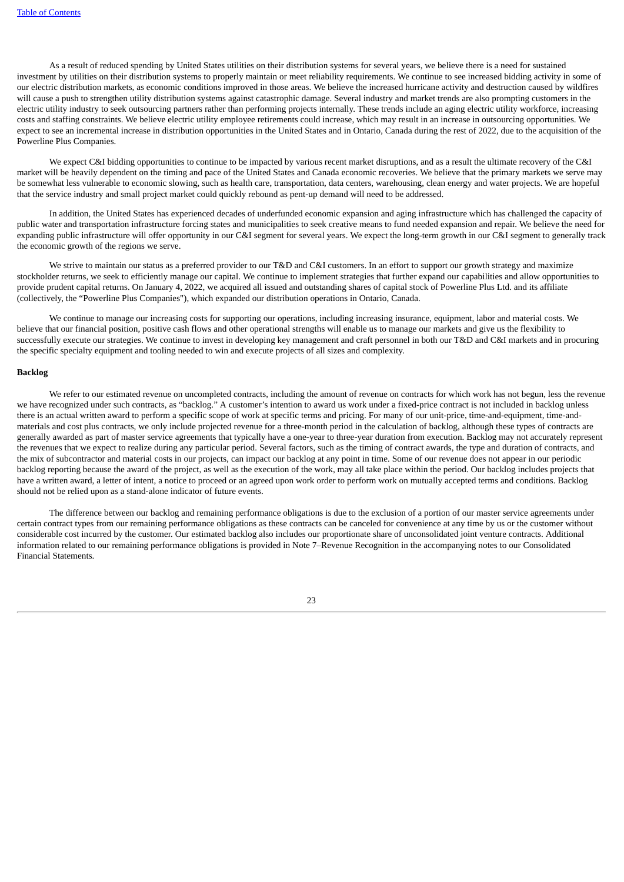As a result of reduced spending by United States utilities on their distribution systems for several years, we believe there is a need for sustained investment by utilities on their distribution systems to properly maintain or meet reliability requirements. We continue to see increased bidding activity in some of our electric distribution markets, as economic conditions improved in those areas. We believe the increased hurricane activity and destruction caused by wildfires will cause a push to strengthen utility distribution systems against catastrophic damage. Several industry and market trends are also prompting customers in the electric utility industry to seek outsourcing partners rather than performing projects internally. These trends include an aging electric utility workforce, increasing costs and staffing constraints. We believe electric utility employee retirements could increase, which may result in an increase in outsourcing opportunities. We expect to see an incremental increase in distribution opportunities in the United States and in Ontario, Canada during the rest of 2022, due to the acquisition of the Powerline Plus Companies.

We expect C&I bidding opportunities to continue to be impacted by various recent market disruptions, and as a result the ultimate recovery of the C&I market will be heavily dependent on the timing and pace of the United States and Canada economic recoveries. We believe that the primary markets we serve may be somewhat less vulnerable to economic slowing, such as health care, transportation, data centers, warehousing, clean energy and water projects. We are hopeful that the service industry and small project market could quickly rebound as pent-up demand will need to be addressed.

In addition, the United States has experienced decades of underfunded economic expansion and aging infrastructure which has challenged the capacity of public water and transportation infrastructure forcing states and municipalities to seek creative means to fund needed expansion and repair. We believe the need for expanding public infrastructure will offer opportunity in our C&I segment for several years. We expect the long-term growth in our C&I segment to generally track the economic growth of the regions we serve.

We strive to maintain our status as a preferred provider to our T&D and C&I customers. In an effort to support our growth strategy and maximize stockholder returns, we seek to efficiently manage our capital. We continue to implement strategies that further expand our capabilities and allow opportunities to provide prudent capital returns. On January 4, 2022, we acquired all issued and outstanding shares of capital stock of Powerline Plus Ltd. and its affiliate (collectively, the "Powerline Plus Companies"), which expanded our distribution operations in Ontario, Canada.

We continue to manage our increasing costs for supporting our operations, including increasing insurance, equipment, labor and material costs. We believe that our financial position, positive cash flows and other operational strengths will enable us to manage our markets and give us the flexibility to successfully execute our strategies. We continue to invest in developing key management and craft personnel in both our T&D and C&I markets and in procuring the specific specialty equipment and tooling needed to win and execute projects of all sizes and complexity.

**Backlog**

We refer to our estimated revenue on uncompleted contracts, including the amount of revenue on contracts for which work has not begun, less the revenue we have recognized under such contracts, as "backlog." A customer's intention to award us work under a fixed-price contract is not included in backlog unless there is an actual written award to perform a specific scope of work at specific terms and pricing. For many of our unit-price, time-and-equipment, time-and-materials and cost plus contracts, we only include projected revenue for a three-month period in the calculation of backlog, although these types of contracts are generally awarded as part of master service agreements that typically have a one-year to three-year duration from execution. Backlog may not accurately represent the revenues that we expect to realize during any particular period. Several factors, such as the timing of contract awards, the type and duration of contracts, and the mix of subcontractor and material costs in our projects, can impact our backlog at any point in time. Some of our revenue does not appear in our periodic backlog reporting because the award of the project, as well as the execution of the work, may all take place within the period. Our backlog includes projects that have a written award, a letter of intent, a notice to proceed or an agreed upon work order to perform work on mutually accepted terms and conditions. Backlog should not be relied upon as a stand-alone indicator of future events.

The difference between our backlog and remaining performance obligations is due to the exclusion of a portion of our master service agreements under certain contract types from our remaining performance obligations as these contracts can be canceled for convenience at any time by us or the customer without considerable cost incurred by the customer. Our estimated backlog also includes our proportionate share of unconsolidated joint venture contracts. Additional information related to our remaining performance obligations is provided in Note 7–Revenue Recognition in the accompanying notes to our Consolidated Financial Statements.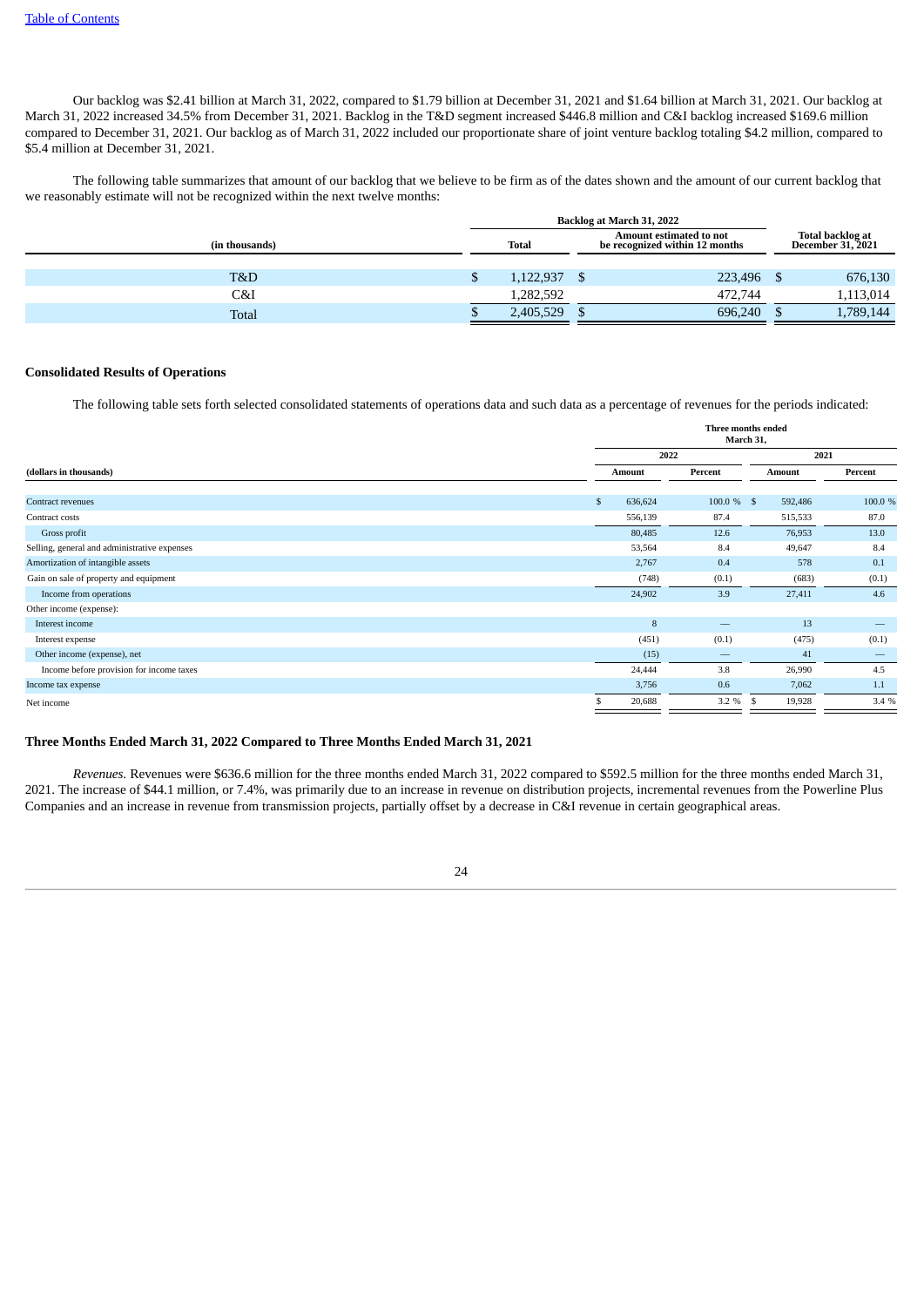Our backlog was $2.41 billion at March 31, 2022, compared to $1.79 billion at December 31, 2021 and $1.64 billion at March 31, 2021. Our backlog at March 31, 2022 increased 34.5% from December 31, 2021. Backlog in the T&D segment increased $446.8 million and C&I backlog increased $169.6 million compared to December 31, 2021. Our backlog as of March 31, 2022 included our proportionate share of joint venture backlog totaling $4.2 million, compared to $5.4 million at December 31, 2021.

The following table summarizes that amount of our backlog that we believe to be firm as of the dates shown and the amount of our current backlog that we reasonably estimate will not be recognized within the next twelve months:

| | Backlog at March 31, 2022 | | |
|---|---|---|---|
| (in thousands) | Total | Amount estimated to not be recognized within 12 months | Total backlog at December 31, 2021 |
| T&D | $ 1,122,937 | $ 223,496 | $ 676,130 |
| C&I | 1,282,592 | 472,744 | 1,113,014 |
| Total | $ 2,405,529 | $ 696,240 | $ 1,789,144 |

**Consolidated Results of Operations**

The following table sets forth selected consolidated statements of operations data and such data as a percentage of revenues for the periods indicated:

| | Three months ended March 31, | | | |
|---|---|---|---|---|
| | 2022 | | 2021 | |
| (dollars in thousands) | Amount | Percent | Amount | Percent |
| Contract revenues | $ 636,624 | 100.0 % | $ 592,486 | 100.0 % |
| Contract costs | 556,139 | 87.4 | 515,533 | 87.0 |
| Gross profit | 80,485 | 12.6 | 76,953 | 13.0 |
| Selling, general and administrative expenses | 53,564 | 8.4 | 49,647 | 8.4 |
| Amortization of intangible assets | 2,767 | 0.4 | 578 | 0.1 |
| Gain on sale of property and equipment | (748) | (0.1) | (683) | (0.1) |
| Income from operations | 24,902 | 3.9 | 27,411 | 4.6 |
| Other income (expense): | | | | |
| Interest income | 8 | — | 13 | — |
| Interest expense | (451) | (0.1) | (475) | (0.1) |
| Other income (expense), net | (15) | — | 41 | — |
| Income before provision for income taxes | 24,444 | 3.8 | 26,990 | 4.5 |
| Income tax expense | 3,756 | 0.6 | 7,062 | 1.1 |
| Net income | $ 20,688 | 3.2 % | $ 19,928 | 3.4 % |

**Three Months Ended March 31, 2022 Compared to Three Months Ended March 31, 2021**

*Revenues.* Revenues were $636.6 million for the three months ended March 31, 2022 compared to $592.5 million for the three months ended March 31, 2021. The increase of $44.1 million, or 7.4%, was primarily due to an increase in revenue on distribution projects, incremental revenues from the Powerline Plus Companies and an increase in revenue from transmission projects, partially offset by a decrease in C&I revenue in certain geographical areas.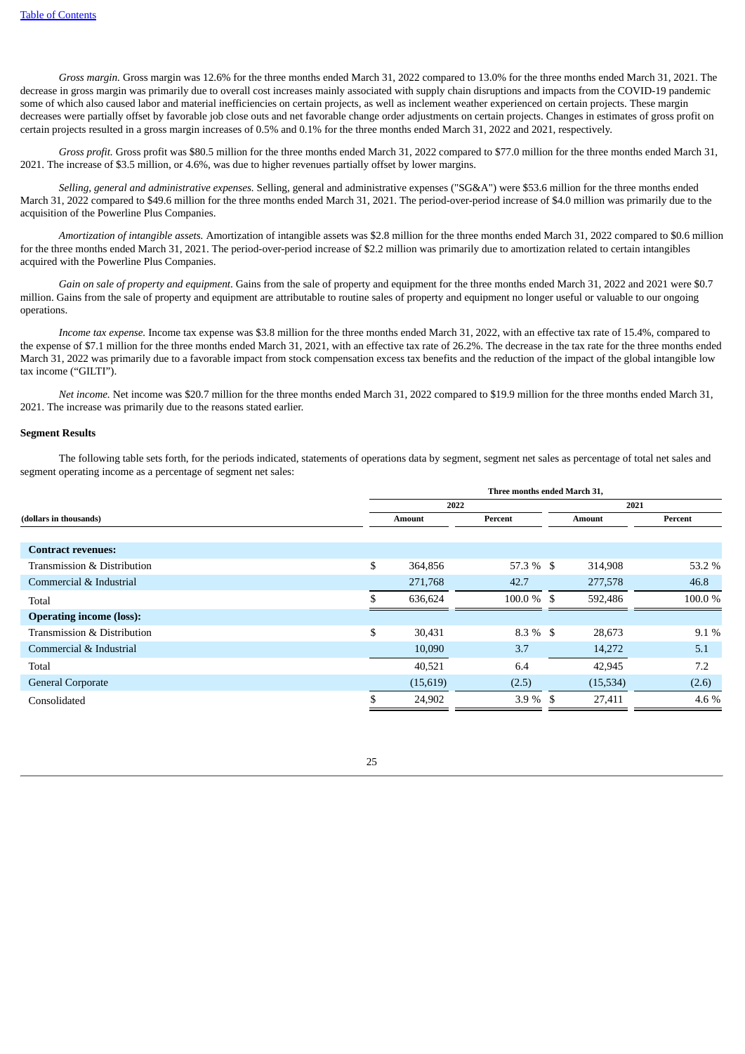*Gross margin.* Gross margin was 12.6% for the three months ended March 31, 2022 compared to 13.0% for the three months ended March 31, 2021. The decrease in gross margin was primarily due to overall cost increases mainly associated with supply chain disruptions and impacts from the COVID-19 pandemic some of which also caused labor and material inefficiencies on certain projects, as well as inclement weather experienced on certain projects. These margin decreases were partially offset by favorable job close outs and net favorable change order adjustments on certain projects. Changes in estimates of gross profit on certain projects resulted in a gross margin increases of 0.5% and 0.1% for the three months ended March 31, 2022 and 2021, respectively.

*Gross profit.* Gross profit was $80.5 million for the three months ended March 31, 2022 compared to $77.0 million for the three months ended March 31, 2021. The increase of $3.5 million, or 4.6%, was due to higher revenues partially offset by lower margins.

*Selling, general and administrative expenses.* Selling, general and administrative expenses ("SG&A") were $53.6 million for the three months ended March 31, 2022 compared to $49.6 million for the three months ended March 31, 2021. The period-over-period increase of $4.0 million was primarily due to the acquisition of the Powerline Plus Companies.

*Amortization of intangible assets.* Amortization of intangible assets was $2.8 million for the three months ended March 31, 2022 compared to $0.6 million for the three months ended March 31, 2021. The period-over-period increase of $2.2 million was primarily due to amortization related to certain intangibles acquired with the Powerline Plus Companies.

*Gain on sale of property and equipment*. Gains from the sale of property and equipment for the three months ended March 31, 2022 and 2021 were $0.7 million. Gains from the sale of property and equipment are attributable to routine sales of property and equipment no longer useful or valuable to our ongoing operations.

*Income tax expense.* Income tax expense was $3.8 million for the three months ended March 31, 2022, with an effective tax rate of 15.4%, compared to the expense of $7.1 million for the three months ended March 31, 2021, with an effective tax rate of 26.2%. The decrease in the tax rate for the three months ended March 31, 2022 was primarily due to a favorable impact from stock compensation excess tax benefits and the reduction of the impact of the global intangible low tax income ("GILTI").

*Net income.* Net income was $20.7 million for the three months ended March 31, 2022 compared to $19.9 million for the three months ended March 31, 2021. The increase was primarily due to the reasons stated earlier.

**Segment Results**

The following table sets forth, for the periods indicated, statements of operations data by segment, segment net sales as percentage of total net sales and segment operating income as a percentage of segment net sales:

| | Three months ended March 31, | | | |
|---|---|---|---|---|
| | 2022 | | 2021 | |
| (dollars in thousands) | Amount | Percent | Amount | Percent |
| **Contract revenues:** | | | | |
| Transmission & Distribution | $ 364,856 | 57.3 % | $ 314,908 | 53.2 % |
| Commercial & Industrial | 271,768 | 42.7 | 277,578 | 46.8 |
| Total | $ 636,624 | 100.0 % | $ 592,486 | 100.0 % |
| **Operating income (loss):** | | | | |
| Transmission & Distribution | $ 30,431 | 8.3 % | $ 28,673 | 9.1 % |
| Commercial & Industrial | 10,090 | 3.7 | 14,272 | 5.1 |
| Total | 40,521 | 6.4 | 42,945 | 7.2 |
| General Corporate | (15,619) | (2.5) | (15,534) | (2.6) |
| Consolidated | $ 24,902 | 3.9 % | $ 27,411 | 4.6 % |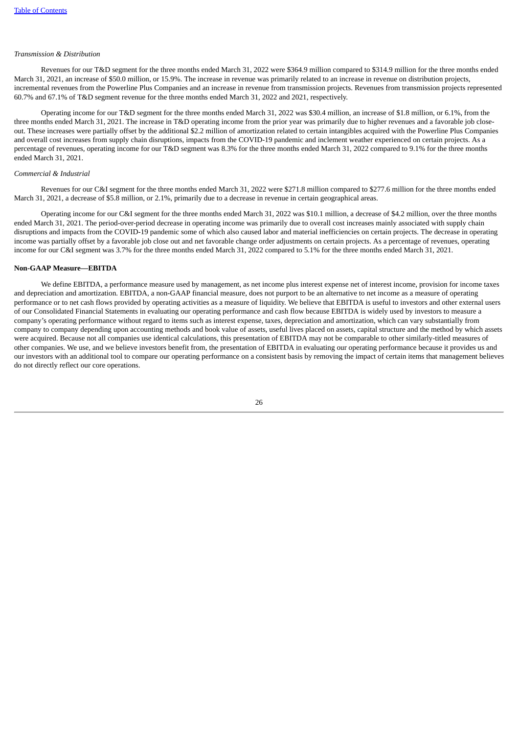*Transmission & Distribution*

Revenues for our T&D segment for the three months ended March 31, 2022 were $364.9 million compared to $314.9 million for the three months ended March 31, 2021, an increase of $50.0 million, or 15.9%. The increase in revenue was primarily related to an increase in revenue on distribution projects, incremental revenues from the Powerline Plus Companies and an increase in revenue from transmission projects. Revenues from transmission projects represented 60.7% and 67.1% of T&D segment revenue for the three months ended March 31, 2022 and 2021, respectively.

Operating income for our T&D segment for the three months ended March 31, 2022 was $30.4 million, an increase of $1.8 million, or 6.1%, from the three months ended March 31, 2021. The increase in T&D operating income from the prior year was primarily due to higher revenues and a favorable job close-out. These increases were partially offset by the additional $2.2 million of amortization related to certain intangibles acquired with the Powerline Plus Companies and overall cost increases from supply chain disruptions, impacts from the COVID-19 pandemic and inclement weather experienced on certain projects. As a percentage of revenues, operating income for our T&D segment was 8.3% for the three months ended March 31, 2022 compared to 9.1% for the three months ended March 31, 2021.

*Commercial & Industrial*

Revenues for our C&I segment for the three months ended March 31, 2022 were $271.8 million compared to $277.6 million for the three months ended March 31, 2021, a decrease of $5.8 million, or 2.1%, primarily due to a decrease in revenue in certain geographical areas.

Operating income for our C&I segment for the three months ended March 31, 2022 was $10.1 million, a decrease of $4.2 million, over the three months ended March 31, 2021. The period-over-period decrease in operating income was primarily due to overall cost increases mainly associated with supply chain disruptions and impacts from the COVID-19 pandemic some of which also caused labor and material inefficiencies on certain projects. The decrease in operating income was partially offset by a favorable job close out and net favorable change order adjustments on certain projects. As a percentage of revenues, operating income for our C&I segment was 3.7% for the three months ended March 31, 2022 compared to 5.1% for the three months ended March 31, 2021.

**Non-GAAP Measure—EBITDA**

We define EBITDA, a performance measure used by management, as net income plus interest expense net of interest income, provision for income taxes and depreciation and amortization. EBITDA, a non-GAAP financial measure, does not purport to be an alternative to net income as a measure of operating performance or to net cash flows provided by operating activities as a measure of liquidity. We believe that EBITDA is useful to investors and other external users of our Consolidated Financial Statements in evaluating our operating performance and cash flow because EBITDA is widely used by investors to measure a company's operating performance without regard to items such as interest expense, taxes, depreciation and amortization, which can vary substantially from company to company depending upon accounting methods and book value of assets, useful lives placed on assets, capital structure and the method by which assets were acquired. Because not all companies use identical calculations, this presentation of EBITDA may not be comparable to other similarly-titled measures of other companies. We use, and we believe investors benefit from, the presentation of EBITDA in evaluating our operating performance because it provides us and our investors with an additional tool to compare our operating performance on a consistent basis by removing the impact of certain items that management believes do not directly reflect our core operations.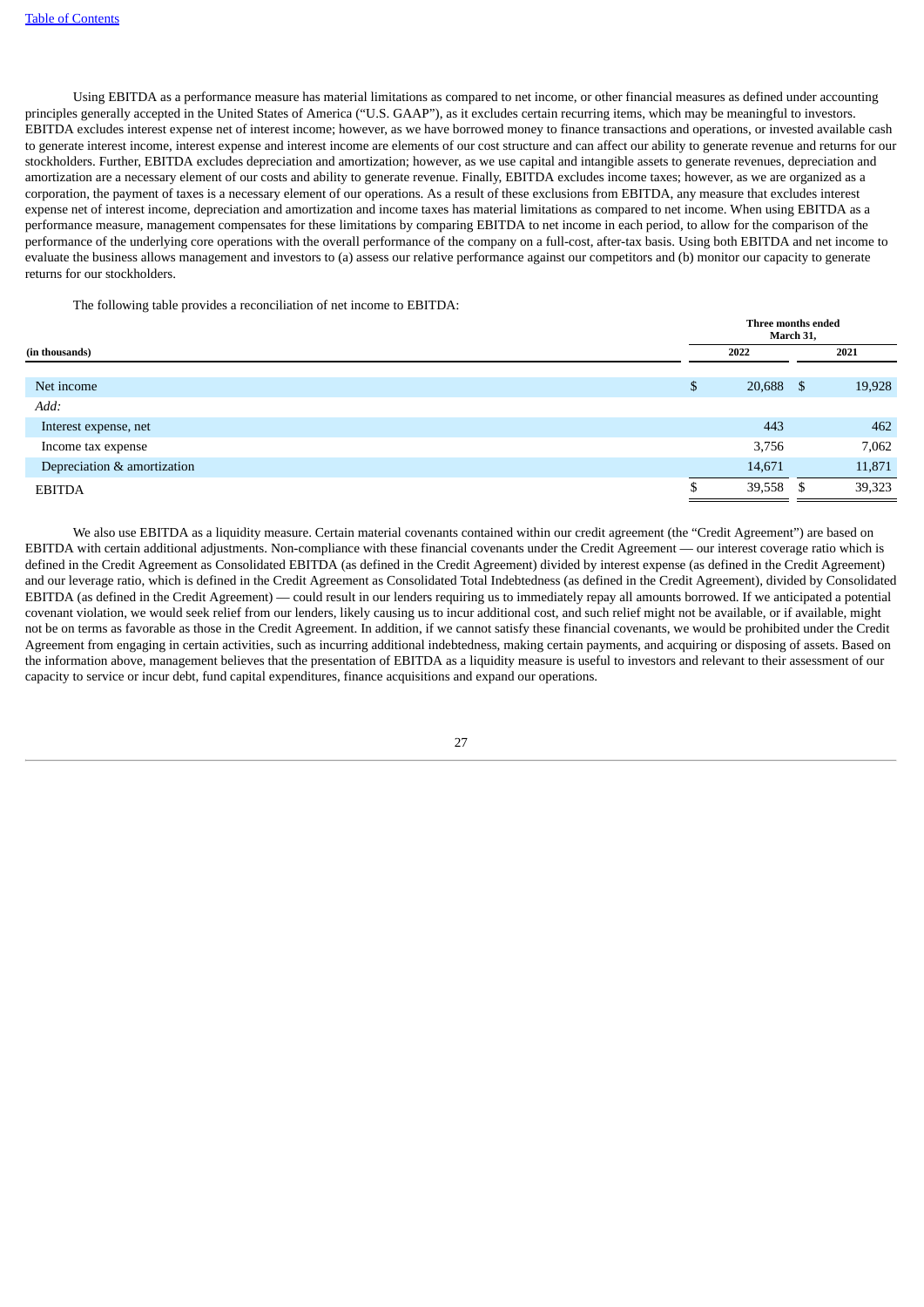Using EBITDA as a performance measure has material limitations as compared to net income, or other financial measures as defined under accounting principles generally accepted in the United States of America ("U.S. GAAP"), as it excludes certain recurring items, which may be meaningful to investors. EBITDA excludes interest expense net of interest income; however, as we have borrowed money to finance transactions and operations, or invested available cash to generate interest income, interest expense and interest income are elements of our cost structure and can affect our ability to generate revenue and returns for our stockholders. Further, EBITDA excludes depreciation and amortization; however, as we use capital and intangible assets to generate revenues, depreciation and amortization are a necessary element of our costs and ability to generate revenue. Finally, EBITDA excludes income taxes; however, as we are organized as a corporation, the payment of taxes is a necessary element of our operations. As a result of these exclusions from EBITDA, any measure that excludes interest expense net of interest income, depreciation and amortization and income taxes has material limitations as compared to net income. When using EBITDA as a performance measure, management compensates for these limitations by comparing EBITDA to net income in each period, to allow for the comparison of the performance of the underlying core operations with the overall performance of the company on a full-cost, after-tax basis. Using both EBITDA and net income to evaluate the business allows management and investors to (a) assess our relative performance against our competitors and (b) monitor our capacity to generate returns for our stockholders.

The following table provides a reconciliation of net income to EBITDA:

| (in thousands) | Three months ended March 31, 2022 | Three months ended March 31, 2021 |
|---|---|---|
| Net income | $ 20,688 | $ 19,928 |
| *Add:* | | |
| Interest expense, net | 443 | 462 |
| Income tax expense | 3,756 | 7,062 |
| Depreciation & amortization | 14,671 | 11,871 |
| EBITDA | $ 39,558 | $ 39,323 |

We also use EBITDA as a liquidity measure. Certain material covenants contained within our credit agreement (the "Credit Agreement") are based on EBITDA with certain additional adjustments. Non-compliance with these financial covenants under the Credit Agreement — our interest coverage ratio which is defined in the Credit Agreement as Consolidated EBITDA (as defined in the Credit Agreement) divided by interest expense (as defined in the Credit Agreement) and our leverage ratio, which is defined in the Credit Agreement as Consolidated Total Indebtedness (as defined in the Credit Agreement), divided by Consolidated EBITDA (as defined in the Credit Agreement) — could result in our lenders requiring us to immediately repay all amounts borrowed. If we anticipated a potential covenant violation, we would seek relief from our lenders, likely causing us to incur additional cost, and such relief might not be available, or if available, might not be on terms as favorable as those in the Credit Agreement. In addition, if we cannot satisfy these financial covenants, we would be prohibited under the Credit Agreement from engaging in certain activities, such as incurring additional indebtedness, making certain payments, and acquiring or disposing of assets. Based on the information above, management believes that the presentation of EBITDA as a liquidity measure is useful to investors and relevant to their assessment of our capacity to service or incur debt, fund capital expenditures, finance acquisitions and expand our operations.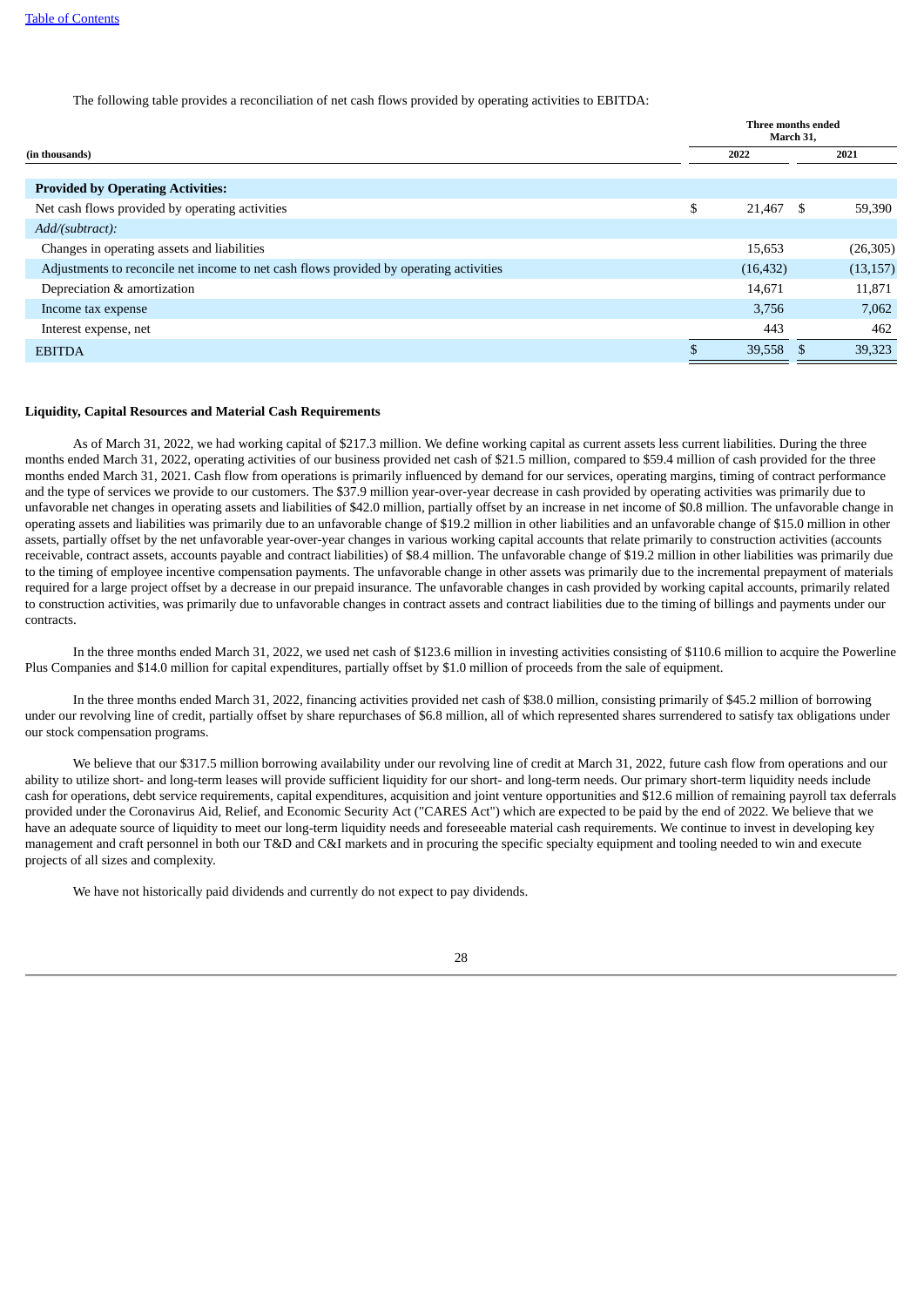The following table provides a reconciliation of net cash flows provided by operating activities to EBITDA:

| (in thousands) | Three months ended March 31, 2022 | Three months ended March 31, 2021 |
|---|---|---|
| **Provided by Operating Activities:** | | |
| Net cash flows provided by operating activities | $ 21,467 | $ 59,390 |
| *Add/(subtract):* | | |
| Changes in operating assets and liabilities | 15,653 | (26,305) |
| Adjustments to reconcile net income to net cash flows provided by operating activities | (16,432) | (13,157) |
| Depreciation & amortization | 14,671 | 11,871 |
| Income tax expense | 3,756 | 7,062 |
| Interest expense, net | 443 | 462 |
| EBITDA | $ 39,558 | $ 39,323 |

**Liquidity, Capital Resources and Material Cash Requirements**

As of March 31, 2022, we had working capital of $217.3 million. We define working capital as current assets less current liabilities. During the three months ended March 31, 2022, operating activities of our business provided net cash of $21.5 million, compared to $59.4 million of cash provided for the three months ended March 31, 2021. Cash flow from operations is primarily influenced by demand for our services, operating margins, timing of contract performance and the type of services we provide to our customers. The $37.9 million year-over-year decrease in cash provided by operating activities was primarily due to unfavorable net changes in operating assets and liabilities of $42.0 million, partially offset by an increase in net income of $0.8 million. The unfavorable change in operating assets and liabilities was primarily due to an unfavorable change of $19.2 million in other liabilities and an unfavorable change of $15.0 million in other assets, partially offset by the net unfavorable year-over-year changes in various working capital accounts that relate primarily to construction activities (accounts receivable, contract assets, accounts payable and contract liabilities) of $8.4 million. The unfavorable change of $19.2 million in other liabilities was primarily due to the timing of employee incentive compensation payments. The unfavorable change in other assets was primarily due to the incremental prepayment of materials required for a large project offset by a decrease in our prepaid insurance. The unfavorable changes in cash provided by working capital accounts, primarily related to construction activities, was primarily due to unfavorable changes in contract assets and contract liabilities due to the timing of billings and payments under our contracts.

In the three months ended March 31, 2022, we used net cash of $123.6 million in investing activities consisting of $110.6 million to acquire the Powerline Plus Companies and $14.0 million for capital expenditures, partially offset by $1.0 million of proceeds from the sale of equipment.

In the three months ended March 31, 2022, financing activities provided net cash of $38.0 million, consisting primarily of $45.2 million of borrowing under our revolving line of credit, partially offset by share repurchases of $6.8 million, all of which represented shares surrendered to satisfy tax obligations under our stock compensation programs.

We believe that our $317.5 million borrowing availability under our revolving line of credit at March 31, 2022, future cash flow from operations and our ability to utilize short- and long-term leases will provide sufficient liquidity for our short- and long-term needs. Our primary short-term liquidity needs include cash for operations, debt service requirements, capital expenditures, acquisition and joint venture opportunities and $12.6 million of remaining payroll tax deferrals provided under the Coronavirus Aid, Relief, and Economic Security Act ("CARES Act") which are expected to be paid by the end of 2022. We believe that we have an adequate source of liquidity to meet our long-term liquidity needs and foreseeable material cash requirements. We continue to invest in developing key management and craft personnel in both our T&D and C&I markets and in procuring the specific specialty equipment and tooling needed to win and execute projects of all sizes and complexity.

We have not historically paid dividends and currently do not expect to pay dividends.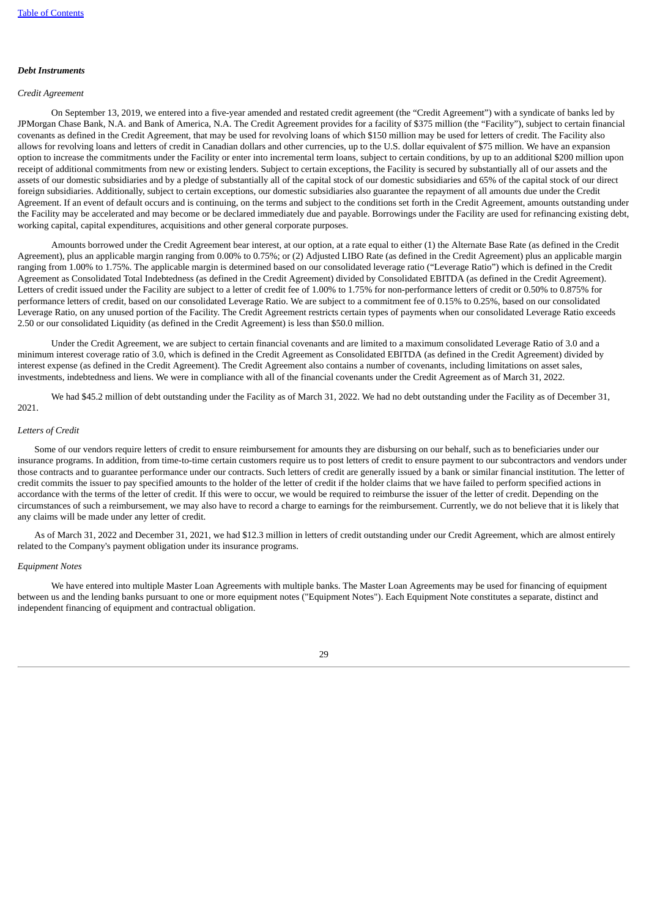### ***Debt Instruments***

*Credit Agreement*

On September 13, 2019, we entered into a five-year amended and restated credit agreement (the "Credit Agreement") with a syndicate of banks led by JPMorgan Chase Bank, N.A. and Bank of America, N.A. The Credit Agreement provides for a facility of $375 million (the "Facility"), subject to certain financial covenants as defined in the Credit Agreement, that may be used for revolving loans of which $150 million may be used for letters of credit. The Facility also allows for revolving loans and letters of credit in Canadian dollars and other currencies, up to the U.S. dollar equivalent of $75 million. We have an expansion option to increase the commitments under the Facility or enter into incremental term loans, subject to certain conditions, by up to an additional $200 million upon receipt of additional commitments from new or existing lenders. Subject to certain exceptions, the Facility is secured by substantially all of our assets and the assets of our domestic subsidiaries and by a pledge of substantially all of the capital stock of our domestic subsidiaries and 65% of the capital stock of our direct foreign subsidiaries. Additionally, subject to certain exceptions, our domestic subsidiaries also guarantee the repayment of all amounts due under the Credit Agreement. If an event of default occurs and is continuing, on the terms and subject to the conditions set forth in the Credit Agreement, amounts outstanding under the Facility may be accelerated and may become or be declared immediately due and payable. Borrowings under the Facility are used for refinancing existing debt, working capital, capital expenditures, acquisitions and other general corporate purposes.

Amounts borrowed under the Credit Agreement bear interest, at our option, at a rate equal to either (1) the Alternate Base Rate (as defined in the Credit Agreement), plus an applicable margin ranging from 0.00% to 0.75%; or (2) Adjusted LIBO Rate (as defined in the Credit Agreement) plus an applicable margin ranging from 1.00% to 1.75%. The applicable margin is determined based on our consolidated leverage ratio ("Leverage Ratio") which is defined in the Credit Agreement as Consolidated Total Indebtedness (as defined in the Credit Agreement) divided by Consolidated EBITDA (as defined in the Credit Agreement). Letters of credit issued under the Facility are subject to a letter of credit fee of 1.00% to 1.75% for non-performance letters of credit or 0.50% to 0.875% for performance letters of credit, based on our consolidated Leverage Ratio. We are subject to a commitment fee of 0.15% to 0.25%, based on our consolidated Leverage Ratio, on any unused portion of the Facility. The Credit Agreement restricts certain types of payments when our consolidated Leverage Ratio exceeds 2.50 or our consolidated Liquidity (as defined in the Credit Agreement) is less than $50.0 million.

Under the Credit Agreement, we are subject to certain financial covenants and are limited to a maximum consolidated Leverage Ratio of 3.0 and a minimum interest coverage ratio of 3.0, which is defined in the Credit Agreement as Consolidated EBITDA (as defined in the Credit Agreement) divided by interest expense (as defined in the Credit Agreement). The Credit Agreement also contains a number of covenants, including limitations on asset sales, investments, indebtedness and liens. We were in compliance with all of the financial covenants under the Credit Agreement as of March 31, 2022.

We had $45.2 million of debt outstanding under the Facility as of March 31, 2022. We had no debt outstanding under the Facility as of December 31, 2021.

*Letters of Credit*

Some of our vendors require letters of credit to ensure reimbursement for amounts they are disbursing on our behalf, such as to beneficiaries under our insurance programs. In addition, from time-to-time certain customers require us to post letters of credit to ensure payment to our subcontractors and vendors under those contracts and to guarantee performance under our contracts. Such letters of credit are generally issued by a bank or similar financial institution. The letter of credit commits the issuer to pay specified amounts to the holder of the letter of credit if the holder claims that we have failed to perform specified actions in accordance with the terms of the letter of credit. If this were to occur, we would be required to reimburse the issuer of the letter of credit. Depending on the circumstances of such a reimbursement, we may also have to record a charge to earnings for the reimbursement. Currently, we do not believe that it is likely that any claims will be made under any letter of credit.

As of March 31, 2022 and December 31, 2021, we had $12.3 million in letters of credit outstanding under our Credit Agreement, which are almost entirely related to the Company's payment obligation under its insurance programs.

*Equipment Notes*

We have entered into multiple Master Loan Agreements with multiple banks. The Master Loan Agreements may be used for financing of equipment between us and the lending banks pursuant to one or more equipment notes ("Equipment Notes"). Each Equipment Note constitutes a separate, distinct and independent financing of equipment and contractual obligation.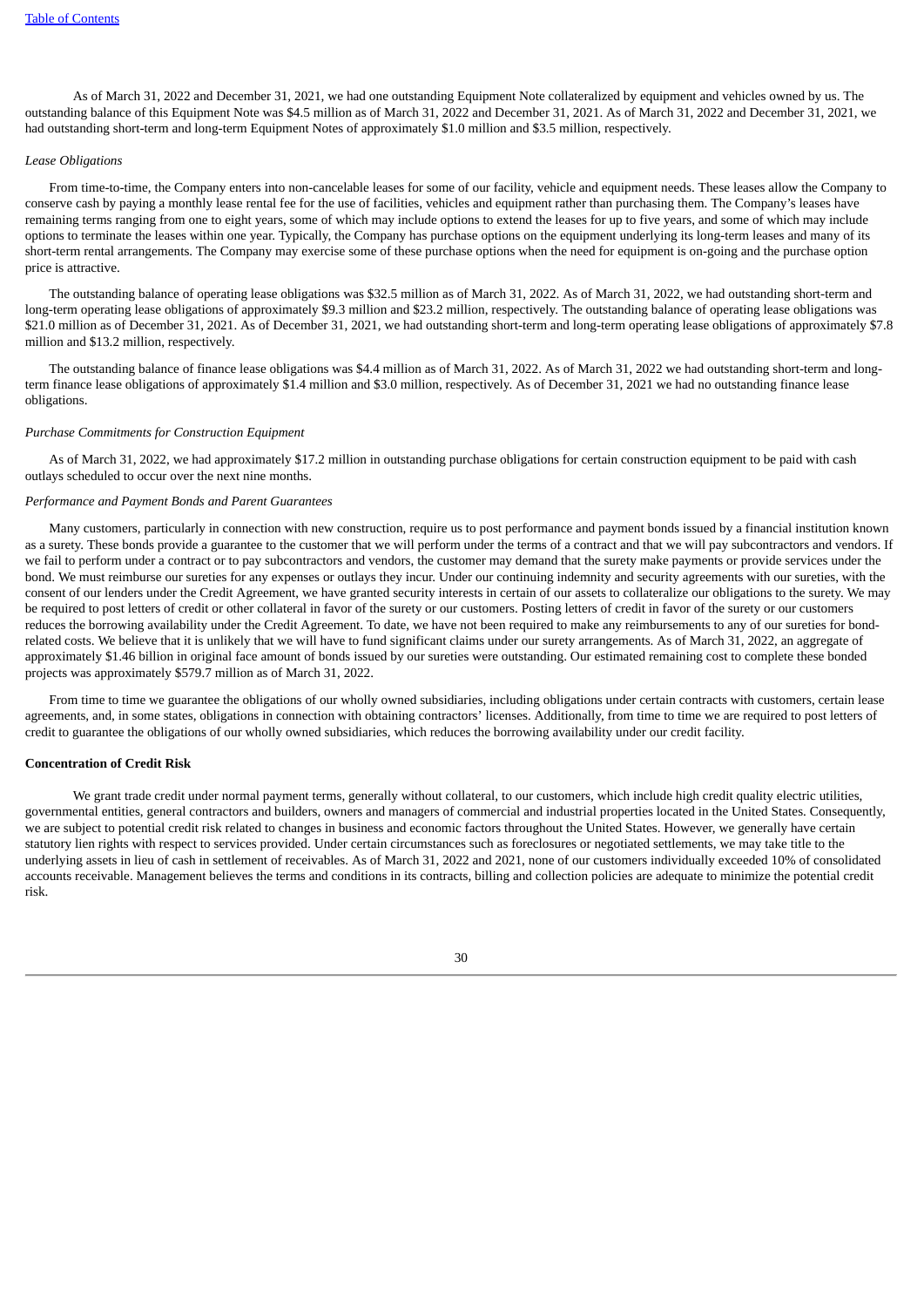As of March 31, 2022 and December 31, 2021, we had one outstanding Equipment Note collateralized by equipment and vehicles owned by us. The outstanding balance of this Equipment Note was $4.5 million as of March 31, 2022 and December 31, 2021. As of March 31, 2022 and December 31, 2021, we had outstanding short-term and long-term Equipment Notes of approximately $1.0 million and $3.5 million, respectively.

*Lease Obligations*

From time-to-time, the Company enters into non-cancelable leases for some of our facility, vehicle and equipment needs. These leases allow the Company to conserve cash by paying a monthly lease rental fee for the use of facilities, vehicles and equipment rather than purchasing them. The Company's leases have remaining terms ranging from one to eight years, some of which may include options to extend the leases for up to five years, and some of which may include options to terminate the leases within one year. Typically, the Company has purchase options on the equipment underlying its long-term leases and many of its short-term rental arrangements. The Company may exercise some of these purchase options when the need for equipment is on-going and the purchase option price is attractive.

The outstanding balance of operating lease obligations was $32.5 million as of March 31, 2022. As of March 31, 2022, we had outstanding short-term and long-term operating lease obligations of approximately $9.3 million and $23.2 million, respectively. The outstanding balance of operating lease obligations was $21.0 million as of December 31, 2021. As of December 31, 2021, we had outstanding short-term and long-term operating lease obligations of approximately $7.8 million and $13.2 million, respectively.

The outstanding balance of finance lease obligations was $4.4 million as of March 31, 2022. As of March 31, 2022 we had outstanding short-term and long-term finance lease obligations of approximately $1.4 million and $3.0 million, respectively. As of December 31, 2021 we had no outstanding finance lease obligations.

*Purchase Commitments for Construction Equipment*

As of March 31, 2022, we had approximately $17.2 million in outstanding purchase obligations for certain construction equipment to be paid with cash outlays scheduled to occur over the next nine months.

*Performance and Payment Bonds and Parent Guarantees*

Many customers, particularly in connection with new construction, require us to post performance and payment bonds issued by a financial institution known as a surety. These bonds provide a guarantee to the customer that we will perform under the terms of a contract and that we will pay subcontractors and vendors. If we fail to perform under a contract or to pay subcontractors and vendors, the customer may demand that the surety make payments or provide services under the bond. We must reimburse our sureties for any expenses or outlays they incur. Under our continuing indemnity and security agreements with our sureties, with the consent of our lenders under the Credit Agreement, we have granted security interests in certain of our assets to collateralize our obligations to the surety. We may be required to post letters of credit or other collateral in favor of the surety or our customers. Posting letters of credit in favor of the surety or our customers reduces the borrowing availability under the Credit Agreement. To date, we have not been required to make any reimbursements to any of our sureties for bond-related costs. We believe that it is unlikely that we will have to fund significant claims under our surety arrangements. As of March 31, 2022, an aggregate of approximately $1.46 billion in original face amount of bonds issued by our sureties were outstanding. Our estimated remaining cost to complete these bonded projects was approximately $579.7 million as of March 31, 2022.

From time to time we guarantee the obligations of our wholly owned subsidiaries, including obligations under certain contracts with customers, certain lease agreements, and, in some states, obligations in connection with obtaining contractors' licenses. Additionally, from time to time we are required to post letters of credit to guarantee the obligations of our wholly owned subsidiaries, which reduces the borrowing availability under our credit facility.

**Concentration of Credit Risk**

We grant trade credit under normal payment terms, generally without collateral, to our customers, which include high credit quality electric utilities, governmental entities, general contractors and builders, owners and managers of commercial and industrial properties located in the United States. Consequently, we are subject to potential credit risk related to changes in business and economic factors throughout the United States. However, we generally have certain statutory lien rights with respect to services provided. Under certain circumstances such as foreclosures or negotiated settlements, we may take title to the underlying assets in lieu of cash in settlement of receivables. As of March 31, 2022 and 2021, none of our customers individually exceeded 10% of consolidated accounts receivable. Management believes the terms and conditions in its contracts, billing and collection policies are adequate to minimize the potential credit risk.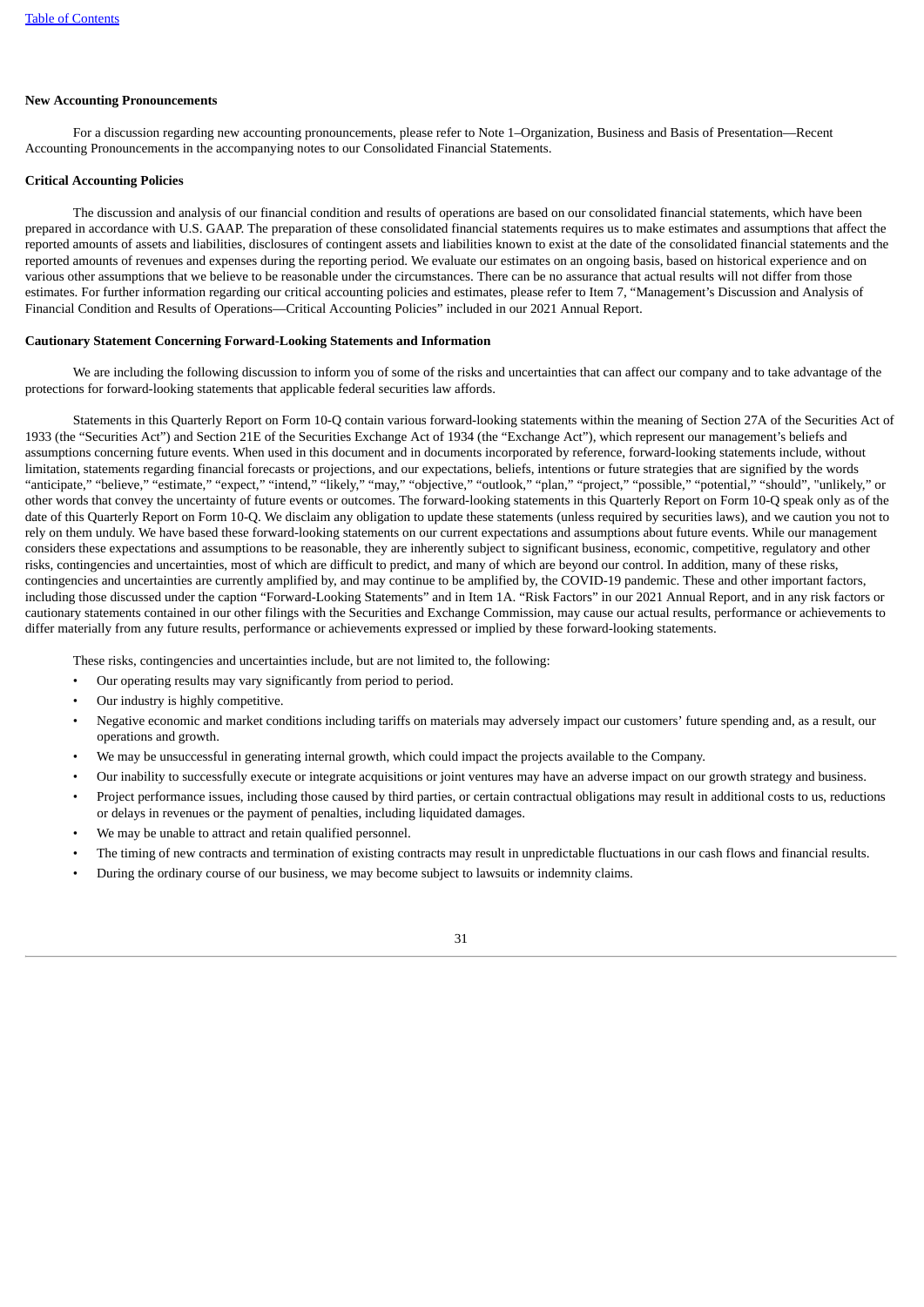**New Accounting Pronouncements**

For a discussion regarding new accounting pronouncements, please refer to Note 1–Organization, Business and Basis of Presentation—Recent Accounting Pronouncements in the accompanying notes to our Consolidated Financial Statements.

**Critical Accounting Policies**

The discussion and analysis of our financial condition and results of operations are based on our consolidated financial statements, which have been prepared in accordance with U.S. GAAP. The preparation of these consolidated financial statements requires us to make estimates and assumptions that affect the reported amounts of assets and liabilities, disclosures of contingent assets and liabilities known to exist at the date of the consolidated financial statements and the reported amounts of revenues and expenses during the reporting period. We evaluate our estimates on an ongoing basis, based on historical experience and on various other assumptions that we believe to be reasonable under the circumstances. There can be no assurance that actual results will not differ from those estimates. For further information regarding our critical accounting policies and estimates, please refer to Item 7, "Management's Discussion and Analysis of Financial Condition and Results of Operations—Critical Accounting Policies" included in our 2021 Annual Report.

**Cautionary Statement Concerning Forward-Looking Statements and Information**

We are including the following discussion to inform you of some of the risks and uncertainties that can affect our company and to take advantage of the protections for forward-looking statements that applicable federal securities law affords.

Statements in this Quarterly Report on Form 10-Q contain various forward-looking statements within the meaning of Section 27A of the Securities Act of 1933 (the "Securities Act") and Section 21E of the Securities Exchange Act of 1934 (the "Exchange Act"), which represent our management's beliefs and assumptions concerning future events. When used in this document and in documents incorporated by reference, forward-looking statements include, without limitation, statements regarding financial forecasts or projections, and our expectations, beliefs, intentions or future strategies that are signified by the words "anticipate," "believe," "estimate," "expect," "intend," "likely," "may," "objective," "outlook," "plan," "project," "possible," "potential," "should", "unlikely," or other words that convey the uncertainty of future events or outcomes. The forward-looking statements in this Quarterly Report on Form 10-Q speak only as of the date of this Quarterly Report on Form 10-Q. We disclaim any obligation to update these statements (unless required by securities laws), and we caution you not to rely on them unduly. We have based these forward-looking statements on our current expectations and assumptions about future events. While our management considers these expectations and assumptions to be reasonable, they are inherently subject to significant business, economic, competitive, regulatory and other risks, contingencies and uncertainties, most of which are difficult to predict, and many of which are beyond our control. In addition, many of these risks, contingencies and uncertainties are currently amplified by, and may continue to be amplified by, the COVID-19 pandemic. These and other important factors, including those discussed under the caption "Forward-Looking Statements" and in Item 1A. "Risk Factors" in our 2021 Annual Report, and in any risk factors or cautionary statements contained in our other filings with the Securities and Exchange Commission, may cause our actual results, performance or achievements to differ materially from any future results, performance or achievements expressed or implied by these forward-looking statements.

These risks, contingencies and uncertainties include, but are not limited to, the following:

- Our operating results may vary significantly from period to period.
- Our industry is highly competitive.
- Negative economic and market conditions including tariffs on materials may adversely impact our customers' future spending and, as a result, our operations and growth.
- We may be unsuccessful in generating internal growth, which could impact the projects available to the Company.
- Our inability to successfully execute or integrate acquisitions or joint ventures may have an adverse impact on our growth strategy and business.
- Project performance issues, including those caused by third parties, or certain contractual obligations may result in additional costs to us, reductions or delays in revenues or the payment of penalties, including liquidated damages.
- We may be unable to attract and retain qualified personnel.
- The timing of new contracts and termination of existing contracts may result in unpredictable fluctuations in our cash flows and financial results.
- During the ordinary course of our business, we may become subject to lawsuits or indemnity claims.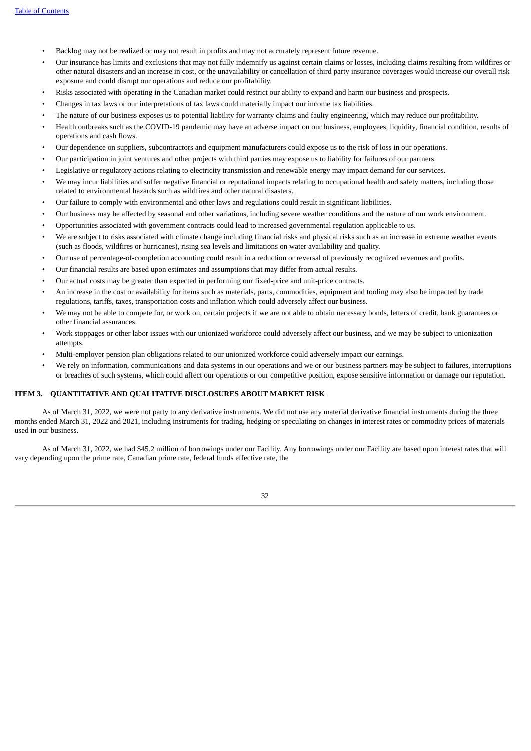- Backlog may not be realized or may not result in profits and may not accurately represent future revenue.
- Our insurance has limits and exclusions that may not fully indemnify us against certain claims or losses, including claims resulting from wildfires or other natural disasters and an increase in cost, or the unavailability or cancellation of third party insurance coverages would increase our overall risk exposure and could disrupt our operations and reduce our profitability.
- Risks associated with operating in the Canadian market could restrict our ability to expand and harm our business and prospects.
- Changes in tax laws or our interpretations of tax laws could materially impact our income tax liabilities.
- The nature of our business exposes us to potential liability for warranty claims and faulty engineering, which may reduce our profitability.
- Health outbreaks such as the COVID-19 pandemic may have an adverse impact on our business, employees, liquidity, financial condition, results of operations and cash flows.
- Our dependence on suppliers, subcontractors and equipment manufacturers could expose us to the risk of loss in our operations.
- Our participation in joint ventures and other projects with third parties may expose us to liability for failures of our partners.
- Legislative or regulatory actions relating to electricity transmission and renewable energy may impact demand for our services.
- We may incur liabilities and suffer negative financial or reputational impacts relating to occupational health and safety matters, including those related to environmental hazards such as wildfires and other natural disasters.
- Our failure to comply with environmental and other laws and regulations could result in significant liabilities.
- Our business may be affected by seasonal and other variations, including severe weather conditions and the nature of our work environment.
- Opportunities associated with government contracts could lead to increased governmental regulation applicable to us.
- We are subject to risks associated with climate change including financial risks and physical risks such as an increase in extreme weather events (such as floods, wildfires or hurricanes), rising sea levels and limitations on water availability and quality.
- Our use of percentage-of-completion accounting could result in a reduction or reversal of previously recognized revenues and profits.
- Our financial results are based upon estimates and assumptions that may differ from actual results.
- Our actual costs may be greater than expected in performing our fixed-price and unit-price contracts.
- An increase in the cost or availability for items such as materials, parts, commodities, equipment and tooling may also be impacted by trade regulations, tariffs, taxes, transportation costs and inflation which could adversely affect our business.
- We may not be able to compete for, or work on, certain projects if we are not able to obtain necessary bonds, letters of credit, bank guarantees or other financial assurances.
- Work stoppages or other labor issues with our unionized workforce could adversely affect our business, and we may be subject to unionization attempts.
- Multi-employer pension plan obligations related to our unionized workforce could adversely impact our earnings.
- We rely on information, communications and data systems in our operations and we or our business partners may be subject to failures, interruptions or breaches of such systems, which could affect our operations or our competitive position, expose sensitive information or damage our reputation.

## ITEM 3. QUANTITATIVE AND QUALITATIVE DISCLOSURES ABOUT MARKET RISK

As of March 31, 2022, we were not party to any derivative instruments. We did not use any material derivative financial instruments during the three months ended March 31, 2022 and 2021, including instruments for trading, hedging or speculating on changes in interest rates or commodity prices of materials used in our business.

As of March 31, 2022, we had $45.2 million of borrowings under our Facility. Any borrowings under our Facility are based upon interest rates that will vary depending upon the prime rate, Canadian prime rate, federal funds effective rate, the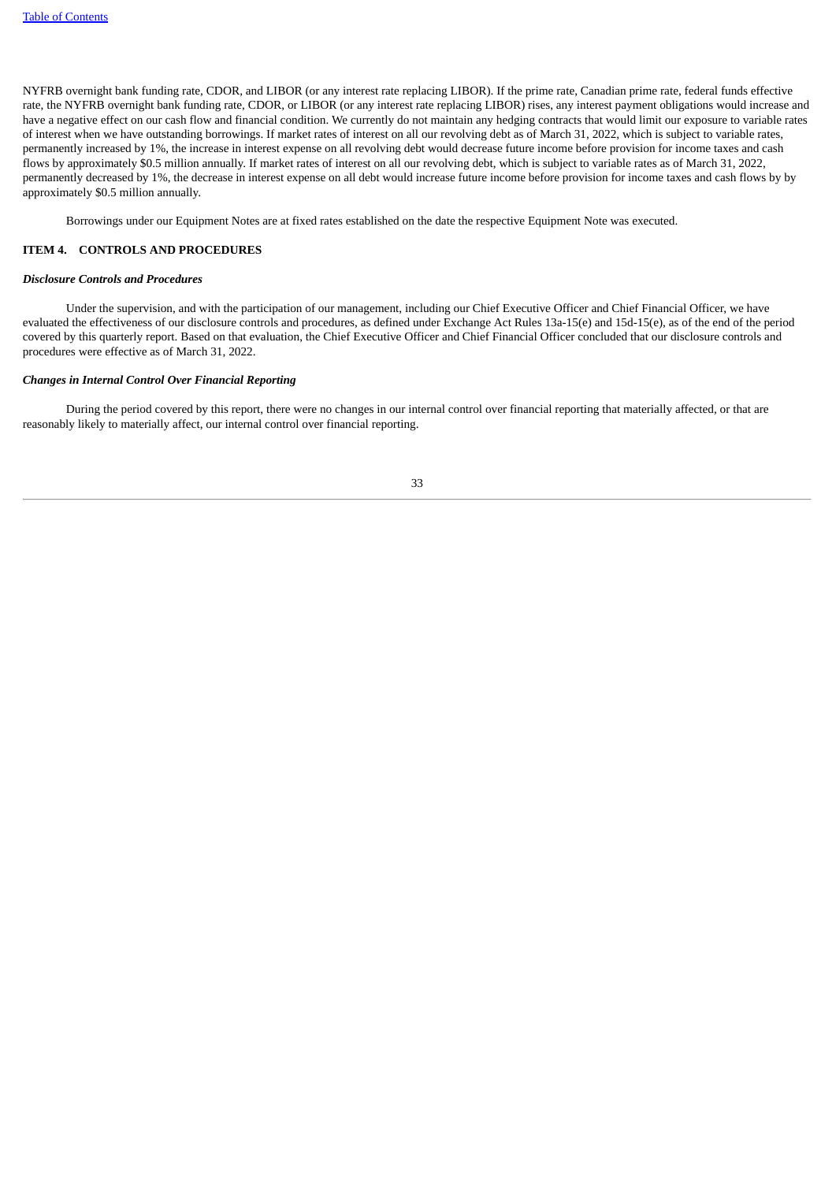NYFRB overnight bank funding rate, CDOR, and LIBOR (or any interest rate replacing LIBOR). If the prime rate, Canadian prime rate, federal funds effective rate, the NYFRB overnight bank funding rate, CDOR, or LIBOR (or any interest rate replacing LIBOR) rises, any interest payment obligations would increase and have a negative effect on our cash flow and financial condition. We currently do not maintain any hedging contracts that would limit our exposure to variable rates of interest when we have outstanding borrowings. If market rates of interest on all our revolving debt as of March 31, 2022, which is subject to variable rates, permanently increased by 1%, the increase in interest expense on all revolving debt would decrease future income before provision for income taxes and cash flows by approximately $0.5 million annually. If market rates of interest on all our revolving debt, which is subject to variable rates as of March 31, 2022, permanently decreased by 1%, the decrease in interest expense on all debt would increase future income before provision for income taxes and cash flows by by approximately $0.5 million annually.

Borrowings under our Equipment Notes are at fixed rates established on the date the respective Equipment Note was executed.

## ITEM 4. CONTROLS AND PROCEDURES

### *Disclosure Controls and Procedures*

Under the supervision, and with the participation of our management, including our Chief Executive Officer and Chief Financial Officer, we have evaluated the effectiveness of our disclosure controls and procedures, as defined under Exchange Act Rules 13a-15(e) and 15d-15(e), as of the end of the period covered by this quarterly report. Based on that evaluation, the Chief Executive Officer and Chief Financial Officer concluded that our disclosure controls and procedures were effective as of March 31, 2022.

### *Changes in Internal Control Over Financial Reporting*

During the period covered by this report, there were no changes in our internal control over financial reporting that materially affected, or that are reasonably likely to materially affect, our internal control over financial reporting.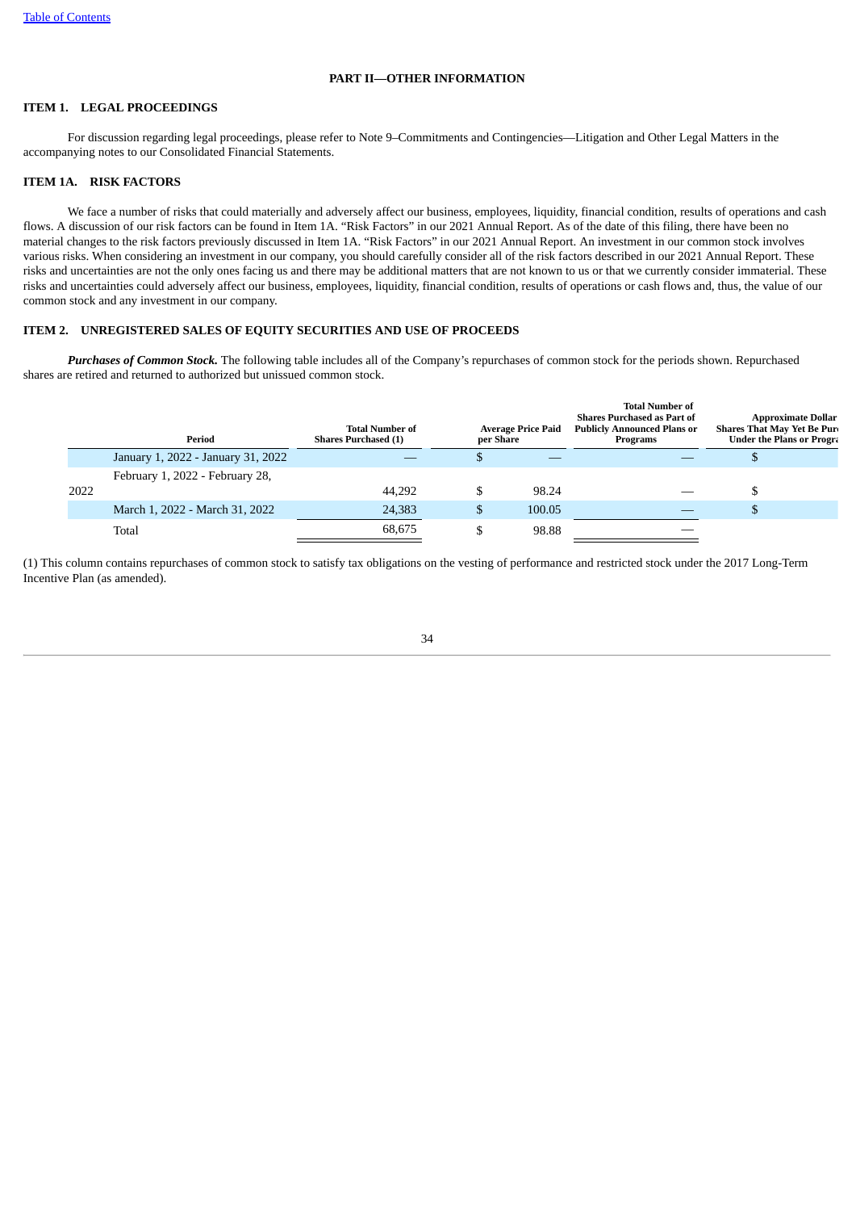# PART II—OTHER INFORMATION

## ITEM 1. LEGAL PROCEEDINGS

For discussion regarding legal proceedings, please refer to Note 9–Commitments and Contingencies—Litigation and Other Legal Matters in the accompanying notes to our Consolidated Financial Statements.

## ITEM 1A. RISK FACTORS

We face a number of risks that could materially and adversely affect our business, employees, liquidity, financial condition, results of operations and cash flows. A discussion of our risk factors can be found in Item 1A. "Risk Factors" in our 2021 Annual Report. As of the date of this filing, there have been no material changes to the risk factors previously discussed in Item 1A. "Risk Factors" in our 2021 Annual Report. An investment in our common stock involves various risks. When considering an investment in our company, you should carefully consider all of the risk factors described in our 2021 Annual Report. These risks and uncertainties are not the only ones facing us and there may be additional matters that are not known to us or that we currently consider immaterial. These risks and uncertainties could adversely affect our business, employees, liquidity, financial condition, results of operations or cash flows and, thus, the value of our common stock and any investment in our company.

## ITEM 2. UNREGISTERED SALES OF EQUITY SECURITIES AND USE OF PROCEEDS

***Purchases of Common Stock.*** The following table includes all of the Company's repurchases of common stock for the periods shown. Repurchased shares are retired and returned to authorized but unissued common stock.

| Period | Total Number of Shares Purchased (1) | Average Price Paid per Share | Total Number of Shares Purchased as Part of Publicly Announced Plans or Programs | Approximate Dollar Shares That May Yet Be Pur Under the Plans or Progra |
|---|---|---|---|---|
| January 1, 2022 - January 31, 2022 | — | $ — | — | $ |
| February 1, 2022 - February 28, 2022 | 44,292 | $ 98.24 | — | $ |
| March 1, 2022 - March 31, 2022 | 24,383 | $ 100.05 | — | $ |
| Total | 68,675 | $ 98.88 | — | |

(1) This column contains repurchases of common stock to satisfy tax obligations on the vesting of performance and restricted stock under the 2017 Long-Term Incentive Plan (as amended).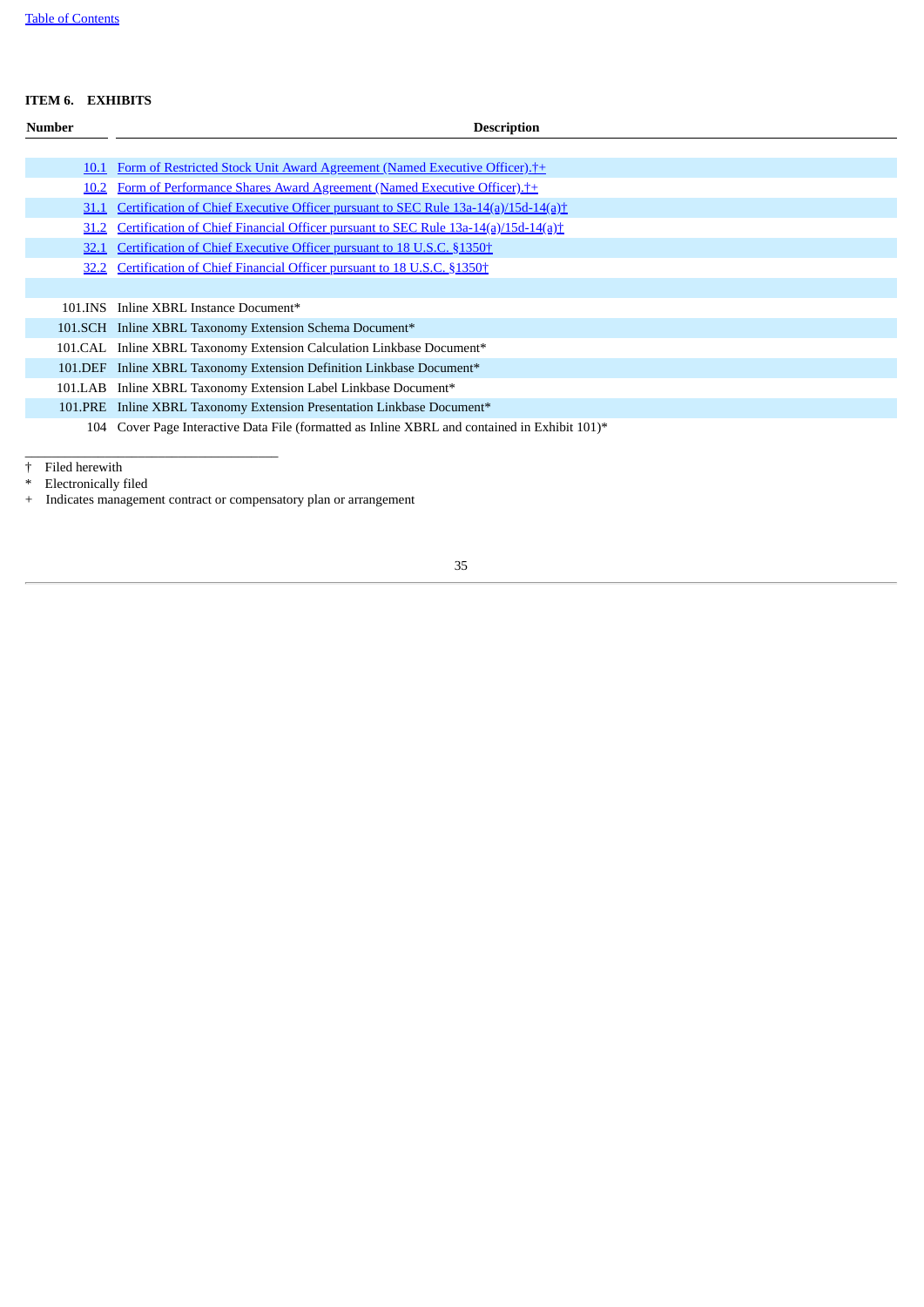## ITEM 6. EXHIBITS

| Number | Description |
|---|---|
| 10.1 | Form of Restricted Stock Unit Award Agreement (Named Executive Officer).†+ |
| 10.2 | Form of Performance Shares Award Agreement (Named Executive Officer).†+ |
| 31.1 | Certification of Chief Executive Officer pursuant to SEC Rule 13a-14(a)/15d-14(a)† |
| 31.2 | Certification of Chief Financial Officer pursuant to SEC Rule 13a-14(a)/15d-14(a)† |
| 32.1 | Certification of Chief Executive Officer pursuant to 18 U.S.C. §1350† |
| 32.2 | Certification of Chief Financial Officer pursuant to 18 U.S.C. §1350† |
| | |
| 101.INS | Inline XBRL Instance Document* |
| 101.SCH | Inline XBRL Taxonomy Extension Schema Document* |
| 101.CAL | Inline XBRL Taxonomy Extension Calculation Linkbase Document* |
| 101.DEF | Inline XBRL Taxonomy Extension Definition Linkbase Document* |
| 101.LAB | Inline XBRL Taxonomy Extension Label Linkbase Document* |
| 101.PRE | Inline XBRL Taxonomy Extension Presentation Linkbase Document* |
| 104 | Cover Page Interactive Data File (formatted as Inline XBRL and contained in Exhibit 101)* |

† Filed herewith

* Electronically filed

+ Indicates management contract or compensatory plan or arrangement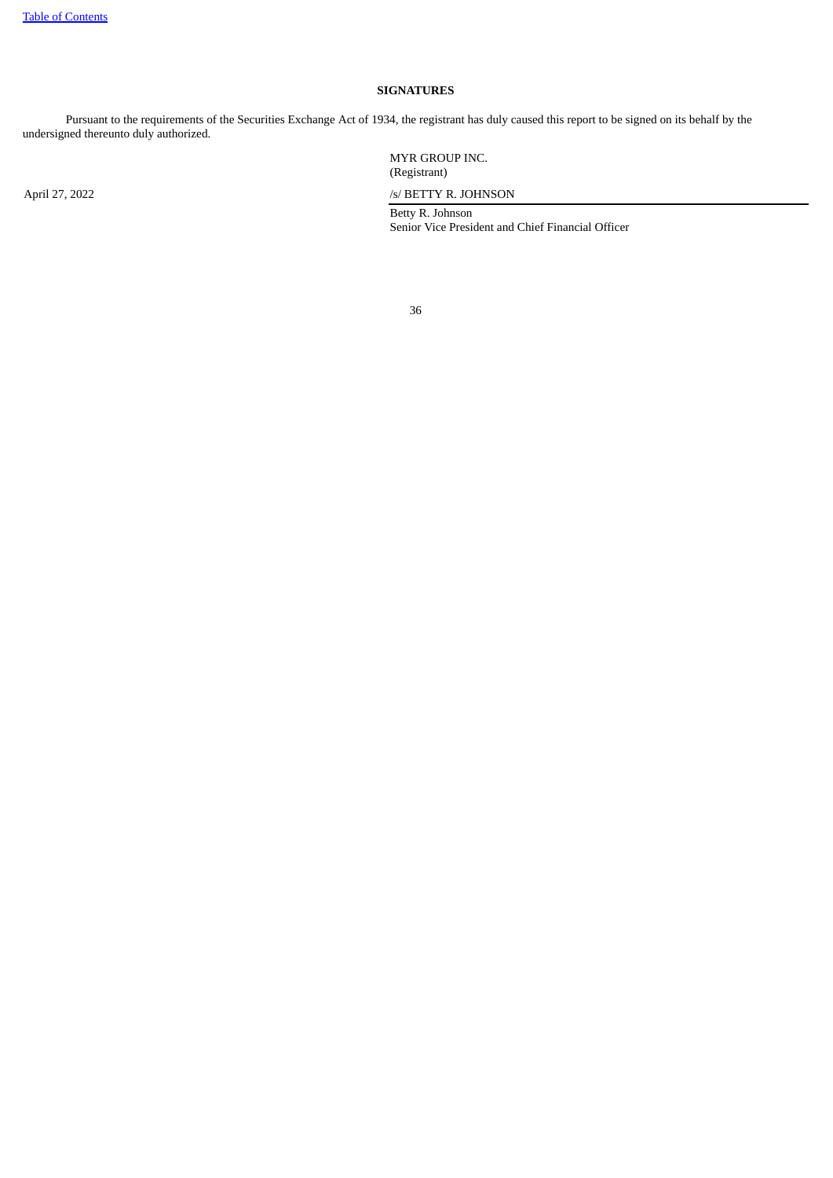**SIGNATURES**

Pursuant to the requirements of the Securities Exchange Act of 1934, the registrant has duly caused this report to be signed on its behalf by the undersigned thereunto duly authorized.

MYR GROUP INC.
(Registrant)

April 27, 2022

/s/ BETTY R. JOHNSON

Betty R. Johnson
Senior Vice President and Chief Financial Officer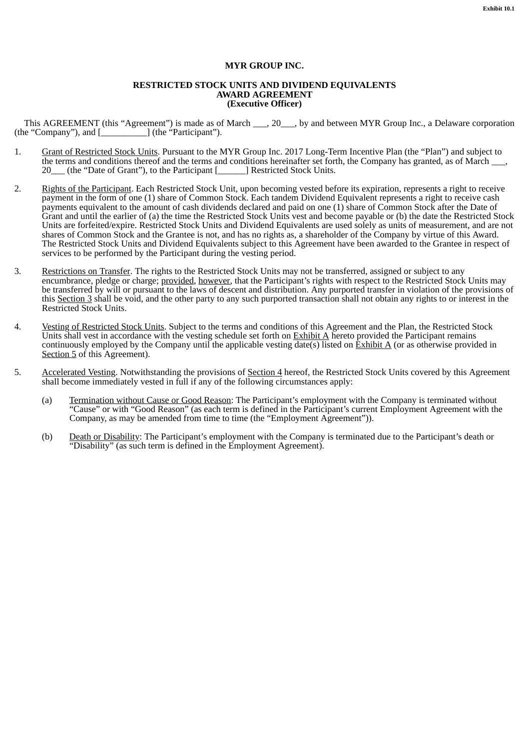Exhibit 10.1

**MYR GROUP INC.**

**RESTRICTED STOCK UNITS AND DIVIDEND EQUIVALENTS**
**AWARD AGREEMENT**
**(Executive Officer)**

This AGREEMENT (this "Agreement") is made as of March ___, 20___, by and between MYR Group Inc., a Delaware corporation (the "Company"), and [__________] (the "Participant").

1. Grant of Restricted Stock Units. Pursuant to the MYR Group Inc. 2017 Long-Term Incentive Plan (the "Plan") and subject to the terms and conditions thereof and the terms and conditions hereinafter set forth, the Company has granted, as of March ___, 20___ (the "Date of Grant"), to the Participant [______] Restricted Stock Units.

2. Rights of the Participant. Each Restricted Stock Unit, upon becoming vested before its expiration, represents a right to receive payment in the form of one (1) share of Common Stock. Each tandem Dividend Equivalent represents a right to receive cash payments equivalent to the amount of cash dividends declared and paid on one (1) share of Common Stock after the Date of Grant and until the earlier of (a) the time the Restricted Stock Units vest and become payable or (b) the date the Restricted Stock Units are forfeited/expire. Restricted Stock Units and Dividend Equivalents are used solely as units of measurement, and are not shares of Common Stock and the Grantee is not, and has no rights as, a shareholder of the Company by virtue of this Award. The Restricted Stock Units and Dividend Equivalents subject to this Agreement have been awarded to the Grantee in respect of services to be performed by the Participant during the vesting period.

3. Restrictions on Transfer. The rights to the Restricted Stock Units may not be transferred, assigned or subject to any encumbrance, pledge or charge; provided, however, that the Participant's rights with respect to the Restricted Stock Units may be transferred by will or pursuant to the laws of descent and distribution. Any purported transfer in violation of the provisions of this Section 3 shall be void, and the other party to any such purported transaction shall not obtain any rights to or interest in the Restricted Stock Units.

4. Vesting of Restricted Stock Units. Subject to the terms and conditions of this Agreement and the Plan, the Restricted Stock Units shall vest in accordance with the vesting schedule set forth on Exhibit A hereto provided the Participant remains continuously employed by the Company until the applicable vesting date(s) listed on Exhibit A (or as otherwise provided in Section 5 of this Agreement).

5. Accelerated Vesting. Notwithstanding the provisions of Section 4 hereof, the Restricted Stock Units covered by this Agreement shall become immediately vested in full if any of the following circumstances apply:

   (a) Termination without Cause or Good Reason: The Participant's employment with the Company is terminated without "Cause" or with "Good Reason" (as each term is defined in the Participant's current Employment Agreement with the Company, as may be amended from time to time (the "Employment Agreement")).

   (b) Death or Disability: The Participant's employment with the Company is terminated due to the Participant's death or "Disability" (as such term is defined in the Employment Agreement).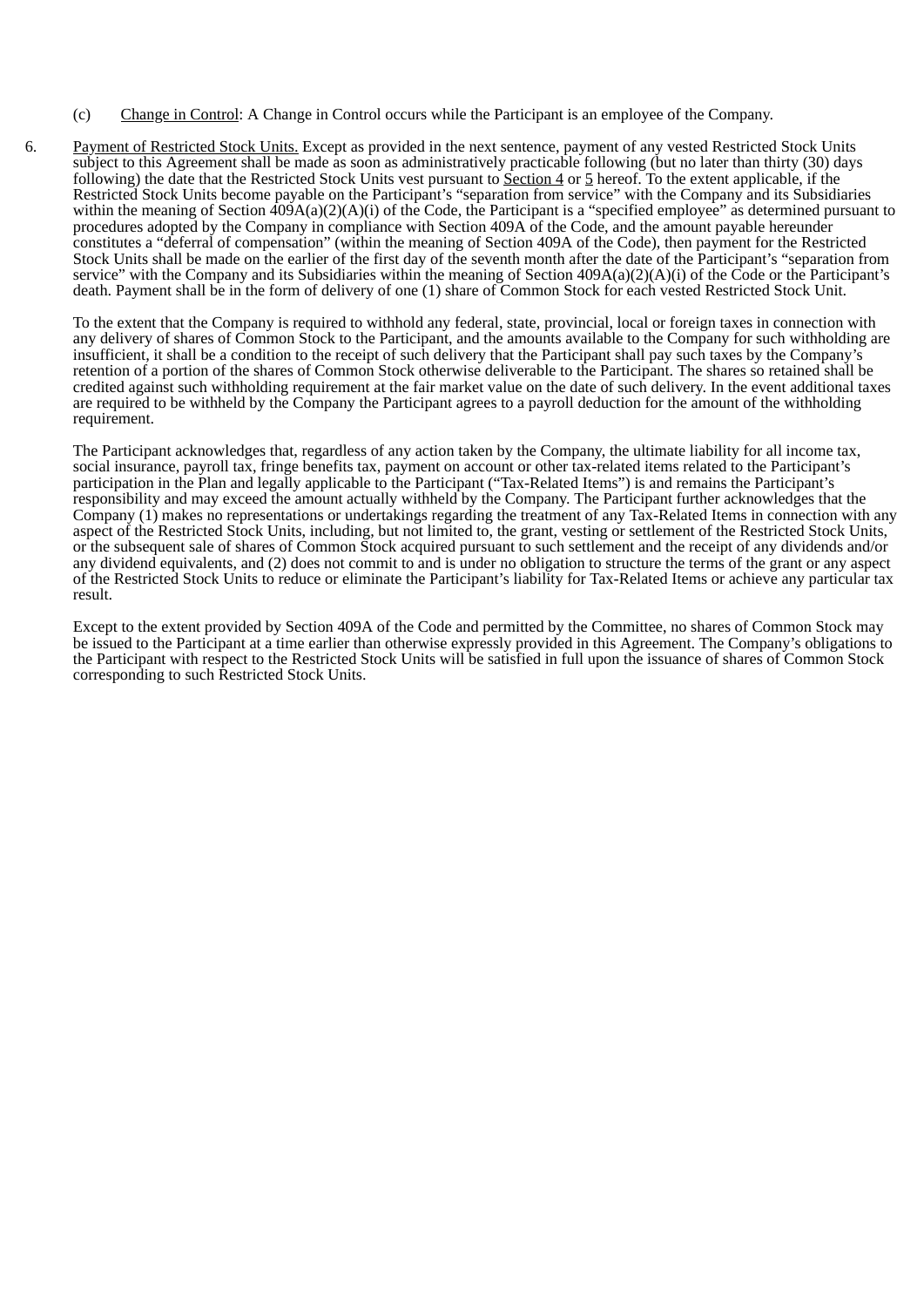(c) Change in Control: A Change in Control occurs while the Participant is an employee of the Company.

6. Payment of Restricted Stock Units. Except as provided in the next sentence, payment of any vested Restricted Stock Units subject to this Agreement shall be made as soon as administratively practicable following (but no later than thirty (30) days following) the date that the Restricted Stock Units vest pursuant to Section 4 or 5 hereof. To the extent applicable, if the Restricted Stock Units become payable on the Participant's "separation from service" with the Company and its Subsidiaries within the meaning of Section 409A(a)(2)(A)(i) of the Code, the Participant is a "specified employee" as determined pursuant to procedures adopted by the Company in compliance with Section 409A of the Code, and the amount payable hereunder constitutes a "deferral of compensation" (within the meaning of Section 409A of the Code), then payment for the Restricted Stock Units shall be made on the earlier of the first day of the seventh month after the date of the Participant's "separation from service" with the Company and its Subsidiaries within the meaning of Section 409A(a)(2)(A)(i) of the Code or the Participant's death. Payment shall be in the form of delivery of one (1) share of Common Stock for each vested Restricted Stock Unit.

To the extent that the Company is required to withhold any federal, state, provincial, local or foreign taxes in connection with any delivery of shares of Common Stock to the Participant, and the amounts available to the Company for such withholding are insufficient, it shall be a condition to the receipt of such delivery that the Participant shall pay such taxes by the Company's retention of a portion of the shares of Common Stock otherwise deliverable to the Participant. The shares so retained shall be credited against such withholding requirement at the fair market value on the date of such delivery. In the event additional taxes are required to be withheld by the Company the Participant agrees to a payroll deduction for the amount of the withholding requirement.

The Participant acknowledges that, regardless of any action taken by the Company, the ultimate liability for all income tax, social insurance, payroll tax, fringe benefits tax, payment on account or other tax-related items related to the Participant's participation in the Plan and legally applicable to the Participant ("Tax-Related Items") is and remains the Participant's responsibility and may exceed the amount actually withheld by the Company. The Participant further acknowledges that the Company (1) makes no representations or undertakings regarding the treatment of any Tax-Related Items in connection with any aspect of the Restricted Stock Units, including, but not limited to, the grant, vesting or settlement of the Restricted Stock Units, or the subsequent sale of shares of Common Stock acquired pursuant to such settlement and the receipt of any dividends and/or any dividend equivalents, and (2) does not commit to and is under no obligation to structure the terms of the grant or any aspect of the Restricted Stock Units to reduce or eliminate the Participant's liability for Tax-Related Items or achieve any particular tax result.

Except to the extent provided by Section 409A of the Code and permitted by the Committee, no shares of Common Stock may be issued to the Participant at a time earlier than otherwise expressly provided in this Agreement. The Company's obligations to the Participant with respect to the Restricted Stock Units will be satisfied in full upon the issuance of shares of Common Stock corresponding to such Restricted Stock Units.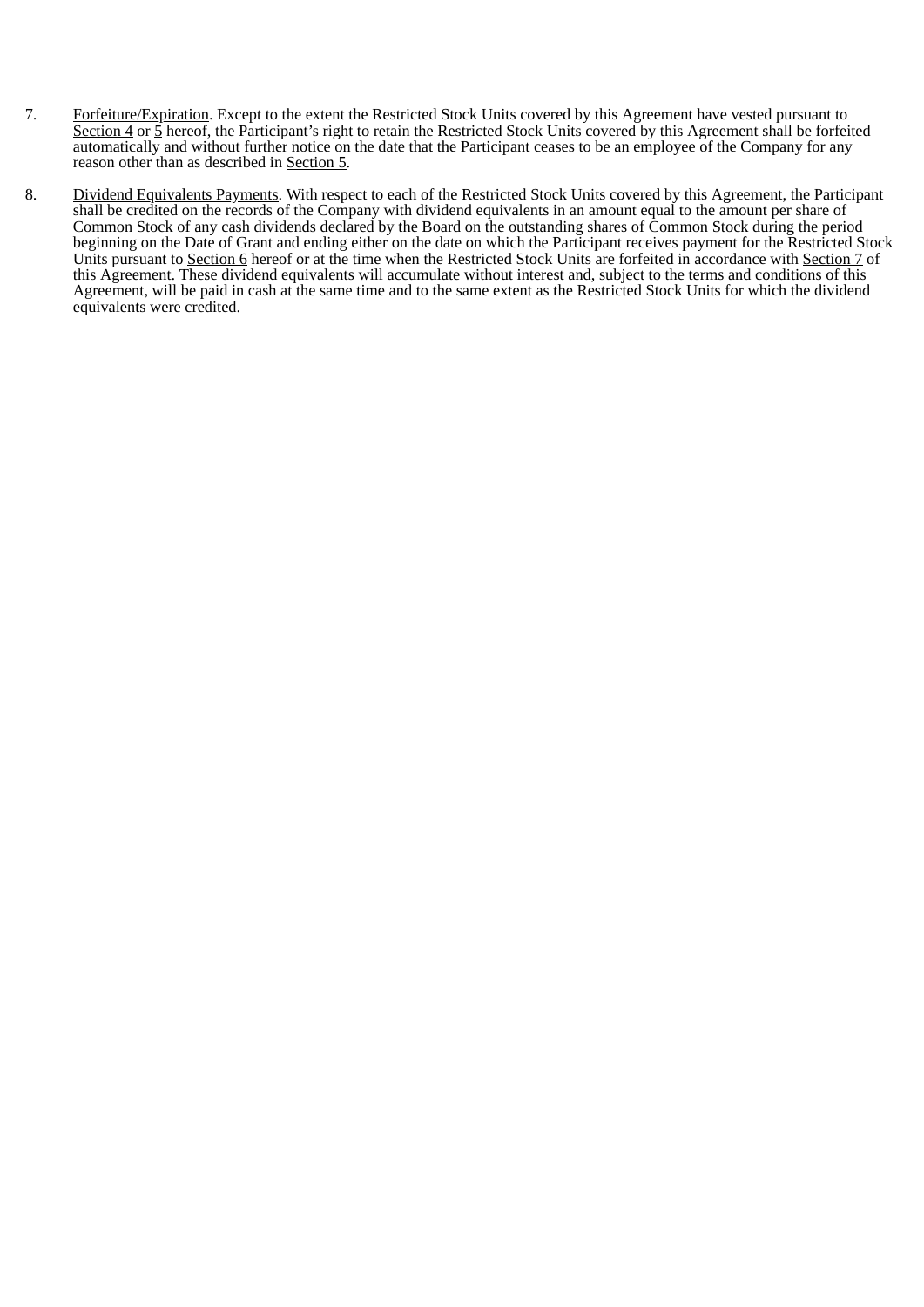7. Forfeiture/Expiration. Except to the extent the Restricted Stock Units covered by this Agreement have vested pursuant to Section 4 or 5 hereof, the Participant's right to retain the Restricted Stock Units covered by this Agreement shall be forfeited automatically and without further notice on the date that the Participant ceases to be an employee of the Company for any reason other than as described in Section 5.

8. Dividend Equivalents Payments. With respect to each of the Restricted Stock Units covered by this Agreement, the Participant shall be credited on the records of the Company with dividend equivalents in an amount equal to the amount per share of Common Stock of any cash dividends declared by the Board on the outstanding shares of Common Stock during the period beginning on the Date of Grant and ending either on the date on which the Participant receives payment for the Restricted Stock Units pursuant to Section 6 hereof or at the time when the Restricted Stock Units are forfeited in accordance with Section 7 of this Agreement. These dividend equivalents will accumulate without interest and, subject to the terms and conditions of this Agreement, will be paid in cash at the same time and to the same extent as the Restricted Stock Units for which the dividend equivalents were credited.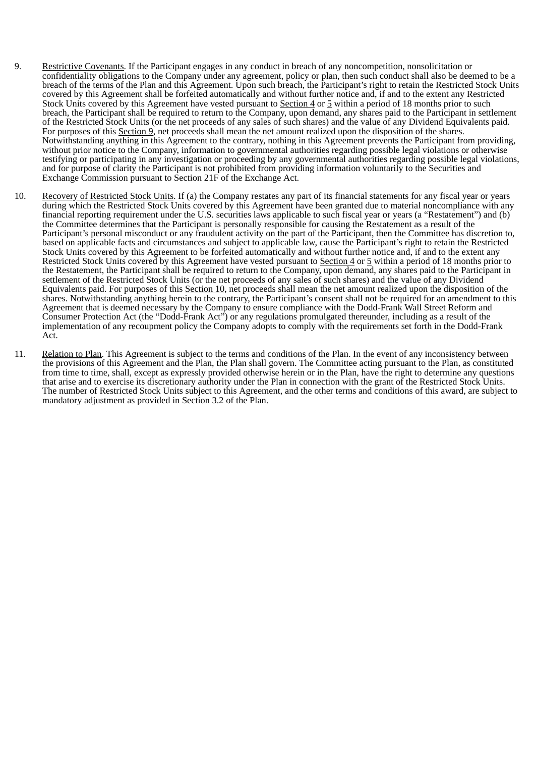9. Restrictive Covenants. If the Participant engages in any conduct in breach of any noncompetition, nonsolicitation or confidentiality obligations to the Company under any agreement, policy or plan, then such conduct shall also be deemed to be a breach of the terms of the Plan and this Agreement. Upon such breach, the Participant's right to retain the Restricted Stock Units covered by this Agreement shall be forfeited automatically and without further notice and, if and to the extent any Restricted Stock Units covered by this Agreement have vested pursuant to Section 4 or 5 within a period of 18 months prior to such breach, the Participant shall be required to return to the Company, upon demand, any shares paid to the Participant in settlement of the Restricted Stock Units (or the net proceeds of any sales of such shares) and the value of any Dividend Equivalents paid. For purposes of this Section 9, net proceeds shall mean the net amount realized upon the disposition of the shares. Notwithstanding anything in this Agreement to the contrary, nothing in this Agreement prevents the Participant from providing, without prior notice to the Company, information to governmental authorities regarding possible legal violations or otherwise testifying or participating in any investigation or proceeding by any governmental authorities regarding possible legal violations, and for purpose of clarity the Participant is not prohibited from providing information voluntarily to the Securities and Exchange Commission pursuant to Section 21F of the Exchange Act.

10. Recovery of Restricted Stock Units. If (a) the Company restates any part of its financial statements for any fiscal year or years during which the Restricted Stock Units covered by this Agreement have been granted due to material noncompliance with any financial reporting requirement under the U.S. securities laws applicable to such fiscal year or years (a "Restatement") and (b) the Committee determines that the Participant is personally responsible for causing the Restatement as a result of the Participant's personal misconduct or any fraudulent activity on the part of the Participant, then the Committee has discretion to, based on applicable facts and circumstances and subject to applicable law, cause the Participant's right to retain the Restricted Stock Units covered by this Agreement to be forfeited automatically and without further notice and, if and to the extent any Restricted Stock Units covered by this Agreement have vested pursuant to Section 4 or 5 within a period of 18 months prior to the Restatement, the Participant shall be required to return to the Company, upon demand, any shares paid to the Participant in settlement of the Restricted Stock Units (or the net proceeds of any sales of such shares) and the value of any Dividend Equivalents paid. For purposes of this Section 10, net proceeds shall mean the net amount realized upon the disposition of the shares. Notwithstanding anything herein to the contrary, the Participant's consent shall not be required for an amendment to this Agreement that is deemed necessary by the Company to ensure compliance with the Dodd-Frank Wall Street Reform and Consumer Protection Act (the "Dodd-Frank Act") or any regulations promulgated thereunder, including as a result of the implementation of any recoupment policy the Company adopts to comply with the requirements set forth in the Dodd-Frank Act.

11. Relation to Plan. This Agreement is subject to the terms and conditions of the Plan. In the event of any inconsistency between the provisions of this Agreement and the Plan, the Plan shall govern. The Committee acting pursuant to the Plan, as constituted from time to time, shall, except as expressly provided otherwise herein or in the Plan, have the right to determine any questions that arise and to exercise its discretionary authority under the Plan in connection with the grant of the Restricted Stock Units. The number of Restricted Stock Units subject to this Agreement, and the other terms and conditions of this award, are subject to mandatory adjustment as provided in Section 3.2 of the Plan.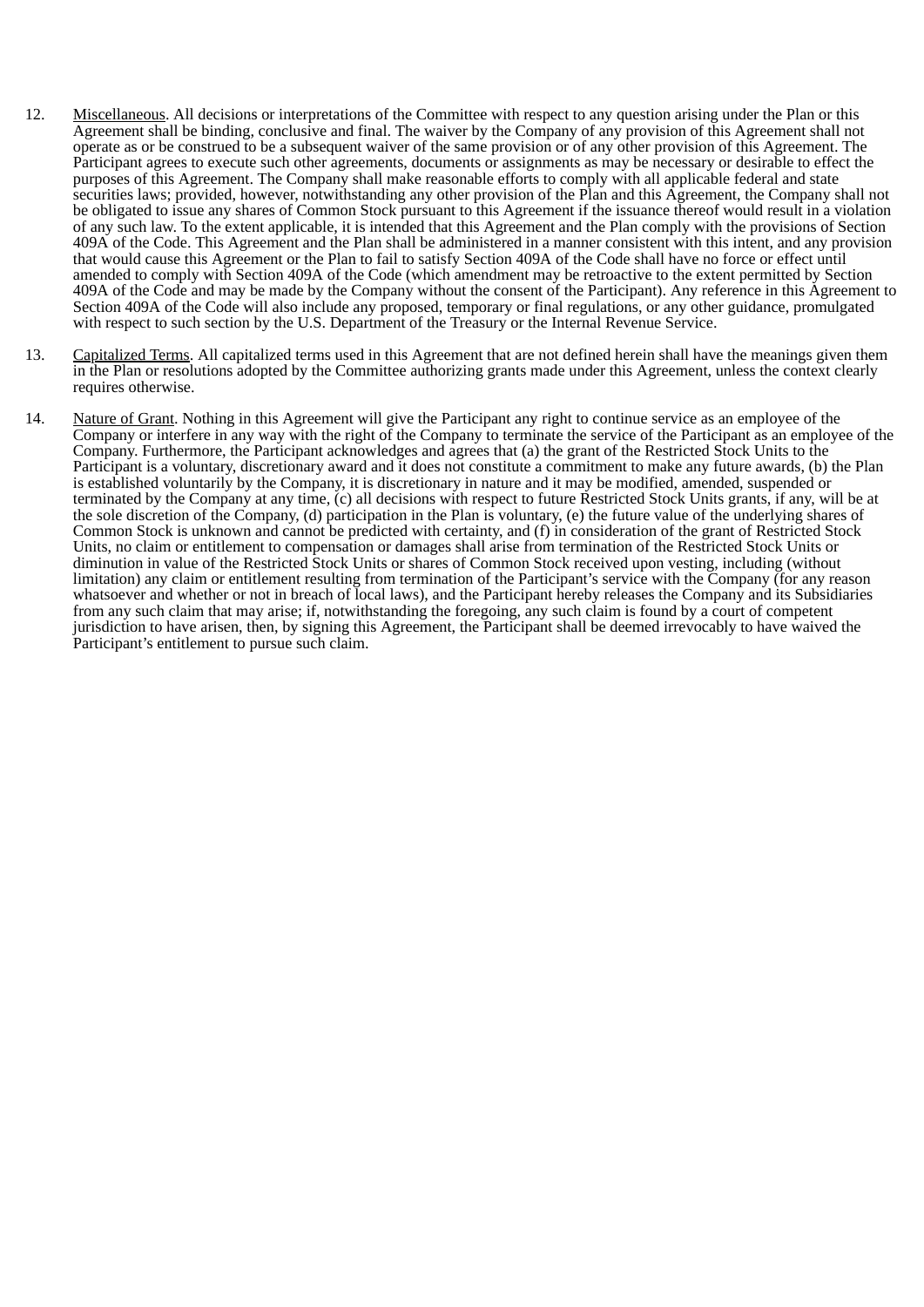12. Miscellaneous. All decisions or interpretations of the Committee with respect to any question arising under the Plan or this Agreement shall be binding, conclusive and final. The waiver by the Company of any provision of this Agreement shall not operate as or be construed to be a subsequent waiver of the same provision or of any other provision of this Agreement. The Participant agrees to execute such other agreements, documents or assignments as may be necessary or desirable to effect the purposes of this Agreement. The Company shall make reasonable efforts to comply with all applicable federal and state securities laws; provided, however, notwithstanding any other provision of the Plan and this Agreement, the Company shall not be obligated to issue any shares of Common Stock pursuant to this Agreement if the issuance thereof would result in a violation of any such law. To the extent applicable, it is intended that this Agreement and the Plan comply with the provisions of Section 409A of the Code. This Agreement and the Plan shall be administered in a manner consistent with this intent, and any provision that would cause this Agreement or the Plan to fail to satisfy Section 409A of the Code shall have no force or effect until amended to comply with Section 409A of the Code (which amendment may be retroactive to the extent permitted by Section 409A of the Code and may be made by the Company without the consent of the Participant). Any reference in this Agreement to Section 409A of the Code will also include any proposed, temporary or final regulations, or any other guidance, promulgated with respect to such section by the U.S. Department of the Treasury or the Internal Revenue Service.

13. Capitalized Terms. All capitalized terms used in this Agreement that are not defined herein shall have the meanings given them in the Plan or resolutions adopted by the Committee authorizing grants made under this Agreement, unless the context clearly requires otherwise.

14. Nature of Grant. Nothing in this Agreement will give the Participant any right to continue service as an employee of the Company or interfere in any way with the right of the Company to terminate the service of the Participant as an employee of the Company. Furthermore, the Participant acknowledges and agrees that (a) the grant of the Restricted Stock Units to the Participant is a voluntary, discretionary award and it does not constitute a commitment to make any future awards, (b) the Plan is established voluntarily by the Company, it is discretionary in nature and it may be modified, amended, suspended or terminated by the Company at any time, (c) all decisions with respect to future Restricted Stock Units grants, if any, will be at the sole discretion of the Company, (d) participation in the Plan is voluntary, (e) the future value of the underlying shares of Common Stock is unknown and cannot be predicted with certainty, and (f) in consideration of the grant of Restricted Stock Units, no claim or entitlement to compensation or damages shall arise from termination of the Restricted Stock Units or diminution in value of the Restricted Stock Units or shares of Common Stock received upon vesting, including (without limitation) any claim or entitlement resulting from termination of the Participant's service with the Company (for any reason whatsoever and whether or not in breach of local laws), and the Participant hereby releases the Company and its Subsidiaries from any such claim that may arise; if, notwithstanding the foregoing, any such claim is found by a court of competent jurisdiction to have arisen, then, by signing this Agreement, the Participant shall be deemed irrevocably to have waived the Participant's entitlement to pursue such claim.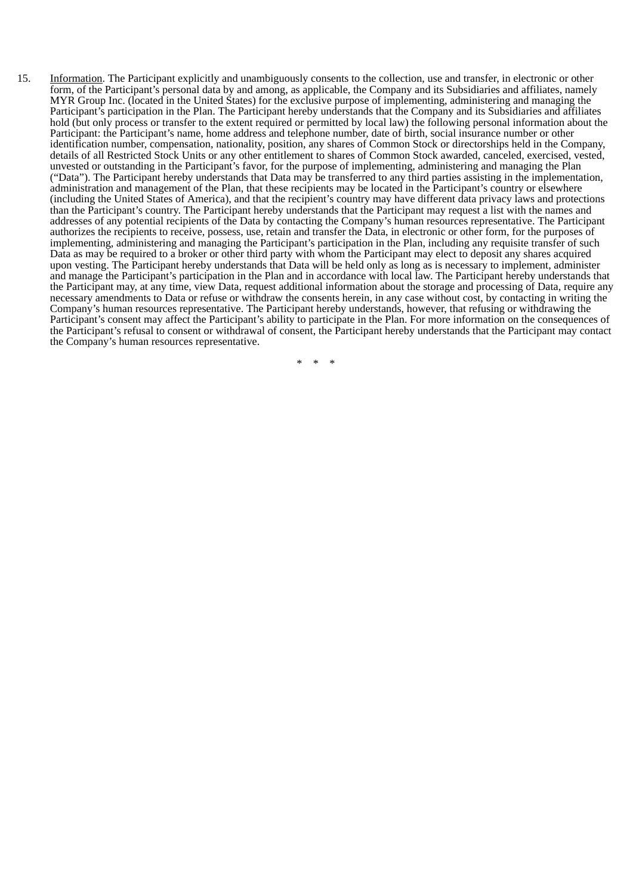15. <u>Information</u>. The Participant explicitly and unambiguously consents to the collection, use and transfer, in electronic or other form, of the Participant's personal data by and among, as applicable, the Company and its Subsidiaries and affiliates, namely MYR Group Inc. (located in the United States) for the exclusive purpose of implementing, administering and managing the Participant's participation in the Plan. The Participant hereby understands that the Company and its Subsidiaries and affiliates hold (but only process or transfer to the extent required or permitted by local law) the following personal information about the Participant: the Participant's name, home address and telephone number, date of birth, social insurance number or other identification number, compensation, nationality, position, any shares of Common Stock or directorships held in the Company, details of all Restricted Stock Units or any other entitlement to shares of Common Stock awarded, canceled, exercised, vested, unvested or outstanding in the Participant's favor, for the purpose of implementing, administering and managing the Plan ("Data"). The Participant hereby understands that Data may be transferred to any third parties assisting in the implementation, administration and management of the Plan, that these recipients may be located in the Participant's country or elsewhere (including the United States of America), and that the recipient's country may have different data privacy laws and protections than the Participant's country. The Participant hereby understands that the Participant may request a list with the names and addresses of any potential recipients of the Data by contacting the Company's human resources representative. The Participant authorizes the recipients to receive, possess, use, retain and transfer the Data, in electronic or other form, for the purposes of implementing, administering and managing the Participant's participation in the Plan, including any requisite transfer of such Data as may be required to a broker or other third party with whom the Participant may elect to deposit any shares acquired upon vesting. The Participant hereby understands that Data will be held only as long as is necessary to implement, administer and manage the Participant's participation in the Plan and in accordance with local law. The Participant hereby understands that the Participant may, at any time, view Data, request additional information about the storage and processing of Data, require any necessary amendments to Data or refuse or withdraw the consents herein, in any case without cost, by contacting in writing the Company's human resources representative. The Participant hereby understands, however, that refusing or withdrawing the Participant's consent may affect the Participant's ability to participate in the Plan. For more information on the consequences of the Participant's refusal to consent or withdrawal of consent, the Participant hereby understands that the Participant may contact the Company's human resources representative.

\* \* \*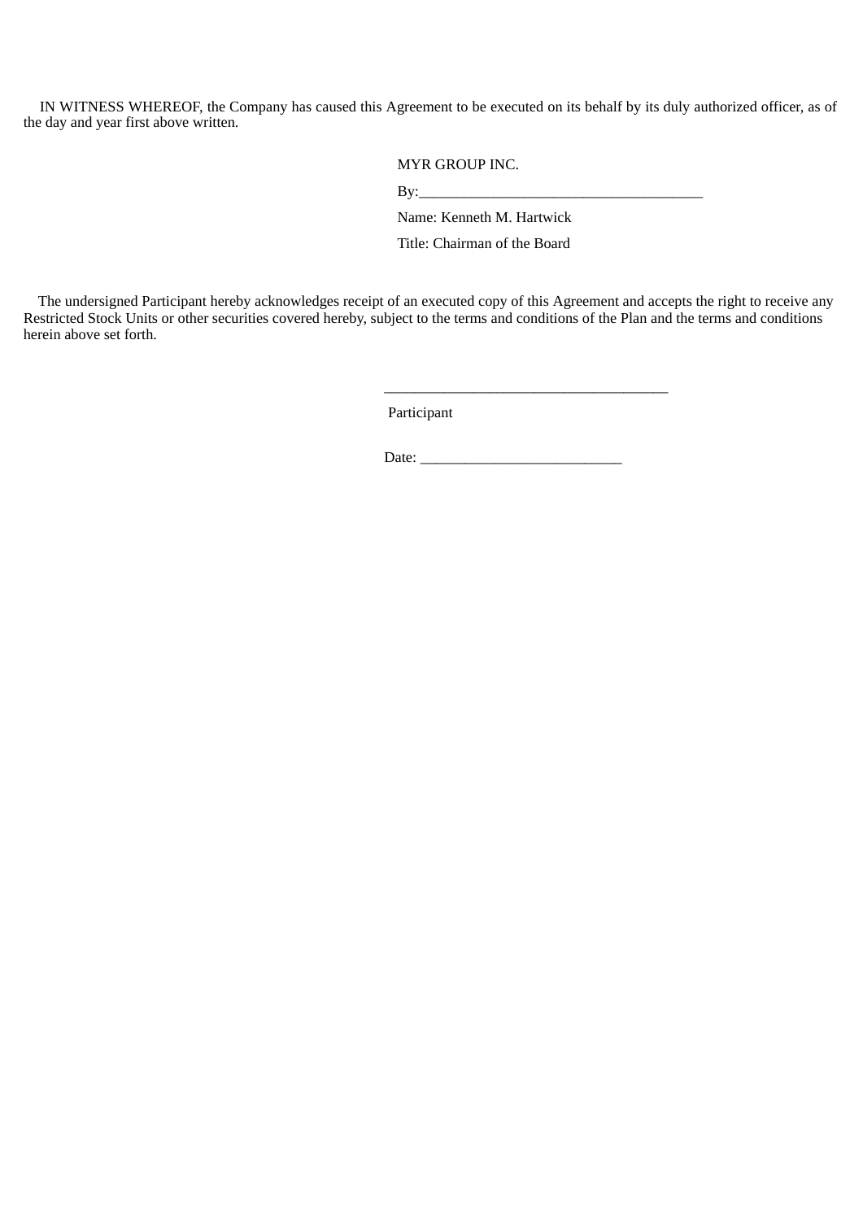IN WITNESS WHEREOF, the Company has caused this Agreement to be executed on its behalf by its duly authorized officer, as of the day and year first above written.

MYR GROUP INC.

By:______________________________________

Name: Kenneth M. Hartwick

Title: Chairman of the Board

The undersigned Participant hereby acknowledges receipt of an executed copy of this Agreement and accepts the right to receive any Restricted Stock Units or other securities covered hereby, subject to the terms and conditions of the Plan and the terms and conditions herein above set forth.

______________________________________

Participant

Date: ___________________________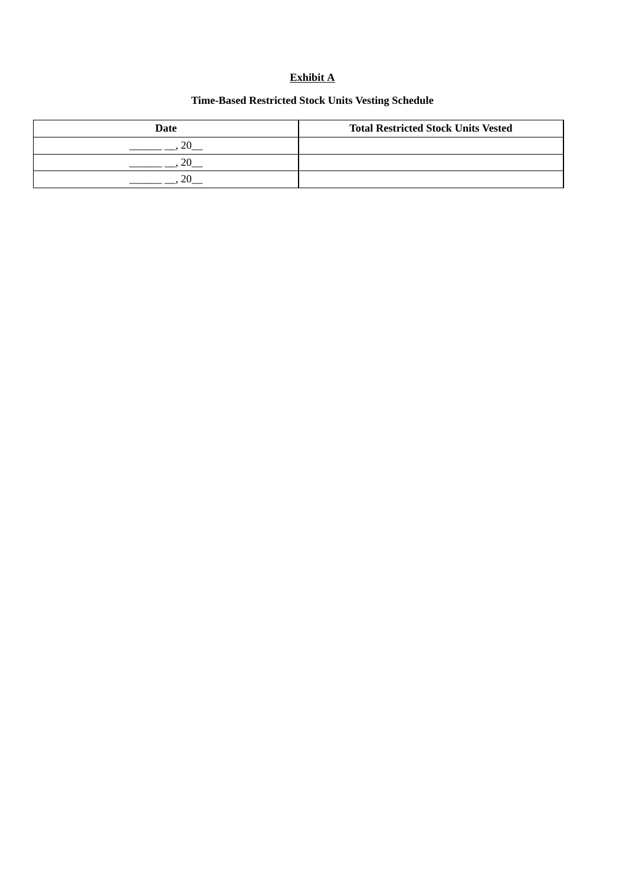**<u>Exhibit A</u>**

**Time-Based Restricted Stock Units Vesting Schedule**

| Date | Total Restricted Stock Units Vested |
|---|---|
| ______ __, 20__ | |
| ______ __, 20__ | |
| ______ __, 20__ | |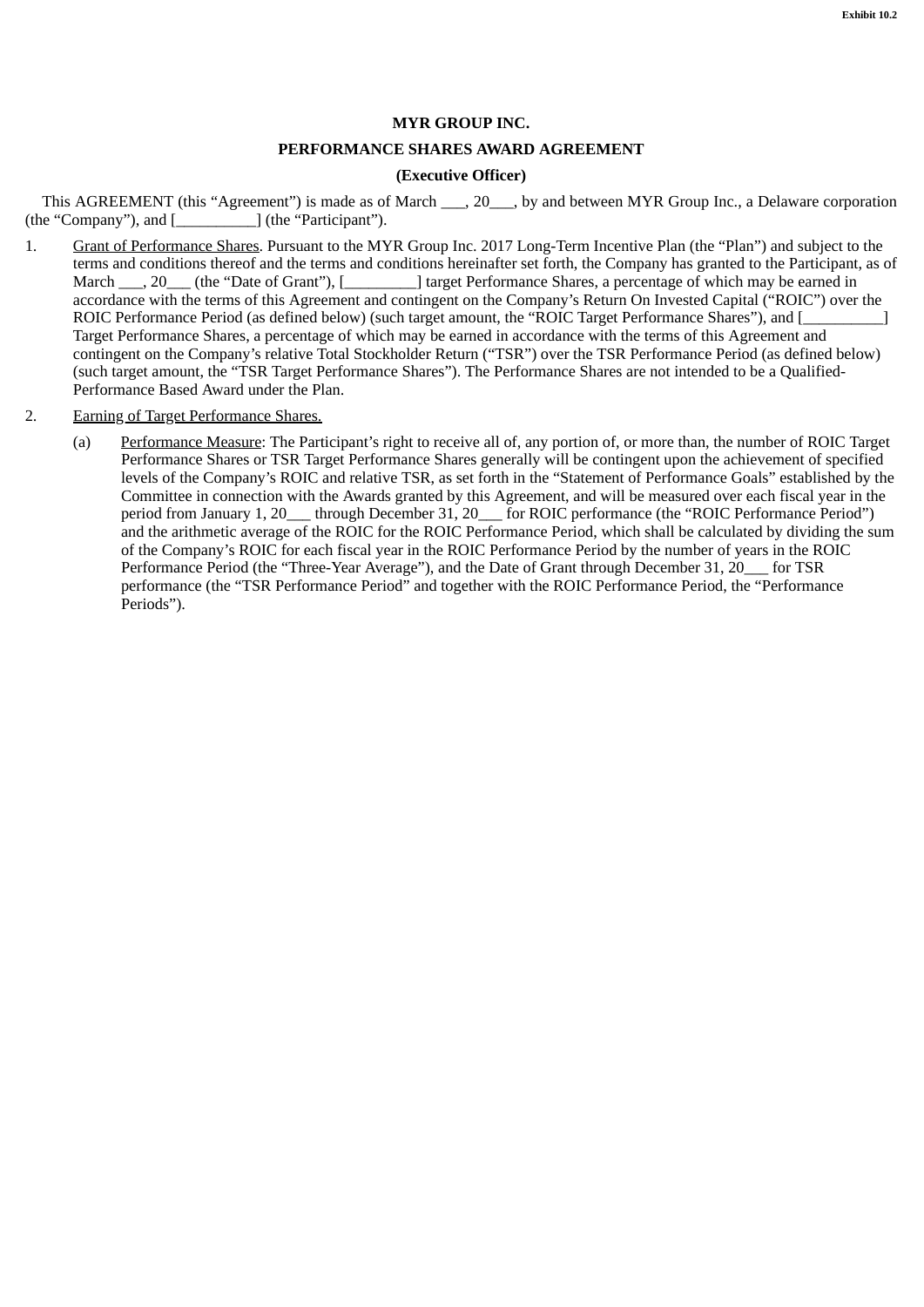Exhibit 10.2

**MYR GROUP INC.**

**PERFORMANCE SHARES AWARD AGREEMENT**

**(Executive Officer)**

This AGREEMENT (this "Agreement") is made as of March ___, 20___, by and between MYR Group Inc., a Delaware corporation (the "Company"), and [__________] (the "Participant").

1. Grant of Performance Shares. Pursuant to the MYR Group Inc. 2017 Long-Term Incentive Plan (the "Plan") and subject to the terms and conditions thereof and the terms and conditions hereinafter set forth, the Company has granted to the Participant, as of March ___, 20___ (the "Date of Grant"), [_________] target Performance Shares, a percentage of which may be earned in accordance with the terms of this Agreement and contingent on the Company's Return On Invested Capital ("ROIC") over the ROIC Performance Period (as defined below) (such target amount, the "ROIC Target Performance Shares"), and [__________] Target Performance Shares, a percentage of which may be earned in accordance with the terms of this Agreement and contingent on the Company's relative Total Stockholder Return ("TSR") over the TSR Performance Period (as defined below) (such target amount, the "TSR Target Performance Shares"). The Performance Shares are not intended to be a Qualified-Performance Based Award under the Plan.

2. Earning of Target Performance Shares.

   (a) Performance Measure: The Participant's right to receive all of, any portion of, or more than, the number of ROIC Target Performance Shares or TSR Target Performance Shares generally will be contingent upon the achievement of specified levels of the Company's ROIC and relative TSR, as set forth in the "Statement of Performance Goals" established by the Committee in connection with the Awards granted by this Agreement, and will be measured over each fiscal year in the period from January 1, 20___ through December 31, 20___ for ROIC performance (the "ROIC Performance Period") and the arithmetic average of the ROIC for the ROIC Performance Period, which shall be calculated by dividing the sum of the Company's ROIC for each fiscal year in the ROIC Performance Period by the number of years in the ROIC Performance Period (the "Three-Year Average"), and the Date of Grant through December 31, 20___ for TSR performance (the "TSR Performance Period" and together with the ROIC Performance Period, the "Performance Periods").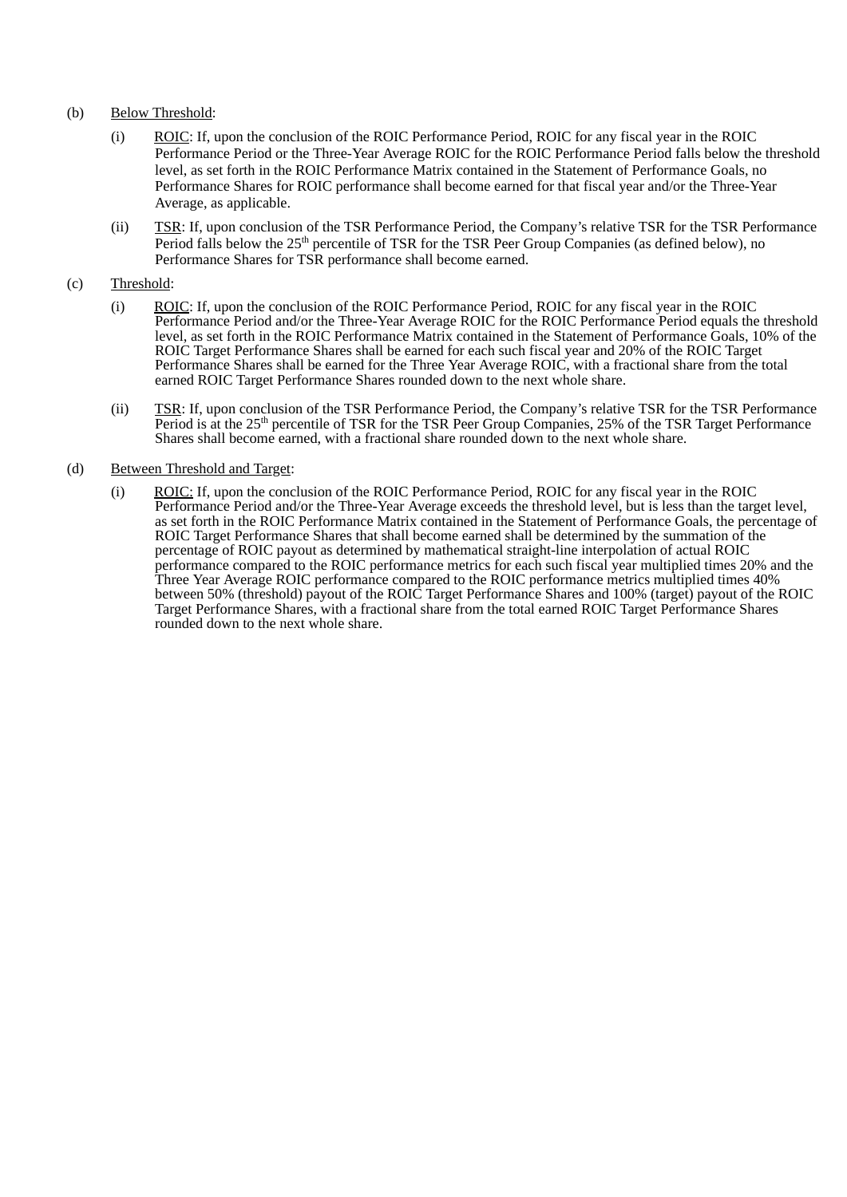(b) Below Threshold:

(i) ROIC: If, upon the conclusion of the ROIC Performance Period, ROIC for any fiscal year in the ROIC Performance Period or the Three-Year Average ROIC for the ROIC Performance Period falls below the threshold level, as set forth in the ROIC Performance Matrix contained in the Statement of Performance Goals, no Performance Shares for ROIC performance shall become earned for that fiscal year and/or the Three-Year Average, as applicable.

(ii) TSR: If, upon conclusion of the TSR Performance Period, the Company's relative TSR for the TSR Performance Period falls below the 25th percentile of TSR for the TSR Peer Group Companies (as defined below), no Performance Shares for TSR performance shall become earned.

(c) Threshold:

(i) ROIC: If, upon the conclusion of the ROIC Performance Period, ROIC for any fiscal year in the ROIC Performance Period and/or the Three-Year Average ROIC for the ROIC Performance Period equals the threshold level, as set forth in the ROIC Performance Matrix contained in the Statement of Performance Goals, 10% of the ROIC Target Performance Shares shall be earned for each such fiscal year and 20% of the ROIC Target Performance Shares shall be earned for the Three Year Average ROIC, with a fractional share from the total earned ROIC Target Performance Shares rounded down to the next whole share.

(ii) TSR: If, upon conclusion of the TSR Performance Period, the Company's relative TSR for the TSR Performance Period is at the 25th percentile of TSR for the TSR Peer Group Companies, 25% of the TSR Target Performance Shares shall become earned, with a fractional share rounded down to the next whole share.

(d) Between Threshold and Target:

(i) ROIC: If, upon the conclusion of the ROIC Performance Period, ROIC for any fiscal year in the ROIC Performance Period and/or the Three-Year Average exceeds the threshold level, but is less than the target level, as set forth in the ROIC Performance Matrix contained in the Statement of Performance Goals, the percentage of ROIC Target Performance Shares that shall become earned shall be determined by the summation of the percentage of ROIC payout as determined by mathematical straight-line interpolation of actual ROIC performance compared to the ROIC performance metrics for each such fiscal year multiplied times 20% and the Three Year Average ROIC performance compared to the ROIC performance metrics multiplied times 40% between 50% (threshold) payout of the ROIC Target Performance Shares and 100% (target) payout of the ROIC Target Performance Shares, with a fractional share from the total earned ROIC Target Performance Shares rounded down to the next whole share.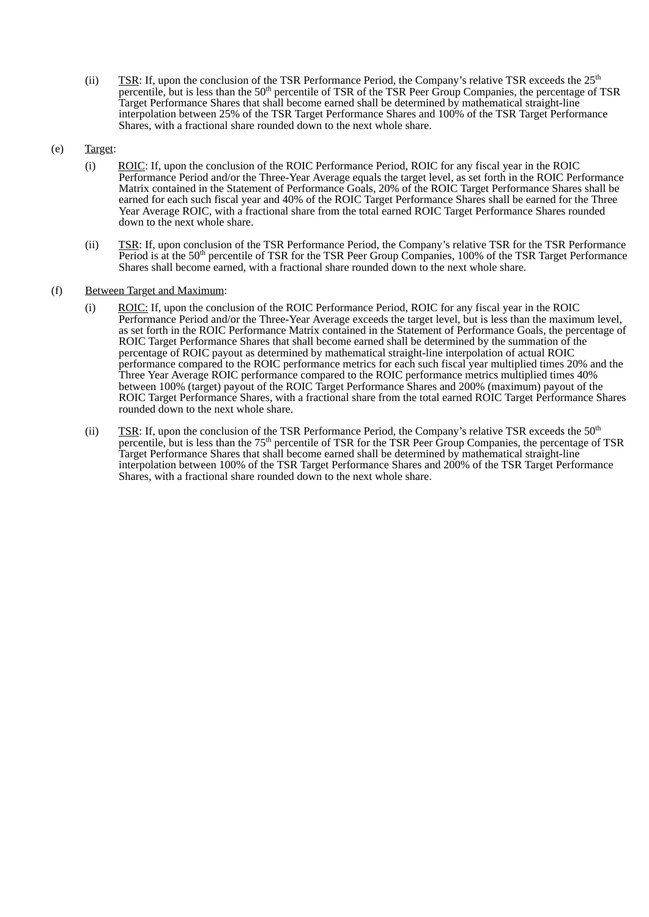(ii) TSR: If, upon the conclusion of the TSR Performance Period, the Company's relative TSR exceeds the 25th percentile, but is less than the 50th percentile of TSR of the TSR Peer Group Companies, the percentage of TSR Target Performance Shares that shall become earned shall be determined by mathematical straight-line interpolation between 25% of the TSR Target Performance Shares and 100% of the TSR Target Performance Shares, with a fractional share rounded down to the next whole share.

(e) Target:

(i) ROIC: If, upon the conclusion of the ROIC Performance Period, ROIC for any fiscal year in the ROIC Performance Period and/or the Three-Year Average equals the target level, as set forth in the ROIC Performance Matrix contained in the Statement of Performance Goals, 20% of the ROIC Target Performance Shares shall be earned for each such fiscal year and 40% of the ROIC Target Performance Shares shall be earned for the Three Year Average ROIC, with a fractional share from the total earned ROIC Target Performance Shares rounded down to the next whole share.

(ii) TSR: If, upon conclusion of the TSR Performance Period, the Company's relative TSR for the TSR Performance Period is at the 50th percentile of TSR for the TSR Peer Group Companies, 100% of the TSR Target Performance Shares shall become earned, with a fractional share rounded down to the next whole share.

(f) Between Target and Maximum:

(i) ROIC: If, upon the conclusion of the ROIC Performance Period, ROIC for any fiscal year in the ROIC Performance Period and/or the Three-Year Average exceeds the target level, but is less than the maximum level, as set forth in the ROIC Performance Matrix contained in the Statement of Performance Goals, the percentage of ROIC Target Performance Shares that shall become earned shall be determined by the summation of the percentage of ROIC payout as determined by mathematical straight-line interpolation of actual ROIC performance compared to the ROIC performance metrics for each such fiscal year multiplied times 20% and the Three Year Average ROIC performance compared to the ROIC performance metrics multiplied times 40% between 100% (target) payout of the ROIC Target Performance Shares and 200% (maximum) payout of the ROIC Target Performance Shares, with a fractional share from the total earned ROIC Target Performance Shares rounded down to the next whole share.

(ii) TSR: If, upon the conclusion of the TSR Performance Period, the Company's relative TSR exceeds the 50th percentile, but is less than the 75th percentile of TSR for the TSR Peer Group Companies, the percentage of TSR Target Performance Shares that shall become earned shall be determined by mathematical straight-line interpolation between 100% of the TSR Target Performance Shares and 200% of the TSR Target Performance Shares, with a fractional share rounded down to the next whole share.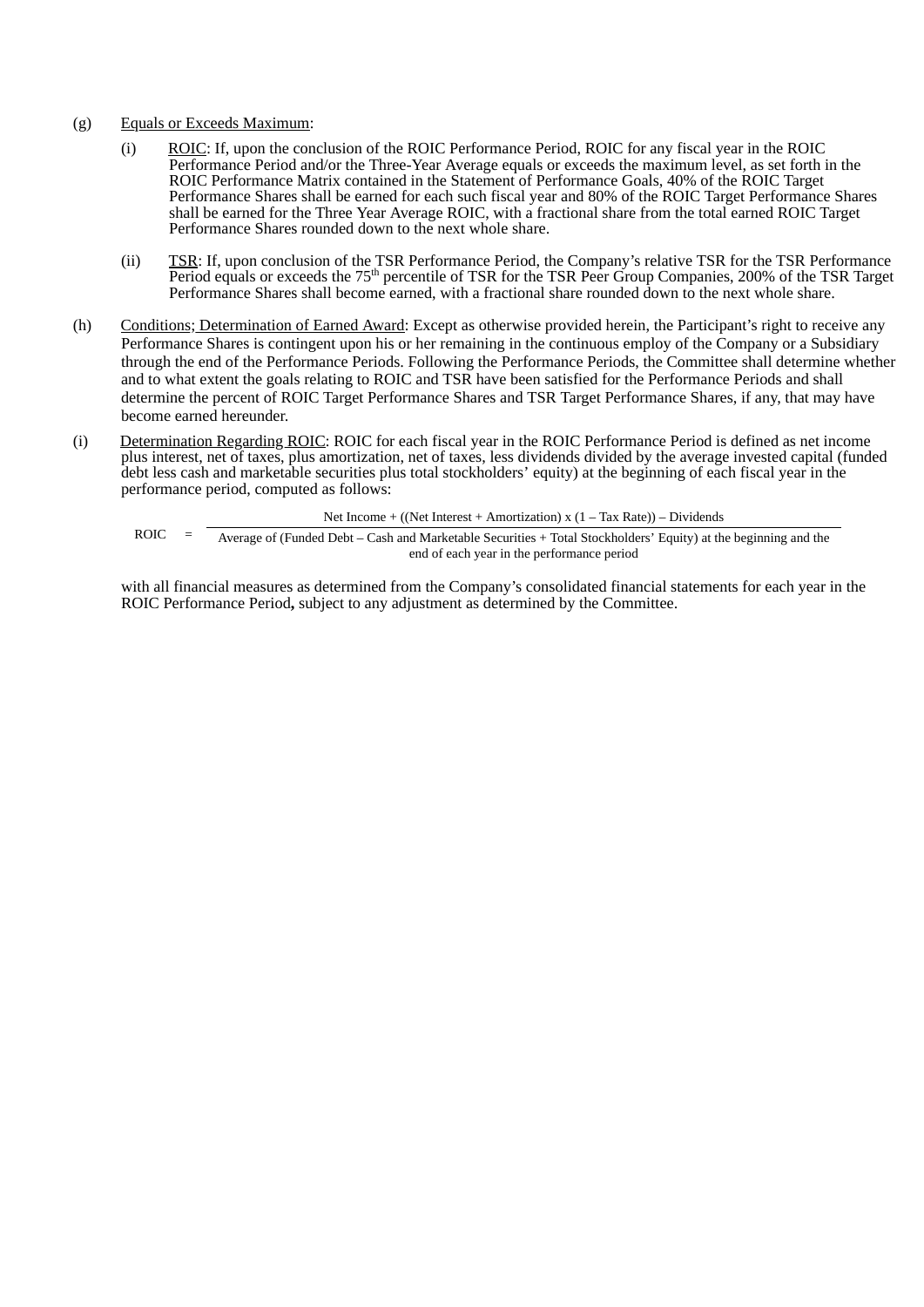(g) Equals or Exceeds Maximum:

(i) ROIC: If, upon the conclusion of the ROIC Performance Period, ROIC for any fiscal year in the ROIC Performance Period and/or the Three-Year Average equals or exceeds the maximum level, as set forth in the ROIC Performance Matrix contained in the Statement of Performance Goals, 40% of the ROIC Target Performance Shares shall be earned for each such fiscal year and 80% of the ROIC Target Performance Shares shall be earned for the Three Year Average ROIC, with a fractional share from the total earned ROIC Target Performance Shares rounded down to the next whole share.

(ii) TSR: If, upon conclusion of the TSR Performance Period, the Company's relative TSR for the TSR Performance Period equals or exceeds the 75th percentile of TSR for the TSR Peer Group Companies, 200% of the TSR Target Performance Shares shall become earned, with a fractional share rounded down to the next whole share.

(h) Conditions; Determination of Earned Award: Except as otherwise provided herein, the Participant's right to receive any Performance Shares is contingent upon his or her remaining in the continuous employ of the Company or a Subsidiary through the end of the Performance Periods. Following the Performance Periods, the Committee shall determine whether and to what extent the goals relating to ROIC and TSR have been satisfied for the Performance Periods and shall determine the percent of ROIC Target Performance Shares and TSR Target Performance Shares, if any, that may have become earned hereunder.

(i) Determination Regarding ROIC: ROIC for each fiscal year in the ROIC Performance Period is defined as net income plus interest, net of taxes, plus amortization, net of taxes, less dividends divided by the average invested capital (funded debt less cash and marketable securities plus total stockholders' equity) at the beginning of each fiscal year in the performance period, computed as follows:

$$\text{ROIC} = \frac{\text{Net Income} + ((\text{Net Interest} + \text{Amortization}) \times (1 - \text{Tax Rate})) - \text{Dividends}}{\text{Average of (Funded Debt – Cash and Marketable Securities + Total Stockholders' Equity) at the beginning and the end of each year in the performance period}}$$

with all financial measures as determined from the Company's consolidated financial statements for each year in the ROIC Performance Period**,** subject to any adjustment as determined by the Committee.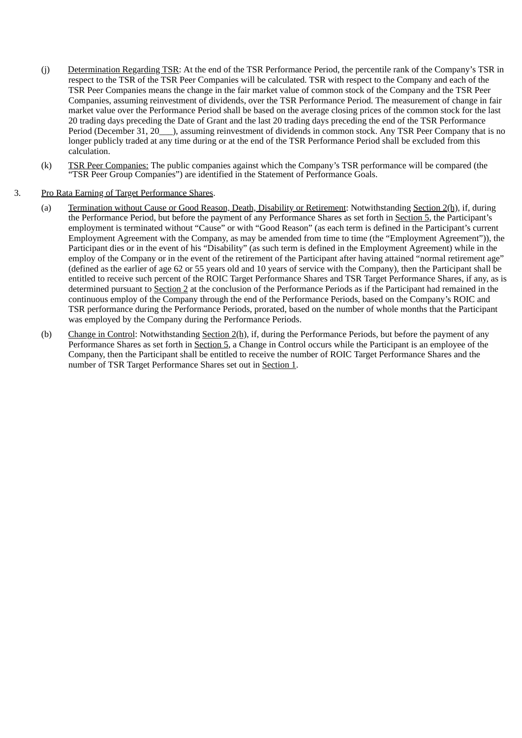(j) Determination Regarding TSR: At the end of the TSR Performance Period, the percentile rank of the Company's TSR in respect to the TSR of the TSR Peer Companies will be calculated. TSR with respect to the Company and each of the TSR Peer Companies means the change in the fair market value of common stock of the Company and the TSR Peer Companies, assuming reinvestment of dividends, over the TSR Performance Period. The measurement of change in fair market value over the Performance Period shall be based on the average closing prices of the common stock for the last 20 trading days preceding the Date of Grant and the last 20 trading days preceding the end of the TSR Performance Period (December 31, 20___), assuming reinvestment of dividends in common stock. Any TSR Peer Company that is no longer publicly traded at any time during or at the end of the TSR Performance Period shall be excluded from this calculation.

(k) TSR Peer Companies: The public companies against which the Company's TSR performance will be compared (the "TSR Peer Group Companies") are identified in the Statement of Performance Goals.

3. Pro Rata Earning of Target Performance Shares.

(a) Termination without Cause or Good Reason, Death, Disability or Retirement: Notwithstanding Section 2(h), if, during the Performance Period, but before the payment of any Performance Shares as set forth in Section 5, the Participant's employment is terminated without "Cause" or with "Good Reason" (as each term is defined in the Participant's current Employment Agreement with the Company, as may be amended from time to time (the "Employment Agreement")), the Participant dies or in the event of his "Disability" (as such term is defined in the Employment Agreement) while in the employ of the Company or in the event of the retirement of the Participant after having attained "normal retirement age" (defined as the earlier of age 62 or 55 years old and 10 years of service with the Company), then the Participant shall be entitled to receive such percent of the ROIC Target Performance Shares and TSR Target Performance Shares, if any, as is determined pursuant to Section 2 at the conclusion of the Performance Periods as if the Participant had remained in the continuous employ of the Company through the end of the Performance Periods, based on the Company's ROIC and TSR performance during the Performance Periods, prorated, based on the number of whole months that the Participant was employed by the Company during the Performance Periods.

(b) Change in Control: Notwithstanding Section 2(h), if, during the Performance Periods, but before the payment of any Performance Shares as set forth in Section 5, a Change in Control occurs while the Participant is an employee of the Company, then the Participant shall be entitled to receive the number of ROIC Target Performance Shares and the number of TSR Target Performance Shares set out in Section 1.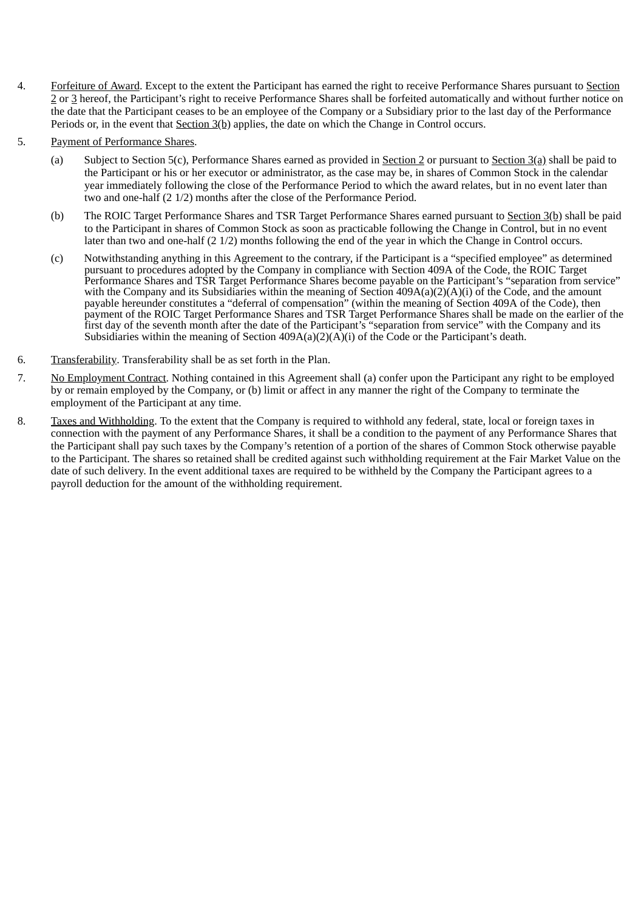4. Forfeiture of Award. Except to the extent the Participant has earned the right to receive Performance Shares pursuant to Section 2 or 3 hereof, the Participant's right to receive Performance Shares shall be forfeited automatically and without further notice on the date that the Participant ceases to be an employee of the Company or a Subsidiary prior to the last day of the Performance Periods or, in the event that Section 3(b) applies, the date on which the Change in Control occurs.

5. Payment of Performance Shares.

   (a) Subject to Section 5(c), Performance Shares earned as provided in Section 2 or pursuant to Section 3(a) shall be paid to the Participant or his or her executor or administrator, as the case may be, in shares of Common Stock in the calendar year immediately following the close of the Performance Period to which the award relates, but in no event later than two and one-half (2 1/2) months after the close of the Performance Period.

   (b) The ROIC Target Performance Shares and TSR Target Performance Shares earned pursuant to Section 3(b) shall be paid to the Participant in shares of Common Stock as soon as practicable following the Change in Control, but in no event later than two and one-half (2 1/2) months following the end of the year in which the Change in Control occurs.

   (c) Notwithstanding anything in this Agreement to the contrary, if the Participant is a "specified employee" as determined pursuant to procedures adopted by the Company in compliance with Section 409A of the Code, the ROIC Target Performance Shares and TSR Target Performance Shares become payable on the Participant's "separation from service" with the Company and its Subsidiaries within the meaning of Section 409A(a)(2)(A)(i) of the Code, and the amount payable hereunder constitutes a "deferral of compensation" (within the meaning of Section 409A of the Code), then payment of the ROIC Target Performance Shares and TSR Target Performance Shares shall be made on the earlier of the first day of the seventh month after the date of the Participant's "separation from service" with the Company and its Subsidiaries within the meaning of Section 409A(a)(2)(A)(i) of the Code or the Participant's death.

6. Transferability. Transferability shall be as set forth in the Plan.

7. No Employment Contract. Nothing contained in this Agreement shall (a) confer upon the Participant any right to be employed by or remain employed by the Company, or (b) limit or affect in any manner the right of the Company to terminate the employment of the Participant at any time.

8. Taxes and Withholding. To the extent that the Company is required to withhold any federal, state, local or foreign taxes in connection with the payment of any Performance Shares, it shall be a condition to the payment of any Performance Shares that the Participant shall pay such taxes by the Company's retention of a portion of the shares of Common Stock otherwise payable to the Participant. The shares so retained shall be credited against such withholding requirement at the Fair Market Value on the date of such delivery. In the event additional taxes are required to be withheld by the Company the Participant agrees to a payroll deduction for the amount of the withholding requirement.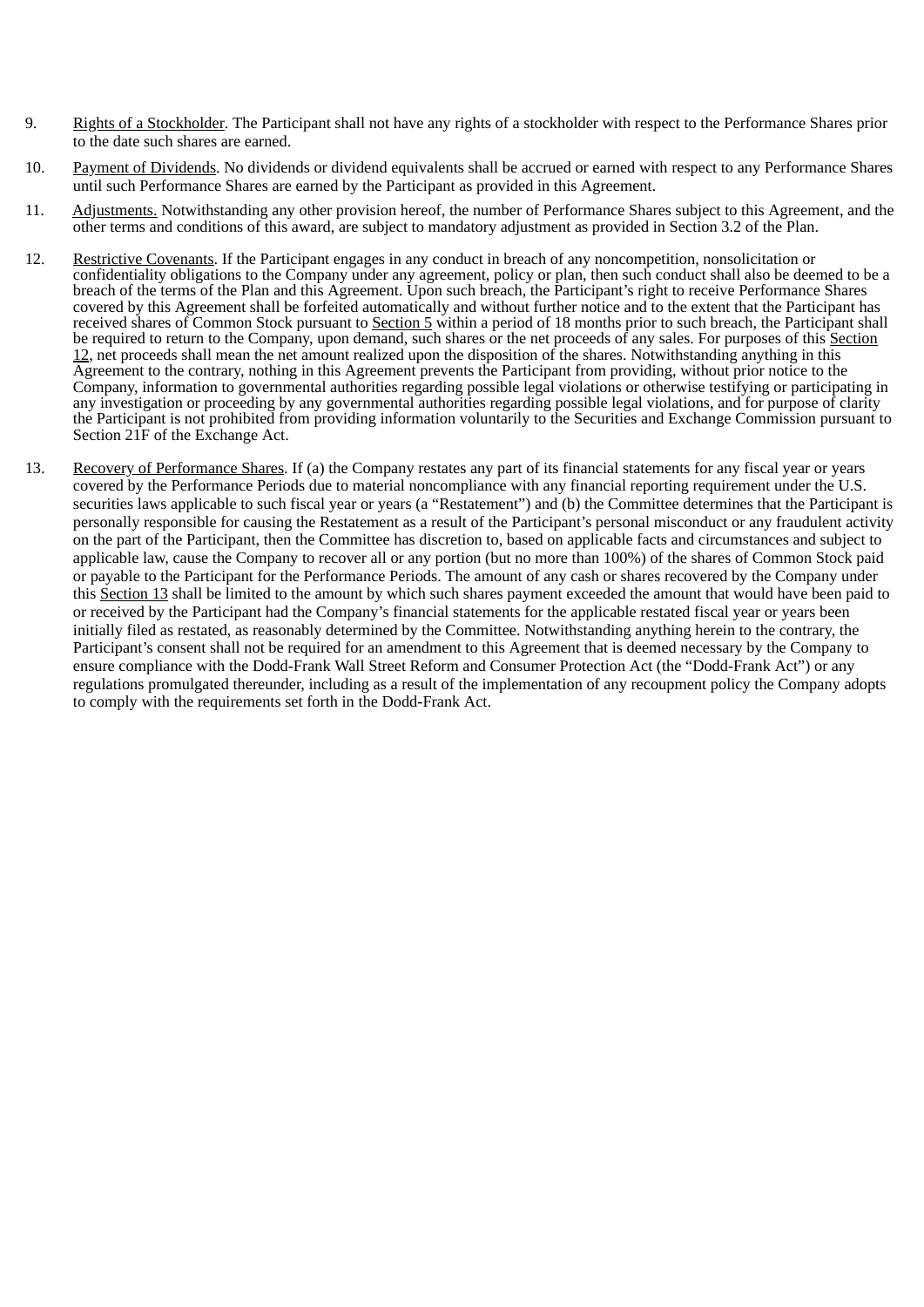9. Rights of a Stockholder. The Participant shall not have any rights of a stockholder with respect to the Performance Shares prior to the date such shares are earned.

10. Payment of Dividends. No dividends or dividend equivalents shall be accrued or earned with respect to any Performance Shares until such Performance Shares are earned by the Participant as provided in this Agreement.

11. Adjustments. Notwithstanding any other provision hereof, the number of Performance Shares subject to this Agreement, and the other terms and conditions of this award, are subject to mandatory adjustment as provided in Section 3.2 of the Plan.

12. Restrictive Covenants. If the Participant engages in any conduct in breach of any noncompetition, nonsolicitation or confidentiality obligations to the Company under any agreement, policy or plan, then such conduct shall also be deemed to be a breach of the terms of the Plan and this Agreement. Upon such breach, the Participant's right to receive Performance Shares covered by this Agreement shall be forfeited automatically and without further notice and to the extent that the Participant has received shares of Common Stock pursuant to Section 5 within a period of 18 months prior to such breach, the Participant shall be required to return to the Company, upon demand, such shares or the net proceeds of any sales. For purposes of this Section 12, net proceeds shall mean the net amount realized upon the disposition of the shares. Notwithstanding anything in this Agreement to the contrary, nothing in this Agreement prevents the Participant from providing, without prior notice to the Company, information to governmental authorities regarding possible legal violations or otherwise testifying or participating in any investigation or proceeding by any governmental authorities regarding possible legal violations, and for purpose of clarity the Participant is not prohibited from providing information voluntarily to the Securities and Exchange Commission pursuant to Section 21F of the Exchange Act.

13. Recovery of Performance Shares. If (a) the Company restates any part of its financial statements for any fiscal year or years covered by the Performance Periods due to material noncompliance with any financial reporting requirement under the U.S. securities laws applicable to such fiscal year or years (a "Restatement") and (b) the Committee determines that the Participant is personally responsible for causing the Restatement as a result of the Participant's personal misconduct or any fraudulent activity on the part of the Participant, then the Committee has discretion to, based on applicable facts and circumstances and subject to applicable law, cause the Company to recover all or any portion (but no more than 100%) of the shares of Common Stock paid or payable to the Participant for the Performance Periods. The amount of any cash or shares recovered by the Company under this Section 13 shall be limited to the amount by which such shares payment exceeded the amount that would have been paid to or received by the Participant had the Company's financial statements for the applicable restated fiscal year or years been initially filed as restated, as reasonably determined by the Committee. Notwithstanding anything herein to the contrary, the Participant's consent shall not be required for an amendment to this Agreement that is deemed necessary by the Company to ensure compliance with the Dodd-Frank Wall Street Reform and Consumer Protection Act (the "Dodd-Frank Act") or any regulations promulgated thereunder, including as a result of the implementation of any recoupment policy the Company adopts to comply with the requirements set forth in the Dodd-Frank Act.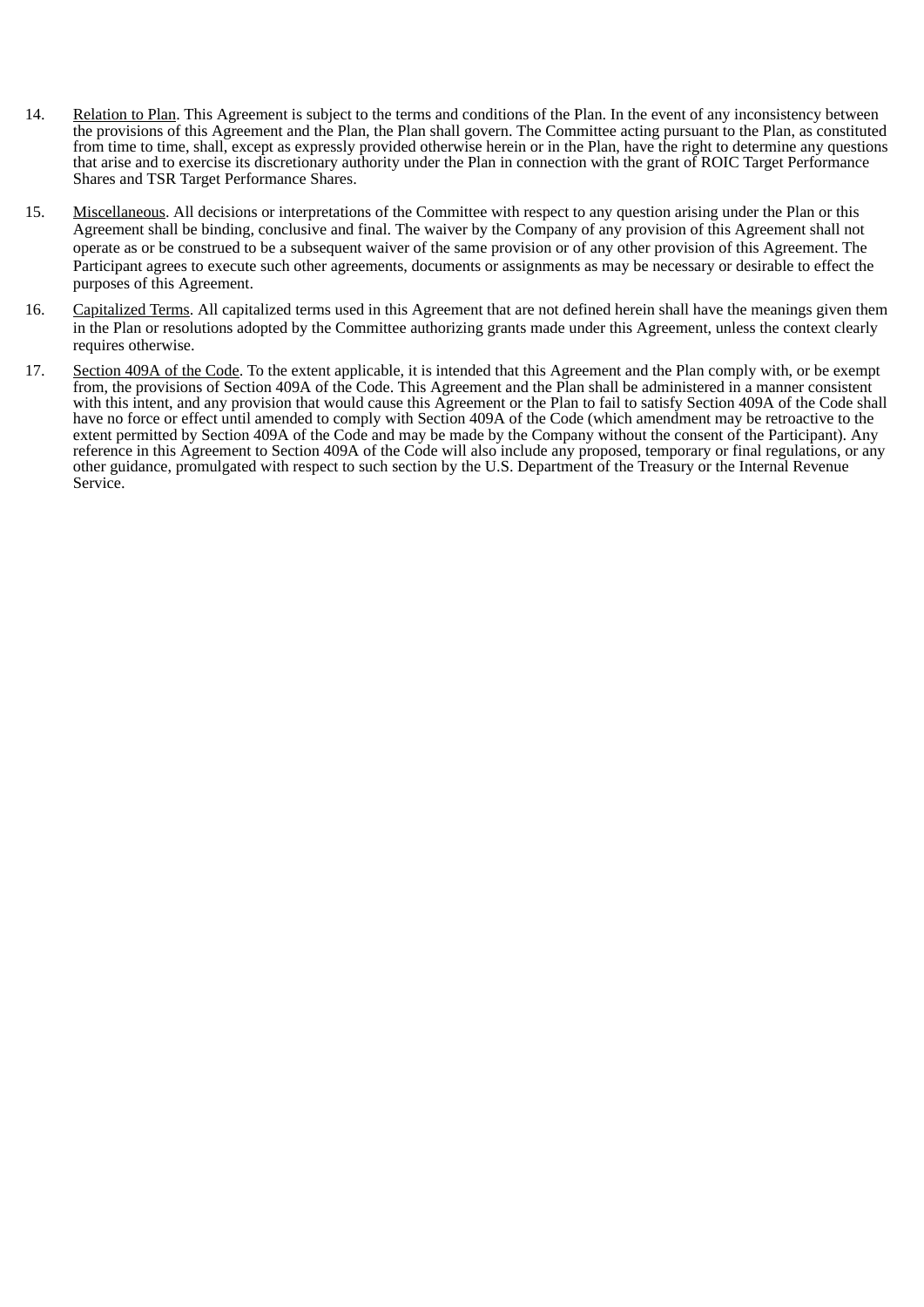14. Relation to Plan. This Agreement is subject to the terms and conditions of the Plan. In the event of any inconsistency between the provisions of this Agreement and the Plan, the Plan shall govern. The Committee acting pursuant to the Plan, as constituted from time to time, shall, except as expressly provided otherwise herein or in the Plan, have the right to determine any questions that arise and to exercise its discretionary authority under the Plan in connection with the grant of ROIC Target Performance Shares and TSR Target Performance Shares.

15. Miscellaneous. All decisions or interpretations of the Committee with respect to any question arising under the Plan or this Agreement shall be binding, conclusive and final. The waiver by the Company of any provision of this Agreement shall not operate as or be construed to be a subsequent waiver of the same provision or of any other provision of this Agreement. The Participant agrees to execute such other agreements, documents or assignments as may be necessary or desirable to effect the purposes of this Agreement.

16. Capitalized Terms. All capitalized terms used in this Agreement that are not defined herein shall have the meanings given them in the Plan or resolutions adopted by the Committee authorizing grants made under this Agreement, unless the context clearly requires otherwise.

17. Section 409A of the Code. To the extent applicable, it is intended that this Agreement and the Plan comply with, or be exempt from, the provisions of Section 409A of the Code. This Agreement and the Plan shall be administered in a manner consistent with this intent, and any provision that would cause this Agreement or the Plan to fail to satisfy Section 409A of the Code shall have no force or effect until amended to comply with Section 409A of the Code (which amendment may be retroactive to the extent permitted by Section 409A of the Code and may be made by the Company without the consent of the Participant). Any reference in this Agreement to Section 409A of the Code will also include any proposed, temporary or final regulations, or any other guidance, promulgated with respect to such section by the U.S. Department of the Treasury or the Internal Revenue Service.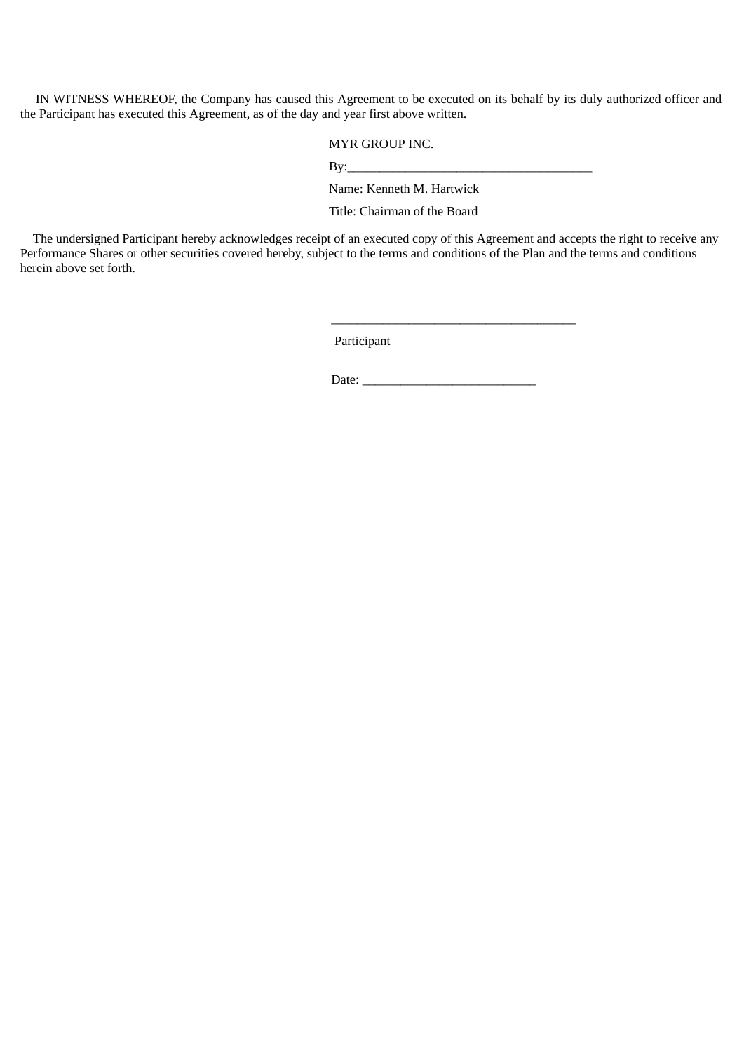IN WITNESS WHEREOF, the Company has caused this Agreement to be executed on its behalf by its duly authorized officer and the Participant has executed this Agreement, as of the day and year first above written.

MYR GROUP INC.

By:______________________________________

Name: Kenneth M. Hartwick

Title: Chairman of the Board

The undersigned Participant hereby acknowledges receipt of an executed copy of this Agreement and accepts the right to receive any Performance Shares or other securities covered hereby, subject to the terms and conditions of the Plan and the terms and conditions herein above set forth.

______________________________________

Participant

Date: ___________________________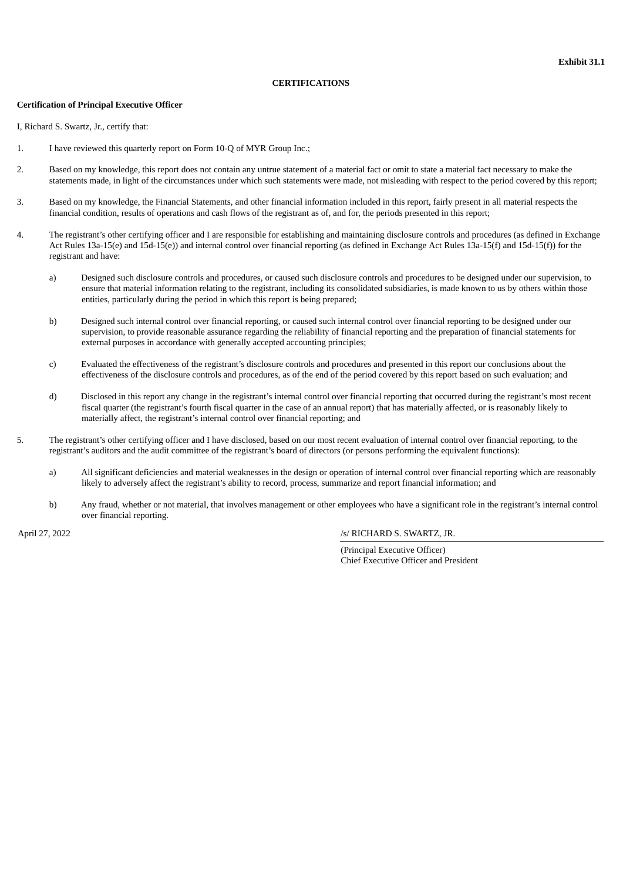**Exhibit 31.1**

**CERTIFICATIONS**

**Certification of Principal Executive Officer**

I, Richard S. Swartz, Jr., certify that:

1. I have reviewed this quarterly report on Form 10-Q of MYR Group Inc.;

2. Based on my knowledge, this report does not contain any untrue statement of a material fact or omit to state a material fact necessary to make the statements made, in light of the circumstances under which such statements were made, not misleading with respect to the period covered by this report;

3. Based on my knowledge, the Financial Statements, and other financial information included in this report, fairly present in all material respects the financial condition, results of operations and cash flows of the registrant as of, and for, the periods presented in this report;

4. The registrant's other certifying officer and I are responsible for establishing and maintaining disclosure controls and procedures (as defined in Exchange Act Rules 13a-15(e) and 15d-15(e)) and internal control over financial reporting (as defined in Exchange Act Rules 13a-15(f) and 15d-15(f)) for the registrant and have:

   a) Designed such disclosure controls and procedures, or caused such disclosure controls and procedures to be designed under our supervision, to ensure that material information relating to the registrant, including its consolidated subsidiaries, is made known to us by others within those entities, particularly during the period in which this report is being prepared;

   b) Designed such internal control over financial reporting, or caused such internal control over financial reporting to be designed under our supervision, to provide reasonable assurance regarding the reliability of financial reporting and the preparation of financial statements for external purposes in accordance with generally accepted accounting principles;

   c) Evaluated the effectiveness of the registrant's disclosure controls and procedures and presented in this report our conclusions about the effectiveness of the disclosure controls and procedures, as of the end of the period covered by this report based on such evaluation; and

   d) Disclosed in this report any change in the registrant's internal control over financial reporting that occurred during the registrant's most recent fiscal quarter (the registrant's fourth fiscal quarter in the case of an annual report) that has materially affected, or is reasonably likely to materially affect, the registrant's internal control over financial reporting; and

5. The registrant's other certifying officer and I have disclosed, based on our most recent evaluation of internal control over financial reporting, to the registrant's auditors and the audit committee of the registrant's board of directors (or persons performing the equivalent functions):

   a) All significant deficiencies and material weaknesses in the design or operation of internal control over financial reporting which are reasonably likely to adversely affect the registrant's ability to record, process, summarize and report financial information; and

   b) Any fraud, whether or not material, that involves management or other employees who have a significant role in the registrant's internal control over financial reporting.

April 27, 2022

/s/ RICHARD S. SWARTZ, JR.

(Principal Executive Officer)
Chief Executive Officer and President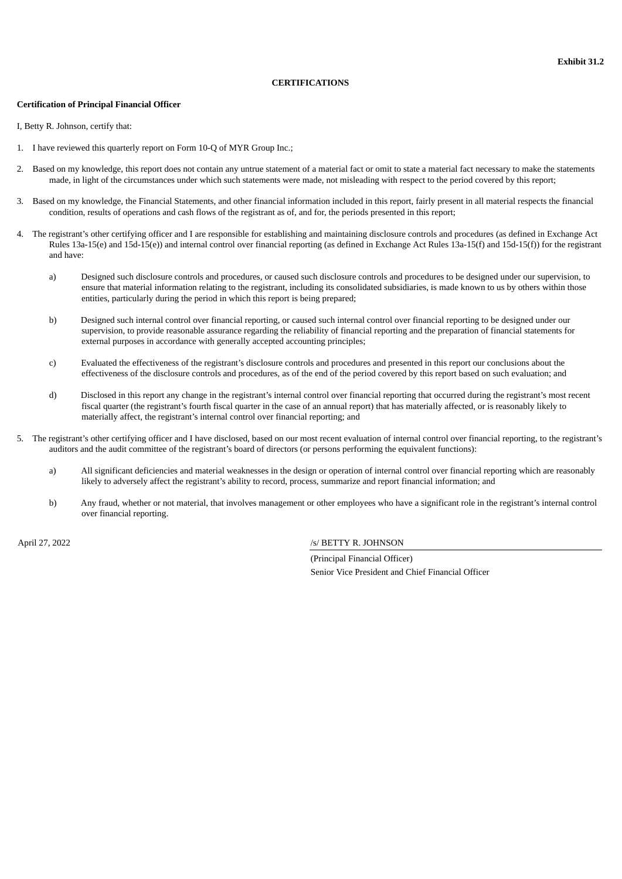**Exhibit 31.2**

**CERTIFICATIONS**

**Certification of Principal Financial Officer**

I, Betty R. Johnson, certify that:

1. I have reviewed this quarterly report on Form 10-Q of MYR Group Inc.;

2. Based on my knowledge, this report does not contain any untrue statement of a material fact or omit to state a material fact necessary to make the statements made, in light of the circumstances under which such statements were made, not misleading with respect to the period covered by this report;

3. Based on my knowledge, the Financial Statements, and other financial information included in this report, fairly present in all material respects the financial condition, results of operations and cash flows of the registrant as of, and for, the periods presented in this report;

4. The registrant's other certifying officer and I are responsible for establishing and maintaining disclosure controls and procedures (as defined in Exchange Act Rules 13a-15(e) and 15d-15(e)) and internal control over financial reporting (as defined in Exchange Act Rules 13a-15(f) and 15d-15(f)) for the registrant and have:

   a) Designed such disclosure controls and procedures, or caused such disclosure controls and procedures to be designed under our supervision, to ensure that material information relating to the registrant, including its consolidated subsidiaries, is made known to us by others within those entities, particularly during the period in which this report is being prepared;

   b) Designed such internal control over financial reporting, or caused such internal control over financial reporting to be designed under our supervision, to provide reasonable assurance regarding the reliability of financial reporting and the preparation of financial statements for external purposes in accordance with generally accepted accounting principles;

   c) Evaluated the effectiveness of the registrant's disclosure controls and procedures and presented in this report our conclusions about the effectiveness of the disclosure controls and procedures, as of the end of the period covered by this report based on such evaluation; and

   d) Disclosed in this report any change in the registrant's internal control over financial reporting that occurred during the registrant's most recent fiscal quarter (the registrant's fourth fiscal quarter in the case of an annual report) that has materially affected, or is reasonably likely to materially affect, the registrant's internal control over financial reporting; and

5. The registrant's other certifying officer and I have disclosed, based on our most recent evaluation of internal control over financial reporting, to the registrant's auditors and the audit committee of the registrant's board of directors (or persons performing the equivalent functions):

   a) All significant deficiencies and material weaknesses in the design or operation of internal control over financial reporting which are reasonably likely to adversely affect the registrant's ability to record, process, summarize and report financial information; and

   b) Any fraud, whether or not material, that involves management or other employees who have a significant role in the registrant's internal control over financial reporting.

April 27, 2022

/s/ BETTY R. JOHNSON

(Principal Financial Officer)

Senior Vice President and Chief Financial Officer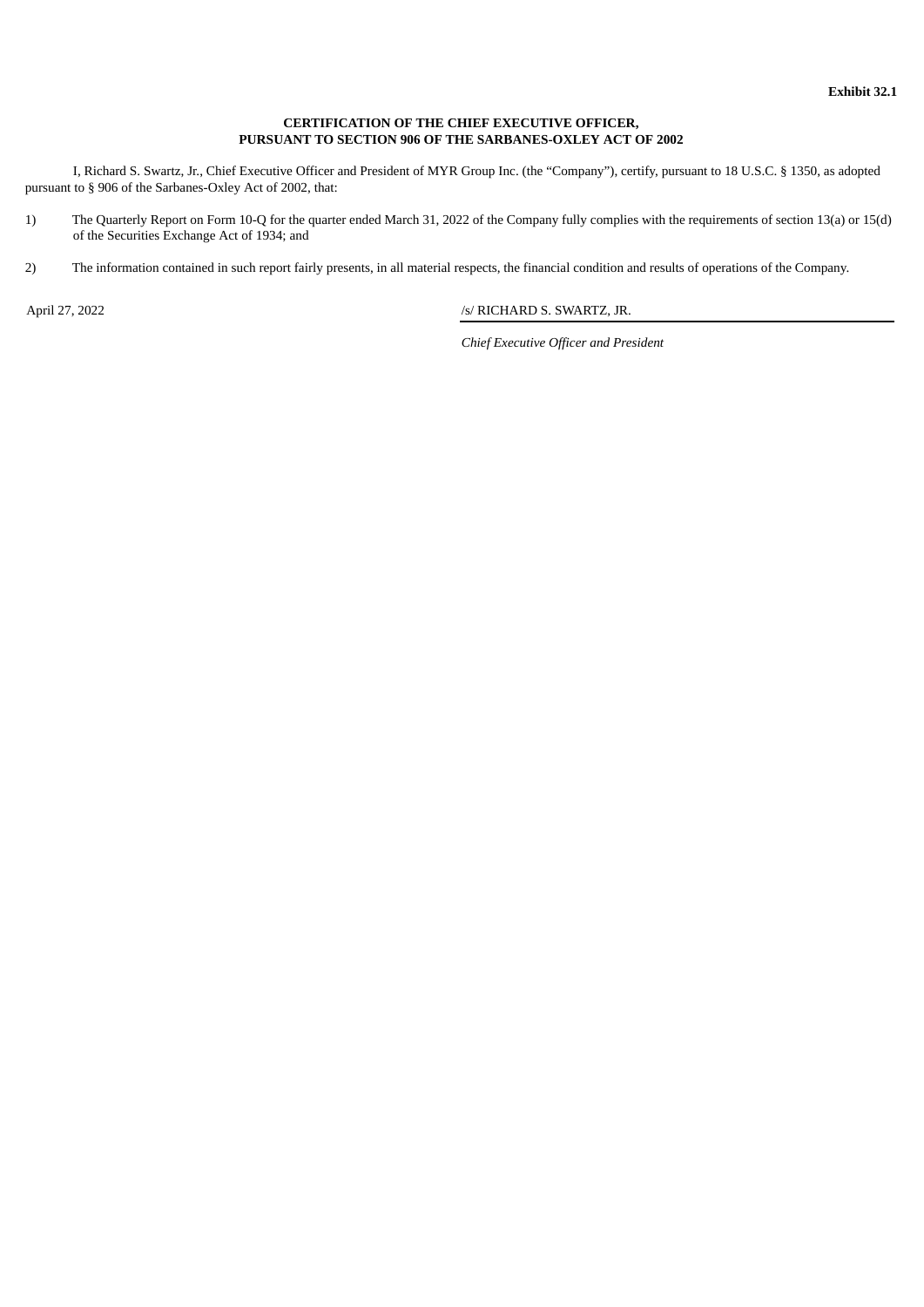**Exhibit 32.1**

**CERTIFICATION OF THE CHIEF EXECUTIVE OFFICER,
PURSUANT TO SECTION 906 OF THE SARBANES-OXLEY ACT OF 2002**

I, Richard S. Swartz, Jr., Chief Executive Officer and President of MYR Group Inc. (the "Company"), certify, pursuant to 18 U.S.C. § 1350, as adopted pursuant to § 906 of the Sarbanes-Oxley Act of 2002, that:

1) The Quarterly Report on Form 10-Q for the quarter ended March 31, 2022 of the Company fully complies with the requirements of section 13(a) or 15(d) of the Securities Exchange Act of 1934; and

2) The information contained in such report fairly presents, in all material respects, the financial condition and results of operations of the Company.

April 27, 2022

/s/ RICHARD S. SWARTZ, JR.

*Chief Executive Officer and President*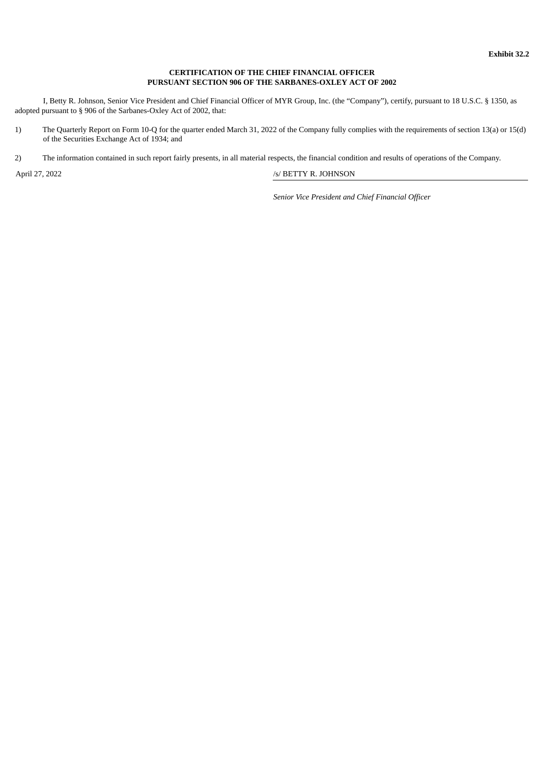**Exhibit 32.2**

**CERTIFICATION OF THE CHIEF FINANCIAL OFFICER**
**PURSUANT SECTION 906 OF THE SARBANES-OXLEY ACT OF 2002**

I, Betty R. Johnson, Senior Vice President and Chief Financial Officer of MYR Group, Inc. (the "Company"), certify, pursuant to 18 U.S.C. § 1350, as adopted pursuant to § 906 of the Sarbanes-Oxley Act of 2002, that:

1) The Quarterly Report on Form 10-Q for the quarter ended March 31, 2022 of the Company fully complies with the requirements of section 13(a) or 15(d) of the Securities Exchange Act of 1934; and

2) The information contained in such report fairly presents, in all material respects, the financial condition and results of operations of the Company.

April 27, 2022

/s/ BETTY R. JOHNSON

*Senior Vice President and Chief Financial Officer*